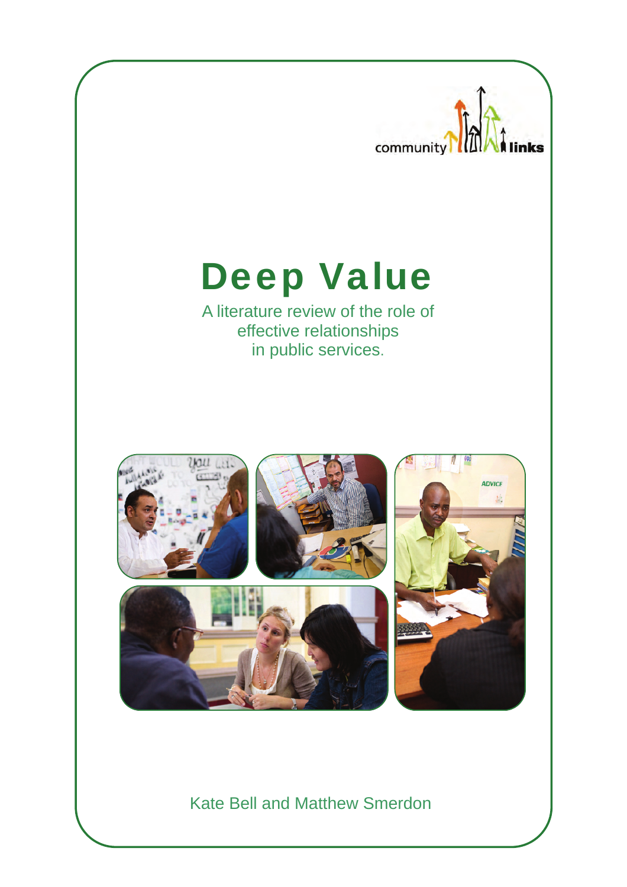community links

# Deep Value

A literature review of the role of effective relationships in public services.

Kate Bell and Matthew Smerdon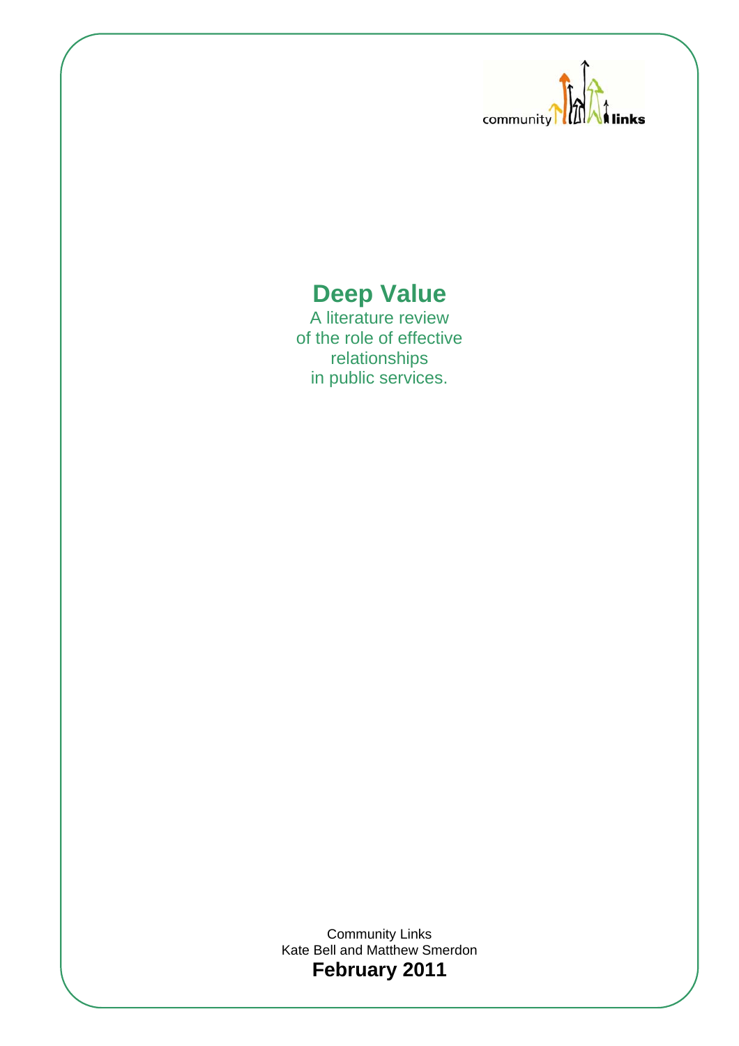community links

# Deep Value

A literature review
of the role of effective
relationships
in public services.

Community Links
Kate Bell and Matthew Smerdon

**February 2011**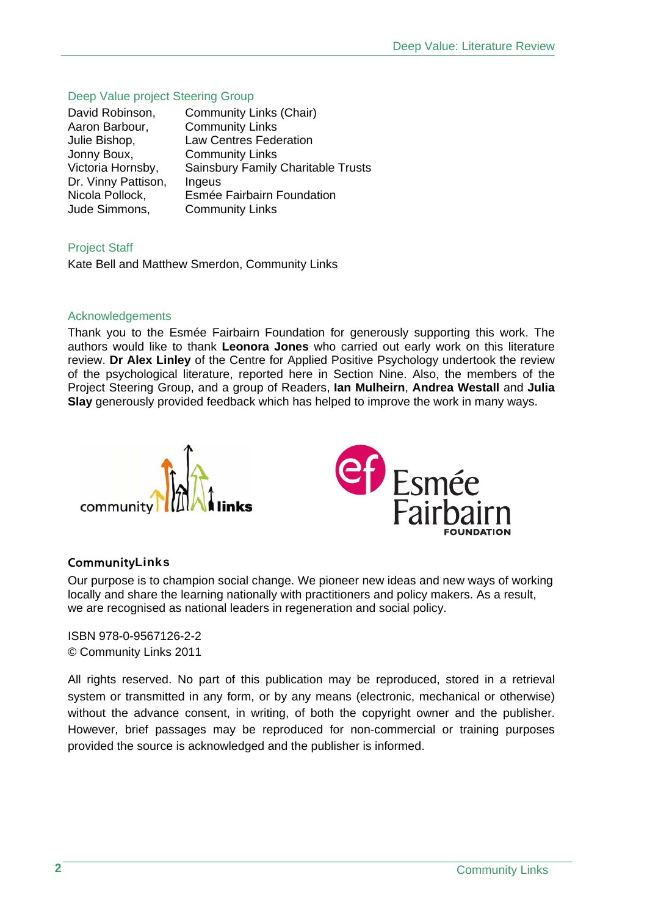## Deep Value project Steering Group

| | |
|---|---|
| David Robinson, | Community Links (Chair) |
| Aaron Barbour, | Community Links |
| Julie Bishop, | Law Centres Federation |
| Jonny Boux, | Community Links |
| Victoria Hornsby, | Sainsbury Family Charitable Trusts |
| Dr. Vinny Pattison, | Ingeus |
| Nicola Pollock, | Esmée Fairbairn Foundation |
| Jude Simmons, | Community Links |

## Project Staff

Kate Bell and Matthew Smerdon, Community Links

## Acknowledgements

Thank you to the Esmée Fairbairn Foundation for generously supporting this work. The authors would like to thank **Leonora Jones** who carried out early work on this literature review. **Dr Alex Linley** of the Centre for Applied Positive Psychology undertook the review of the psychological literature, reported here in Section Nine. Also, the members of the Project Steering Group, and a group of Readers, **Ian Mulheirn**, **Andrea Westall** and **Julia Slay** generously provided feedback which has helped to improve the work in many ways.

community links

Esmée Fairbairn FOUNDATION

### CommunityLinks

Our purpose is to champion social change. We pioneer new ideas and new ways of working locally and share the learning nationally with practitioners and policy makers. As a result, we are recognised as national leaders in regeneration and social policy.

ISBN 978-0-9567126-2-2
© Community Links 2011

All rights reserved. No part of this publication may be reproduced, stored in a retrieval system or transmitted in any form, or by any means (electronic, mechanical or otherwise) without the advance consent, in writing, of both the copyright owner and the publisher. However, brief passages may be reproduced for non-commercial or training purposes provided the source is acknowledged and the publisher is informed.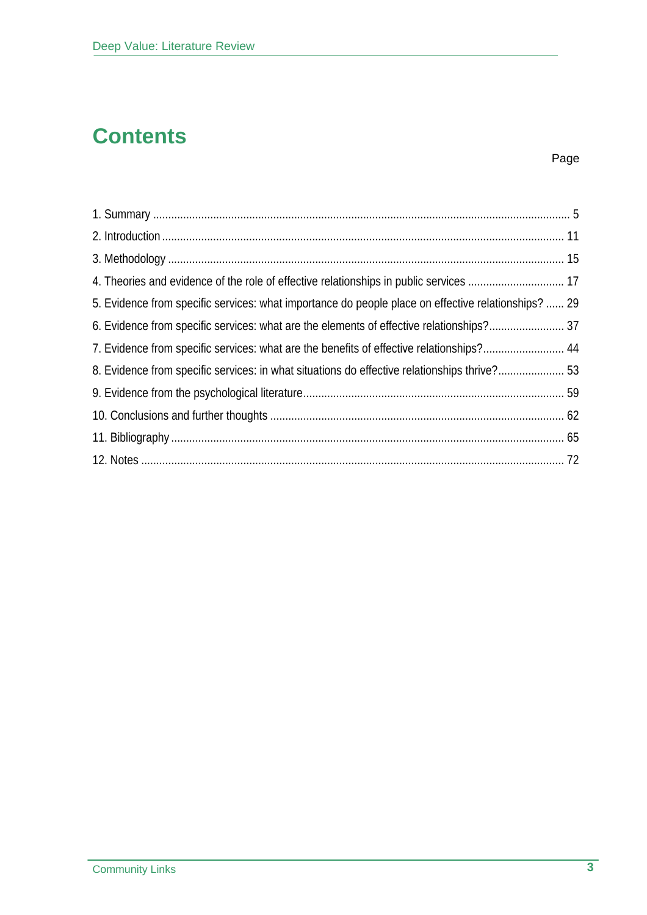# Contents

| | Page |
|---|---|
| 1. Summary | 5 |
| 2. Introduction | 11 |
| 3. Methodology | 15 |
| 4. Theories and evidence of the role of effective relationships in public services | 17 |
| 5. Evidence from specific services: what importance do people place on effective relationships? | 29 |
| 6. Evidence from specific services: what are the elements of effective relationships? | 37 |
| 7. Evidence from specific services: what are the benefits of effective relationships? | 44 |
| 8. Evidence from specific services: in what situations do effective relationships thrive? | 53 |
| 9. Evidence from the psychological literature | 59 |
| 10. Conclusions and further thoughts | 62 |
| 11. Bibliography | 65 |
| 12. Notes | 72 |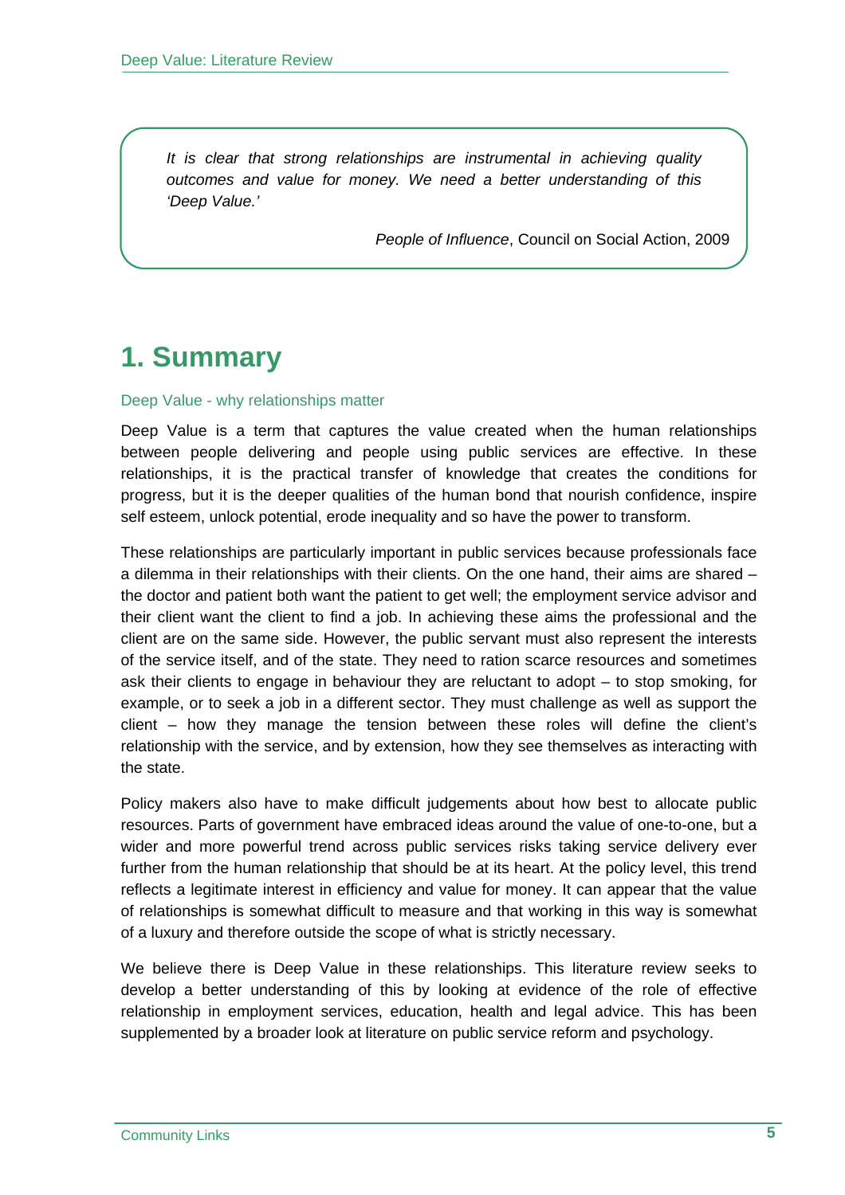> *It is clear that strong relationships are instrumental in achieving quality outcomes and value for money. We need a better understanding of this 'Deep Value.'*
>
> *People of Influence*, Council on Social Action, 2009

# 1. Summary

### Deep Value - why relationships matter

Deep Value is a term that captures the value created when the human relationships between people delivering and people using public services are effective. In these relationships, it is the practical transfer of knowledge that creates the conditions for progress, but it is the deeper qualities of the human bond that nourish confidence, inspire self esteem, unlock potential, erode inequality and so have the power to transform.

These relationships are particularly important in public services because professionals face a dilemma in their relationships with their clients. On the one hand, their aims are shared – the doctor and patient both want the patient to get well; the employment service advisor and their client want the client to find a job. In achieving these aims the professional and the client are on the same side. However, the public servant must also represent the interests of the service itself, and of the state. They need to ration scarce resources and sometimes ask their clients to engage in behaviour they are reluctant to adopt – to stop smoking, for example, or to seek a job in a different sector. They must challenge as well as support the client – how they manage the tension between these roles will define the client's relationship with the service, and by extension, how they see themselves as interacting with the state.

Policy makers also have to make difficult judgements about how best to allocate public resources. Parts of government have embraced ideas around the value of one-to-one, but a wider and more powerful trend across public services risks taking service delivery ever further from the human relationship that should be at its heart. At the policy level, this trend reflects a legitimate interest in efficiency and value for money. It can appear that the value of relationships is somewhat difficult to measure and that working in this way is somewhat of a luxury and therefore outside the scope of what is strictly necessary.

We believe there is Deep Value in these relationships. This literature review seeks to develop a better understanding of this by looking at evidence of the role of effective relationship in employment services, education, health and legal advice. This has been supplemented by a broader look at literature on public service reform and psychology.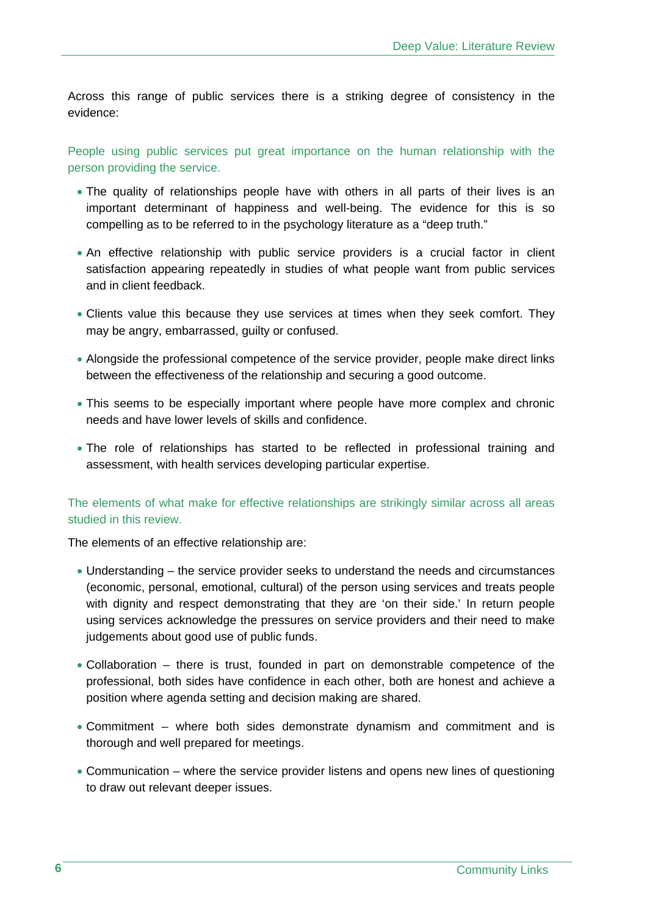Across this range of public services there is a striking degree of consistency in the evidence:

### People using public services put great importance on the human relationship with the person providing the service.

- The quality of relationships people have with others in all parts of their lives is an important determinant of happiness and well-being. The evidence for this is so compelling as to be referred to in the psychology literature as a "deep truth."
- An effective relationship with public service providers is a crucial factor in client satisfaction appearing repeatedly in studies of what people want from public services and in client feedback.
- Clients value this because they use services at times when they seek comfort. They may be angry, embarrassed, guilty or confused.
- Alongside the professional competence of the service provider, people make direct links between the effectiveness of the relationship and securing a good outcome.
- This seems to be especially important where people have more complex and chronic needs and have lower levels of skills and confidence.
- The role of relationships has started to be reflected in professional training and assessment, with health services developing particular expertise.

### The elements of what make for effective relationships are strikingly similar across all areas studied in this review.

The elements of an effective relationship are:

- Understanding – the service provider seeks to understand the needs and circumstances (economic, personal, emotional, cultural) of the person using services and treats people with dignity and respect demonstrating that they are 'on their side.' In return people using services acknowledge the pressures on service providers and their need to make judgements about good use of public funds.
- Collaboration – there is trust, founded in part on demonstrable competence of the professional, both sides have confidence in each other, both are honest and achieve a position where agenda setting and decision making are shared.
- Commitment – where both sides demonstrate dynamism and commitment and is thorough and well prepared for meetings.
- Communication – where the service provider listens and opens new lines of questioning to draw out relevant deeper issues.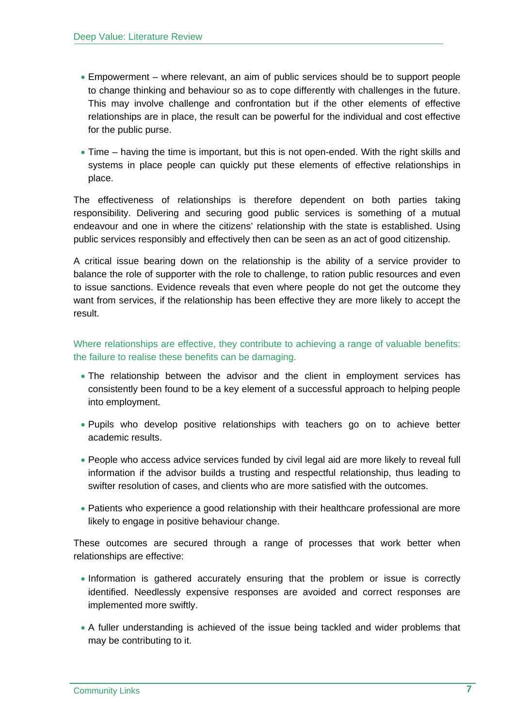- Empowerment – where relevant, an aim of public services should be to support people to change thinking and behaviour so as to cope differently with challenges in the future. This may involve challenge and confrontation but if the other elements of effective relationships are in place, the result can be powerful for the individual and cost effective for the public purse.

- Time – having the time is important, but this is not open-ended. With the right skills and systems in place people can quickly put these elements of effective relationships in place.

The effectiveness of relationships is therefore dependent on both parties taking responsibility. Delivering and securing good public services is something of a mutual endeavour and one in where the citizens' relationship with the state is established. Using public services responsibly and effectively then can be seen as an act of good citizenship.

A critical issue bearing down on the relationship is the ability of a service provider to balance the role of supporter with the role to challenge, to ration public resources and even to issue sanctions. Evidence reveals that even where people do not get the outcome they want from services, if the relationship has been effective they are more likely to accept the result.

### Where relationships are effective, they contribute to achieving a range of valuable benefits: the failure to realise these benefits can be damaging.

- The relationship between the advisor and the client in employment services has consistently been found to be a key element of a successful approach to helping people into employment.

- Pupils who develop positive relationships with teachers go on to achieve better academic results.

- People who access advice services funded by civil legal aid are more likely to reveal full information if the advisor builds a trusting and respectful relationship, thus leading to swifter resolution of cases, and clients who are more satisfied with the outcomes.

- Patients who experience a good relationship with their healthcare professional are more likely to engage in positive behaviour change.

These outcomes are secured through a range of processes that work better when relationships are effective:

- Information is gathered accurately ensuring that the problem or issue is correctly identified. Needlessly expensive responses are avoided and correct responses are implemented more swiftly.

- A fuller understanding is achieved of the issue being tackled and wider problems that may be contributing to it.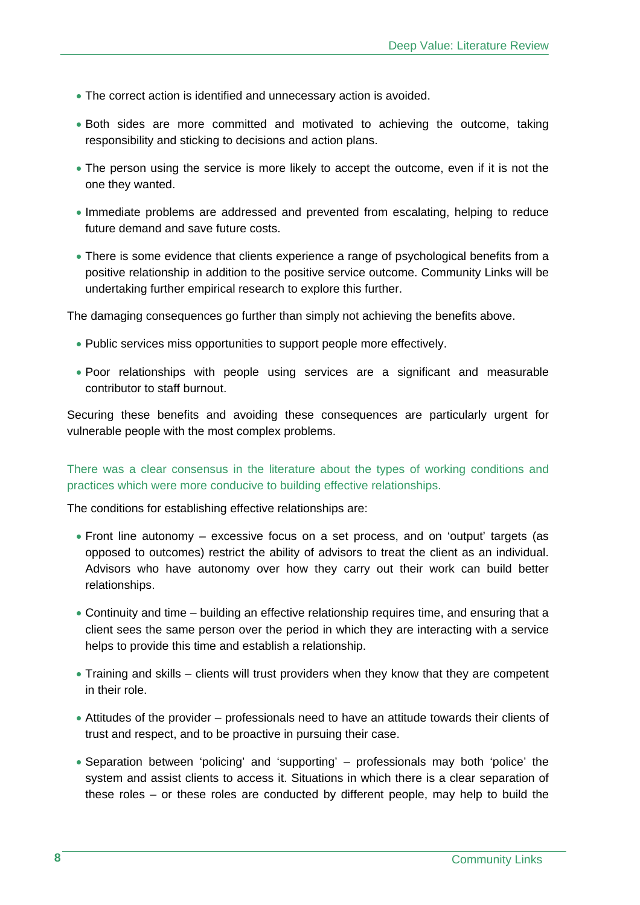- The correct action is identified and unnecessary action is avoided.
- Both sides are more committed and motivated to achieving the outcome, taking responsibility and sticking to decisions and action plans.
- The person using the service is more likely to accept the outcome, even if it is not the one they wanted.
- Immediate problems are addressed and prevented from escalating, helping to reduce future demand and save future costs.
- There is some evidence that clients experience a range of psychological benefits from a positive relationship in addition to the positive service outcome. Community Links will be undertaking further empirical research to explore this further.

The damaging consequences go further than simply not achieving the benefits above.

- Public services miss opportunities to support people more effectively.
- Poor relationships with people using services are a significant and measurable contributor to staff burnout.

Securing these benefits and avoiding these consequences are particularly urgent for vulnerable people with the most complex problems.

There was a clear consensus in the literature about the types of working conditions and practices which were more conducive to building effective relationships.

The conditions for establishing effective relationships are:

- Front line autonomy – excessive focus on a set process, and on 'output' targets (as opposed to outcomes) restrict the ability of advisors to treat the client as an individual. Advisors who have autonomy over how they carry out their work can build better relationships.
- Continuity and time – building an effective relationship requires time, and ensuring that a client sees the same person over the period in which they are interacting with a service helps to provide this time and establish a relationship.
- Training and skills – clients will trust providers when they know that they are competent in their role.
- Attitudes of the provider – professionals need to have an attitude towards their clients of trust and respect, and to be proactive in pursuing their case.
- Separation between 'policing' and 'supporting' – professionals may both 'police' the system and assist clients to access it. Situations in which there is a clear separation of these roles – or these roles are conducted by different people, may help to build the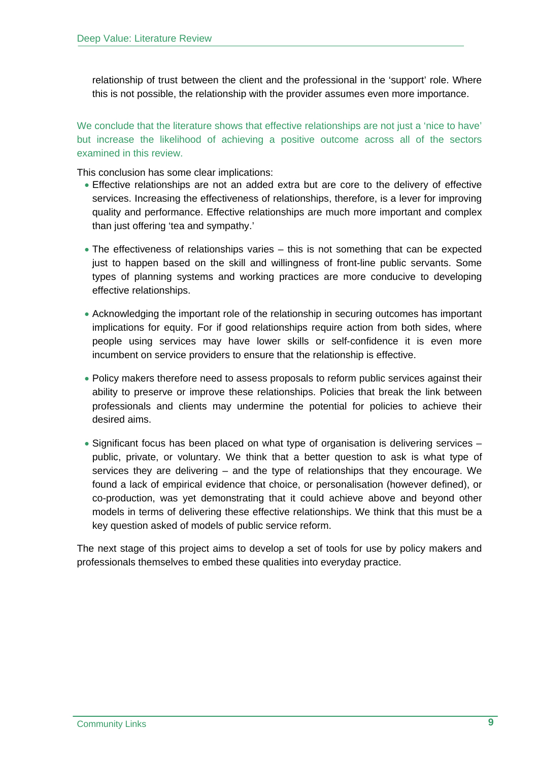relationship of trust between the client and the professional in the 'support' role. Where this is not possible, the relationship with the provider assumes even more importance.

We conclude that the literature shows that effective relationships are not just a 'nice to have' but increase the likelihood of achieving a positive outcome across all of the sectors examined in this review.

This conclusion has some clear implications:

- Effective relationships are not an added extra but are core to the delivery of effective services. Increasing the effectiveness of relationships, therefore, is a lever for improving quality and performance. Effective relationships are much more important and complex than just offering 'tea and sympathy.'

- The effectiveness of relationships varies – this is not something that can be expected just to happen based on the skill and willingness of front-line public servants. Some types of planning systems and working practices are more conducive to developing effective relationships.

- Acknowledging the important role of the relationship in securing outcomes has important implications for equity. For if good relationships require action from both sides, where people using services may have lower skills or self-confidence it is even more incumbent on service providers to ensure that the relationship is effective.

- Policy makers therefore need to assess proposals to reform public services against their ability to preserve or improve these relationships. Policies that break the link between professionals and clients may undermine the potential for policies to achieve their desired aims.

- Significant focus has been placed on what type of organisation is delivering services – public, private, or voluntary. We think that a better question to ask is what type of services they are delivering – and the type of relationships that they encourage. We found a lack of empirical evidence that choice, or personalisation (however defined), or co-production, was yet demonstrating that it could achieve above and beyond other models in terms of delivering these effective relationships. We think that this must be a key question asked of models of public service reform.

The next stage of this project aims to develop a set of tools for use by policy makers and professionals themselves to embed these qualities into everyday practice.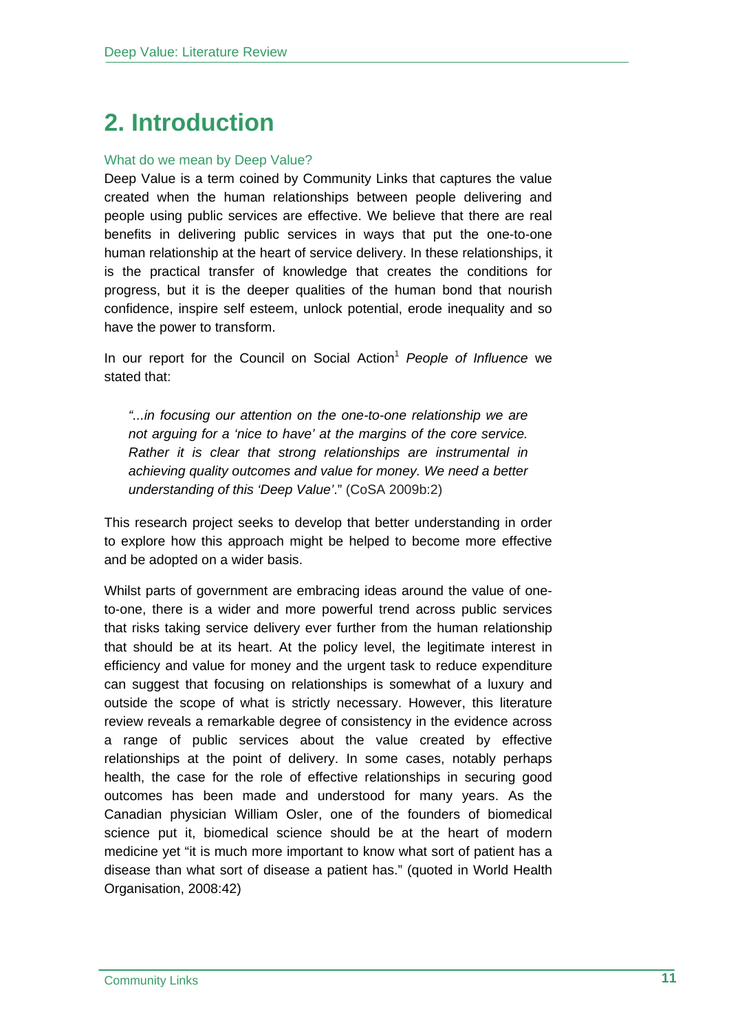# 2. Introduction

### What do we mean by Deep Value?

Deep Value is a term coined by Community Links that captures the value created when the human relationships between people delivering and people using public services are effective. We believe that there are real benefits in delivering public services in ways that put the one-to-one human relationship at the heart of service delivery. In these relationships, it is the practical transfer of knowledge that creates the conditions for progress, but it is the deeper qualities of the human bond that nourish confidence, inspire self esteem, unlock potential, erode inequality and so have the power to transform.

In our report for the Council on Social Action[1] *People of Influence* we stated that:

> *"...in focusing our attention on the one-to-one relationship we are not arguing for a 'nice to have' at the margins of the core service. Rather it is clear that strong relationships are instrumental in achieving quality outcomes and value for money. We need a better understanding of this 'Deep Value'*." (CoSA 2009b:2)

This research project seeks to develop that better understanding in order to explore how this approach might be helped to become more effective and be adopted on a wider basis.

Whilst parts of government are embracing ideas around the value of one-to-one, there is a wider and more powerful trend across public services that risks taking service delivery ever further from the human relationship that should be at its heart. At the policy level, the legitimate interest in efficiency and value for money and the urgent task to reduce expenditure can suggest that focusing on relationships is somewhat of a luxury and outside the scope of what is strictly necessary. However, this literature review reveals a remarkable degree of consistency in the evidence across a range of public services about the value created by effective relationships at the point of delivery. In some cases, notably perhaps health, the case for the role of effective relationships in securing good outcomes has been made and understood for many years. As the Canadian physician William Osler, one of the founders of biomedical science put it, biomedical science should be at the heart of modern medicine yet "it is much more important to know what sort of patient has a disease than what sort of disease a patient has." (quoted in World Health Organisation, 2008:42)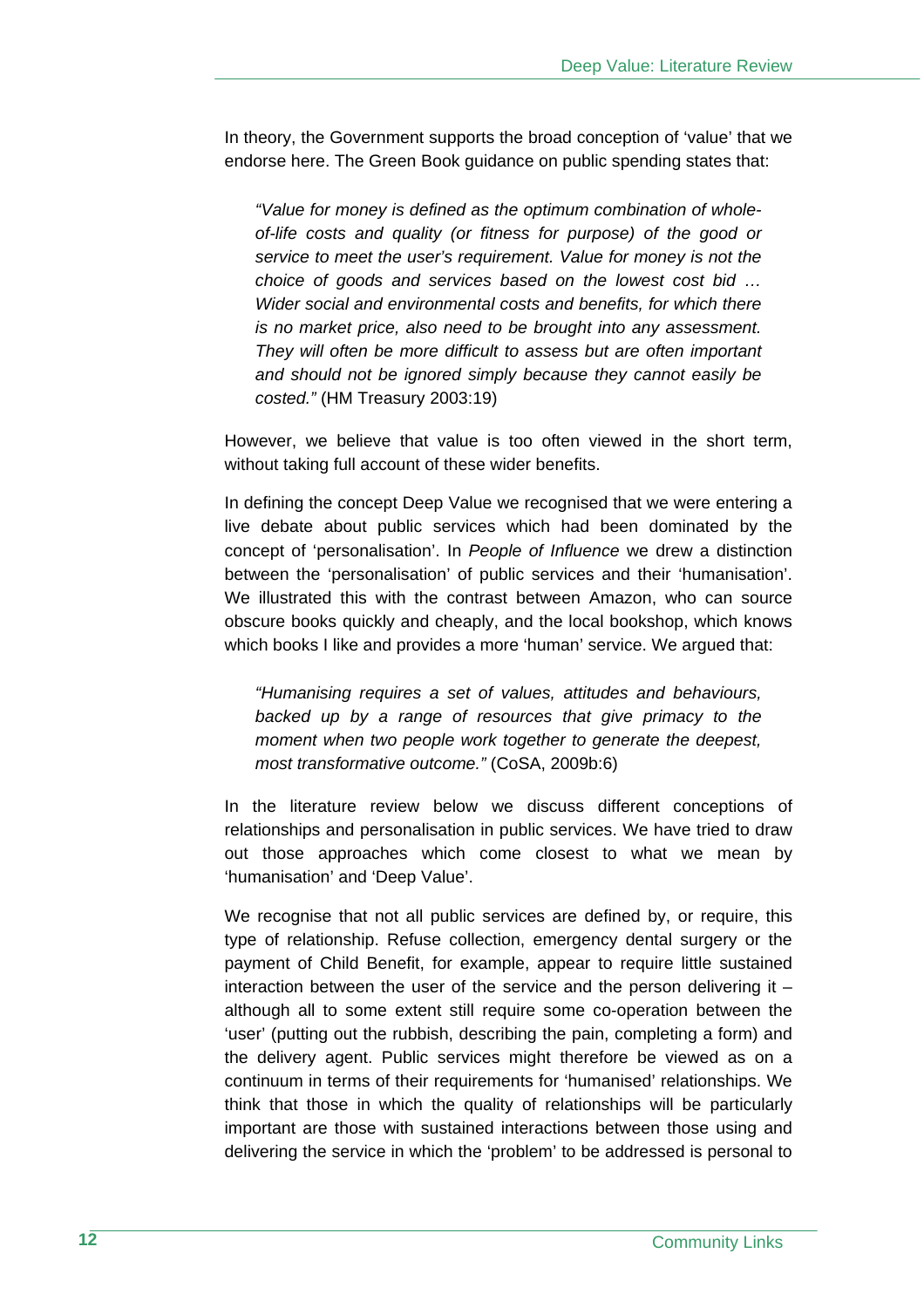In theory, the Government supports the broad conception of 'value' that we endorse here. The Green Book guidance on public spending states that:

> *"Value for money is defined as the optimum combination of whole-of-life costs and quality (or fitness for purpose) of the good or service to meet the user's requirement. Value for money is not the choice of goods and services based on the lowest cost bid … Wider social and environmental costs and benefits, for which there is no market price, also need to be brought into any assessment. They will often be more difficult to assess but are often important and should not be ignored simply because they cannot easily be costed."* (HM Treasury 2003:19)

However, we believe that value is too often viewed in the short term, without taking full account of these wider benefits.

In defining the concept Deep Value we recognised that we were entering a live debate about public services which had been dominated by the concept of 'personalisation'. In *People of Influence* we drew a distinction between the 'personalisation' of public services and their 'humanisation'. We illustrated this with the contrast between Amazon, who can source obscure books quickly and cheaply, and the local bookshop, which knows which books I like and provides a more 'human' service. We argued that:

> *"Humanising requires a set of values, attitudes and behaviours, backed up by a range of resources that give primacy to the moment when two people work together to generate the deepest, most transformative outcome."* (CoSA, 2009b:6)

In the literature review below we discuss different conceptions of relationships and personalisation in public services. We have tried to draw out those approaches which come closest to what we mean by 'humanisation' and 'Deep Value'.

We recognise that not all public services are defined by, or require, this type of relationship. Refuse collection, emergency dental surgery or the payment of Child Benefit, for example, appear to require little sustained interaction between the user of the service and the person delivering it – although all to some extent still require some co-operation between the 'user' (putting out the rubbish, describing the pain, completing a form) and the delivery agent. Public services might therefore be viewed as on a continuum in terms of their requirements for 'humanised' relationships. We think that those in which the quality of relationships will be particularly important are those with sustained interactions between those using and delivering the service in which the 'problem' to be addressed is personal to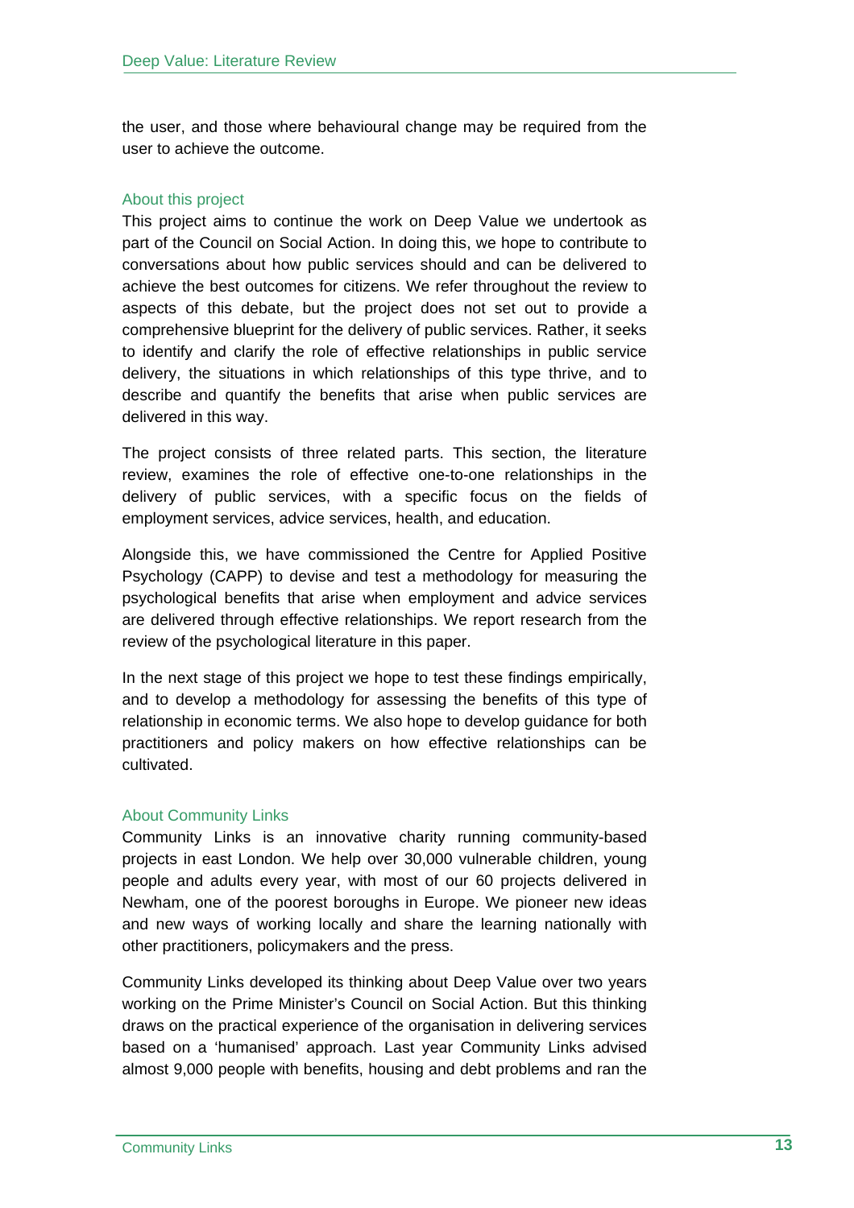the user, and those where behavioural change may be required from the user to achieve the outcome.

### About this project

This project aims to continue the work on Deep Value we undertook as part of the Council on Social Action. In doing this, we hope to contribute to conversations about how public services should and can be delivered to achieve the best outcomes for citizens. We refer throughout the review to aspects of this debate, but the project does not set out to provide a comprehensive blueprint for the delivery of public services. Rather, it seeks to identify and clarify the role of effective relationships in public service delivery, the situations in which relationships of this type thrive, and to describe and quantify the benefits that arise when public services are delivered in this way.

The project consists of three related parts. This section, the literature review, examines the role of effective one-to-one relationships in the delivery of public services, with a specific focus on the fields of employment services, advice services, health, and education.

Alongside this, we have commissioned the Centre for Applied Positive Psychology (CAPP) to devise and test a methodology for measuring the psychological benefits that arise when employment and advice services are delivered through effective relationships. We report research from the review of the psychological literature in this paper.

In the next stage of this project we hope to test these findings empirically, and to develop a methodology for assessing the benefits of this type of relationship in economic terms. We also hope to develop guidance for both practitioners and policy makers on how effective relationships can be cultivated.

### About Community Links

Community Links is an innovative charity running community-based projects in east London. We help over 30,000 vulnerable children, young people and adults every year, with most of our 60 projects delivered in Newham, one of the poorest boroughs in Europe. We pioneer new ideas and new ways of working locally and share the learning nationally with other practitioners, policymakers and the press.

Community Links developed its thinking about Deep Value over two years working on the Prime Minister's Council on Social Action. But this thinking draws on the practical experience of the organisation in delivering services based on a 'humanised' approach. Last year Community Links advised almost 9,000 people with benefits, housing and debt problems and ran the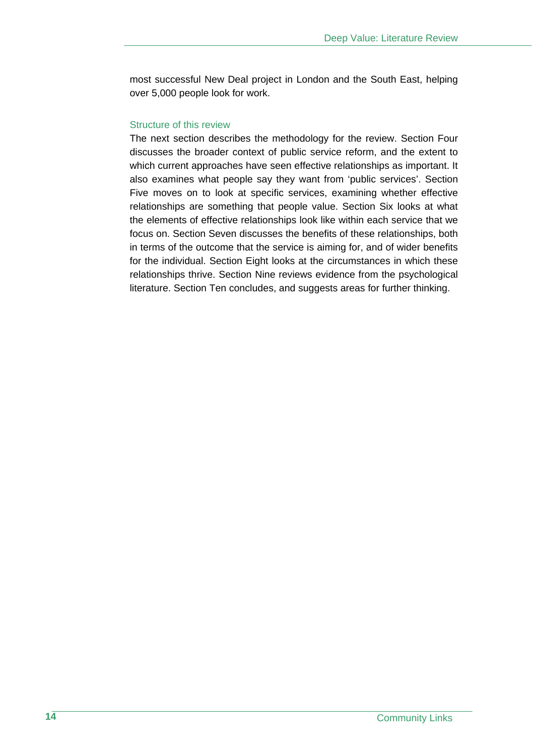most successful New Deal project in London and the South East, helping over 5,000 people look for work.

### Structure of this review

The next section describes the methodology for the review. Section Four discusses the broader context of public service reform, and the extent to which current approaches have seen effective relationships as important. It also examines what people say they want from 'public services'. Section Five moves on to look at specific services, examining whether effective relationships are something that people value. Section Six looks at what the elements of effective relationships look like within each service that we focus on. Section Seven discusses the benefits of these relationships, both in terms of the outcome that the service is aiming for, and of wider benefits for the individual. Section Eight looks at the circumstances in which these relationships thrive. Section Nine reviews evidence from the psychological literature. Section Ten concludes, and suggests areas for further thinking.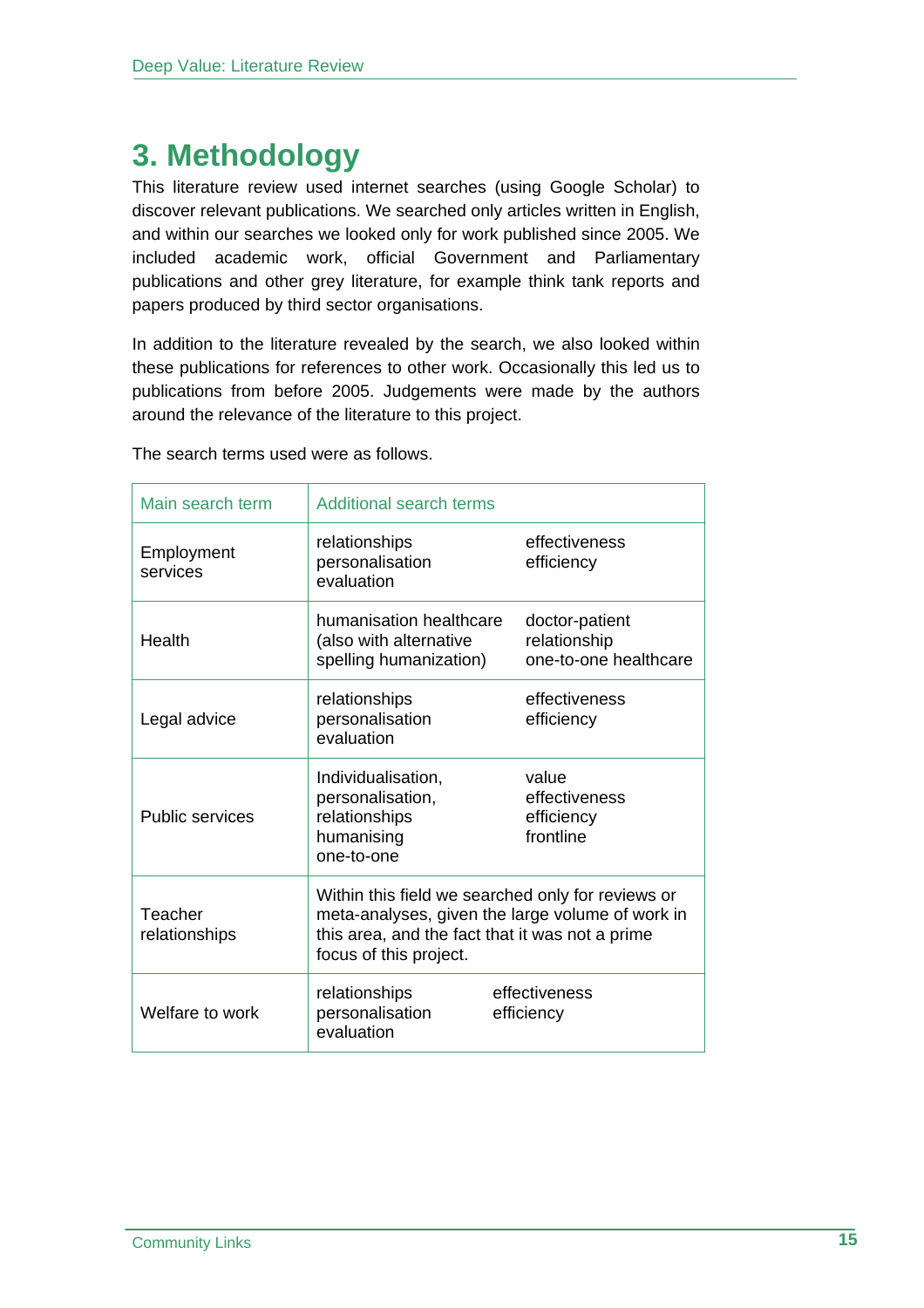# 3. Methodology

This literature review used internet searches (using Google Scholar) to discover relevant publications. We searched only articles written in English, and within our searches we looked only for work published since 2005. We included academic work, official Government and Parliamentary publications and other grey literature, for example think tank reports and papers produced by third sector organisations.

In addition to the literature revealed by the search, we also looked within these publications for references to other work. Occasionally this led us to publications from before 2005. Judgements were made by the authors around the relevance of the literature to this project.

The search terms used were as follows.

| Main search term | Additional search terms | |
|---|---|---|
| Employment services | relationships<br>personalisation<br>evaluation | effectiveness<br>efficiency |
| Health | humanisation healthcare (also with alternative spelling humanization) | doctor-patient relationship<br>one-to-one healthcare |
| Legal advice | relationships<br>personalisation<br>evaluation | effectiveness<br>efficiency |
| Public services | Individualisation,<br>personalisation,<br>relationships<br>humanising<br>one-to-one | value<br>effectiveness<br>efficiency<br>frontline |
| Teacher relationships | Within this field we searched only for reviews or meta-analyses, given the large volume of work in this area, and the fact that it was not a prime focus of this project. | |
| Welfare to work | relationships<br>personalisation<br>evaluation | effectiveness<br>efficiency |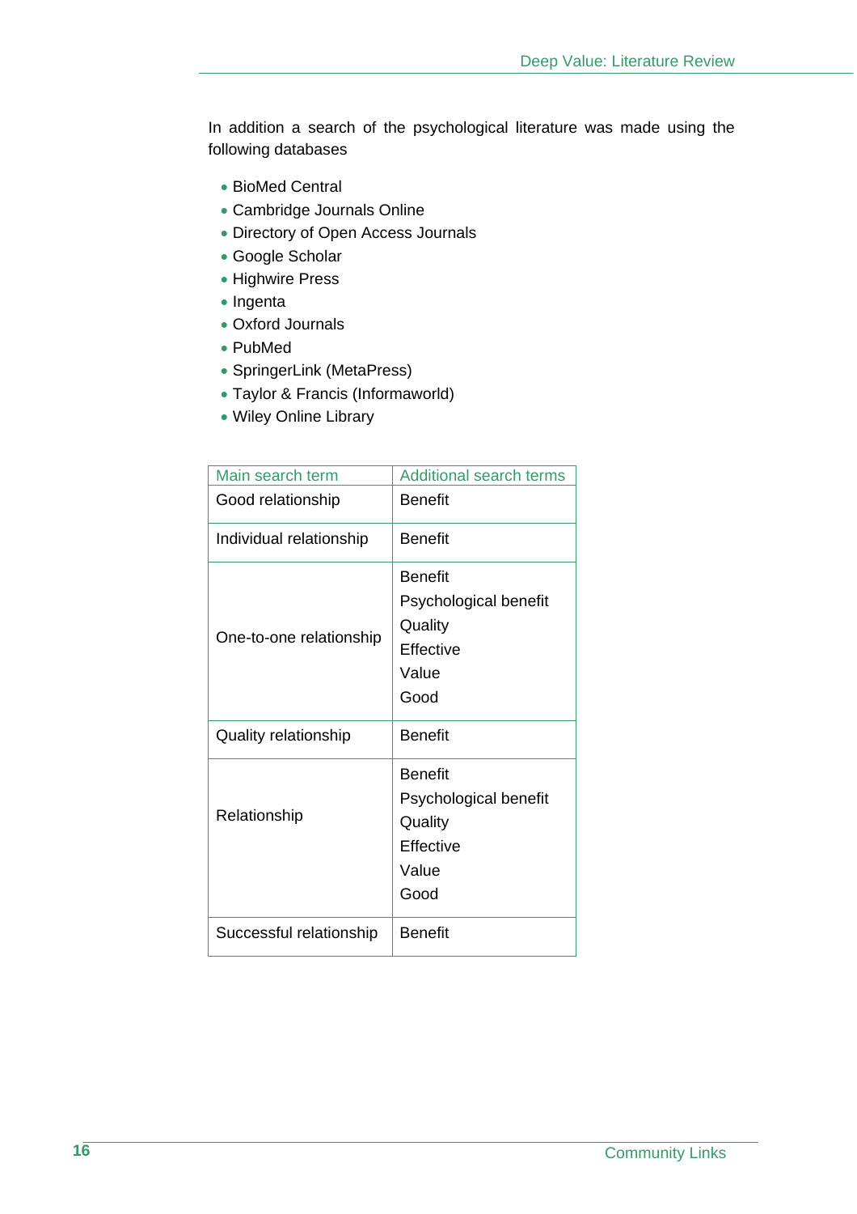In addition a search of the psychological literature was made using the following databases

- BioMed Central
- Cambridge Journals Online
- Directory of Open Access Journals
- Google Scholar
- Highwire Press
- Ingenta
- Oxford Journals
- PubMed
- SpringerLink (MetaPress)
- Taylor & Francis (Informaworld)
- Wiley Online Library

| Main search term | Additional search terms |
|---|---|
| Good relationship | Benefit |
| Individual relationship | Benefit |
| One-to-one relationship | Benefit<br>Psychological benefit<br>Quality<br>Effective<br>Value<br>Good |
| Quality relationship | Benefit |
| Relationship | Benefit<br>Psychological benefit<br>Quality<br>Effective<br>Value<br>Good |
| Successful relationship | Benefit |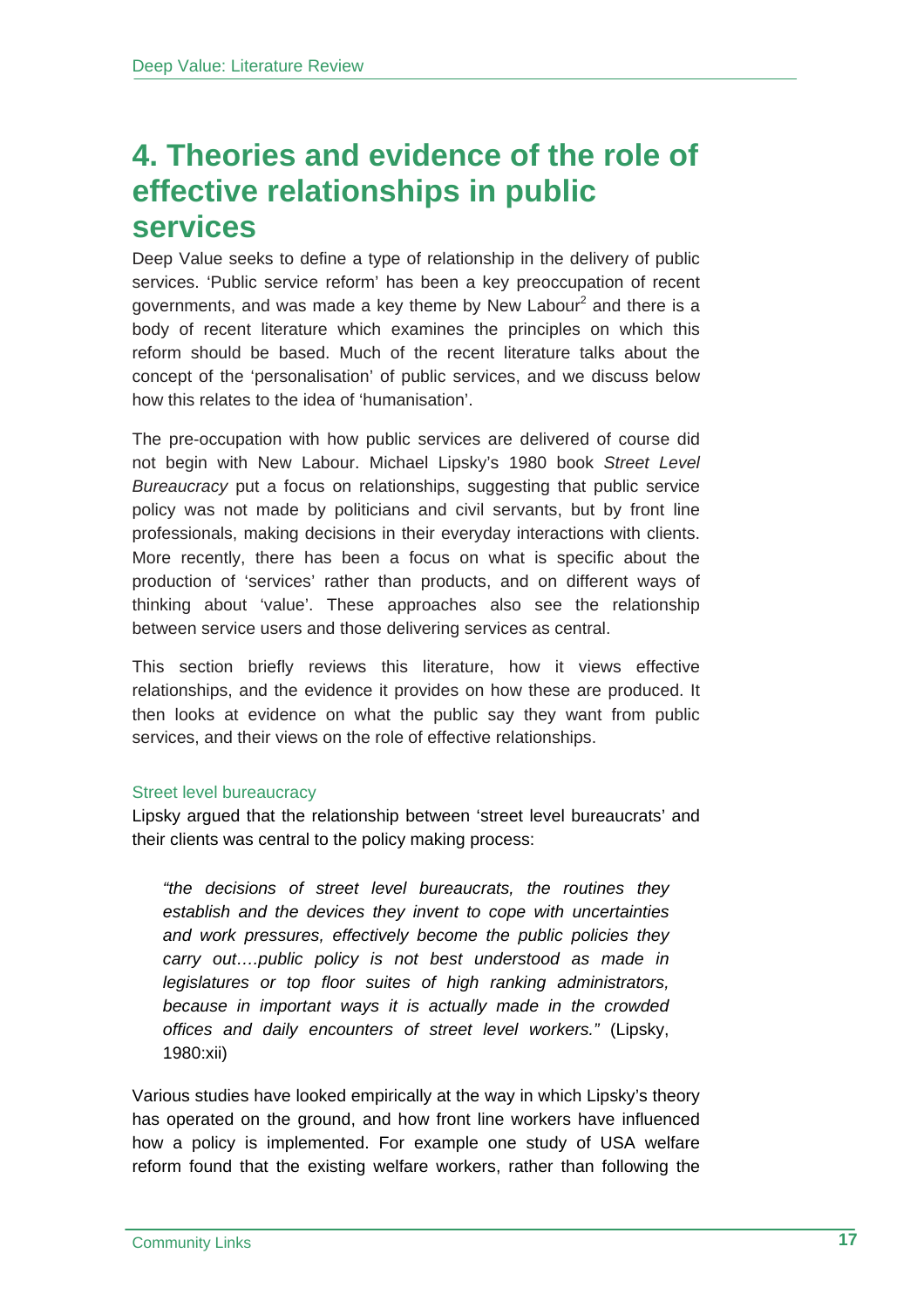# 4. Theories and evidence of the role of effective relationships in public services

Deep Value seeks to define a type of relationship in the delivery of public services. 'Public service reform' has been a key preoccupation of recent governments, and was made a key theme by New Labour[2] and there is a body of recent literature which examines the principles on which this reform should be based. Much of the recent literature talks about the concept of the 'personalisation' of public services, and we discuss below how this relates to the idea of 'humanisation'.

The pre-occupation with how public services are delivered of course did not begin with New Labour. Michael Lipsky's 1980 book *Street Level Bureaucracy* put a focus on relationships, suggesting that public service policy was not made by politicians and civil servants, but by front line professionals, making decisions in their everyday interactions with clients. More recently, there has been a focus on what is specific about the production of 'services' rather than products, and on different ways of thinking about 'value'. These approaches also see the relationship between service users and those delivering services as central.

This section briefly reviews this literature, how it views effective relationships, and the evidence it provides on how these are produced. It then looks at evidence on what the public say they want from public services, and their views on the role of effective relationships.

### Street level bureaucracy

Lipsky argued that the relationship between 'street level bureaucrats' and their clients was central to the policy making process:

> *"the decisions of street level bureaucrats, the routines they establish and the devices they invent to cope with uncertainties and work pressures, effectively become the public policies they carry out….public policy is not best understood as made in legislatures or top floor suites of high ranking administrators, because in important ways it is actually made in the crowded offices and daily encounters of street level workers."* (Lipsky, 1980:xii)

Various studies have looked empirically at the way in which Lipsky's theory has operated on the ground, and how front line workers have influenced how a policy is implemented. For example one study of USA welfare reform found that the existing welfare workers, rather than following the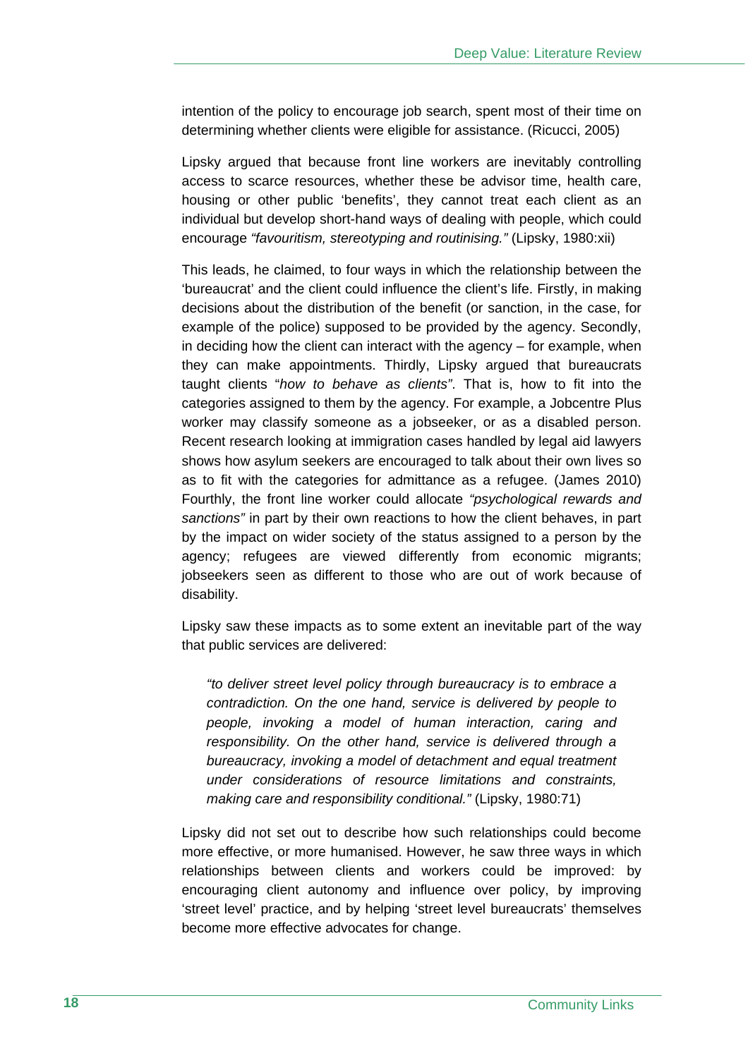intention of the policy to encourage job search, spent most of their time on determining whether clients were eligible for assistance. (Ricucci, 2005)

Lipsky argued that because front line workers are inevitably controlling access to scarce resources, whether these be advisor time, health care, housing or other public 'benefits', they cannot treat each client as an individual but develop short-hand ways of dealing with people, which could encourage *"favouritism, stereotyping and routinising."* (Lipsky, 1980:xii)

This leads, he claimed, to four ways in which the relationship between the 'bureaucrat' and the client could influence the client's life. Firstly, in making decisions about the distribution of the benefit (or sanction, in the case, for example of the police) supposed to be provided by the agency. Secondly, in deciding how the client can interact with the agency – for example, when they can make appointments. Thirdly, Lipsky argued that bureaucrats taught clients "*how to behave as clients"*. That is, how to fit into the categories assigned to them by the agency. For example, a Jobcentre Plus worker may classify someone as a jobseeker, or as a disabled person. Recent research looking at immigration cases handled by legal aid lawyers shows how asylum seekers are encouraged to talk about their own lives so as to fit with the categories for admittance as a refugee. (James 2010) Fourthly, the front line worker could allocate *"psychological rewards and sanctions"* in part by their own reactions to how the client behaves, in part by the impact on wider society of the status assigned to a person by the agency; refugees are viewed differently from economic migrants; jobseekers seen as different to those who are out of work because of disability.

Lipsky saw these impacts as to some extent an inevitable part of the way that public services are delivered:

> *"to deliver street level policy through bureaucracy is to embrace a contradiction. On the one hand, service is delivered by people to people, invoking a model of human interaction, caring and responsibility. On the other hand, service is delivered through a bureaucracy, invoking a model of detachment and equal treatment under considerations of resource limitations and constraints, making care and responsibility conditional."* (Lipsky, 1980:71)

Lipsky did not set out to describe how such relationships could become more effective, or more humanised. However, he saw three ways in which relationships between clients and workers could be improved: by encouraging client autonomy and influence over policy, by improving 'street level' practice, and by helping 'street level bureaucrats' themselves become more effective advocates for change.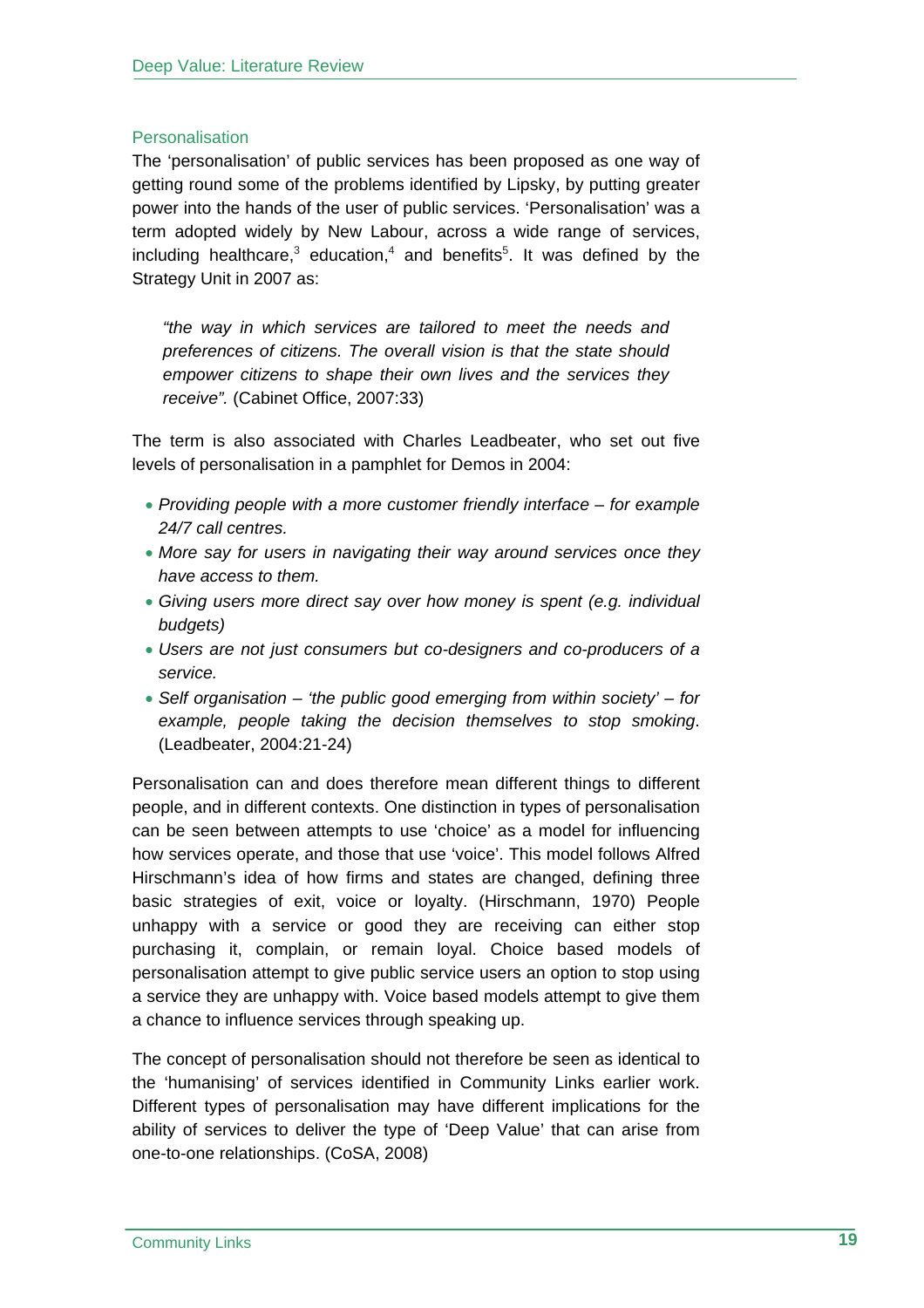### Personalisation

The 'personalisation' of public services has been proposed as one way of getting round some of the problems identified by Lipsky, by putting greater power into the hands of the user of public services. 'Personalisation' was a term adopted widely by New Labour, across a wide range of services, including healthcare,[3] education,[4] and benefits[5]. It was defined by the Strategy Unit in 2007 as:

> *"the way in which services are tailored to meet the needs and preferences of citizens. The overall vision is that the state should empower citizens to shape their own lives and the services they receive".* (Cabinet Office, 2007:33)

The term is also associated with Charles Leadbeater, who set out five levels of personalisation in a pamphlet for Demos in 2004:

- *Providing people with a more customer friendly interface – for example 24/7 call centres.*
- *More say for users in navigating their way around services once they have access to them.*
- *Giving users more direct say over how money is spent (e.g. individual budgets)*
- *Users are not just consumers but co-designers and co-producers of a service.*
- *Self organisation – 'the public good emerging from within society' – for example, people taking the decision themselves to stop smoking*. (Leadbeater, 2004:21-24)

Personalisation can and does therefore mean different things to different people, and in different contexts. One distinction in types of personalisation can be seen between attempts to use 'choice' as a model for influencing how services operate, and those that use 'voice'. This model follows Alfred Hirschmann's idea of how firms and states are changed, defining three basic strategies of exit, voice or loyalty. (Hirschmann, 1970) People unhappy with a service or good they are receiving can either stop purchasing it, complain, or remain loyal. Choice based models of personalisation attempt to give public service users an option to stop using a service they are unhappy with. Voice based models attempt to give them a chance to influence services through speaking up.

The concept of personalisation should not therefore be seen as identical to the 'humanising' of services identified in Community Links earlier work. Different types of personalisation may have different implications for the ability of services to deliver the type of 'Deep Value' that can arise from one-to-one relationships. (CoSA, 2008)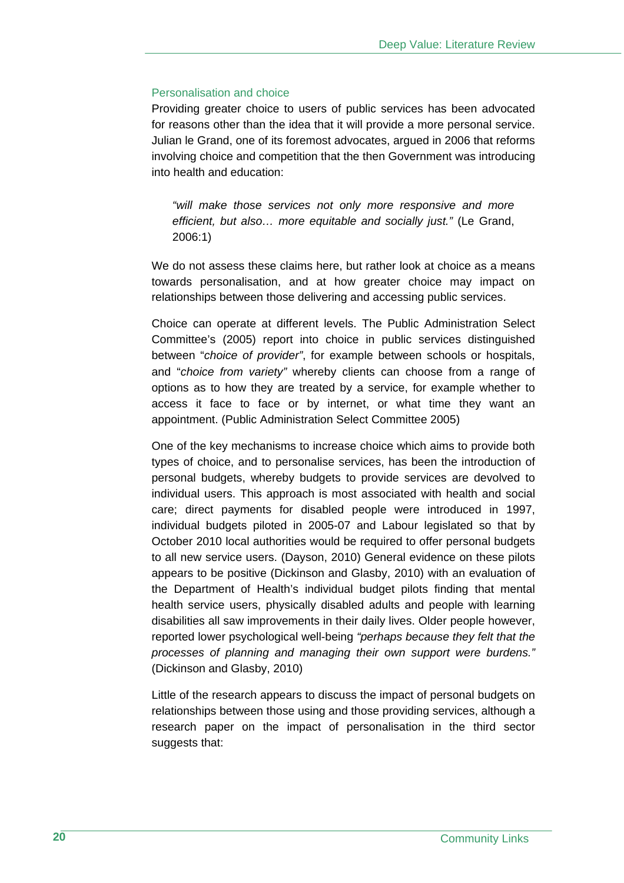### Personalisation and choice

Providing greater choice to users of public services has been advocated for reasons other than the idea that it will provide a more personal service. Julian le Grand, one of its foremost advocates, argued in 2006 that reforms involving choice and competition that the then Government was introducing into health and education:

> *"will make those services not only more responsive and more efficient, but also… more equitable and socially just."* (Le Grand, 2006:1)

We do not assess these claims here, but rather look at choice as a means towards personalisation, and at how greater choice may impact on relationships between those delivering and accessing public services.

Choice can operate at different levels. The Public Administration Select Committee's (2005) report into choice in public services distinguished between "*choice of provider"*, for example between schools or hospitals, and "*choice from variety"* whereby clients can choose from a range of options as to how they are treated by a service, for example whether to access it face to face or by internet, or what time they want an appointment. (Public Administration Select Committee 2005)

One of the key mechanisms to increase choice which aims to provide both types of choice, and to personalise services, has been the introduction of personal budgets, whereby budgets to provide services are devolved to individual users. This approach is most associated with health and social care; direct payments for disabled people were introduced in 1997, individual budgets piloted in 2005-07 and Labour legislated so that by October 2010 local authorities would be required to offer personal budgets to all new service users. (Dayson, 2010) General evidence on these pilots appears to be positive (Dickinson and Glasby, 2010) with an evaluation of the Department of Health's individual budget pilots finding that mental health service users, physically disabled adults and people with learning disabilities all saw improvements in their daily lives. Older people however, reported lower psychological well-being *"perhaps because they felt that the processes of planning and managing their own support were burdens."* (Dickinson and Glasby, 2010)

Little of the research appears to discuss the impact of personal budgets on relationships between those using and those providing services, although a research paper on the impact of personalisation in the third sector suggests that: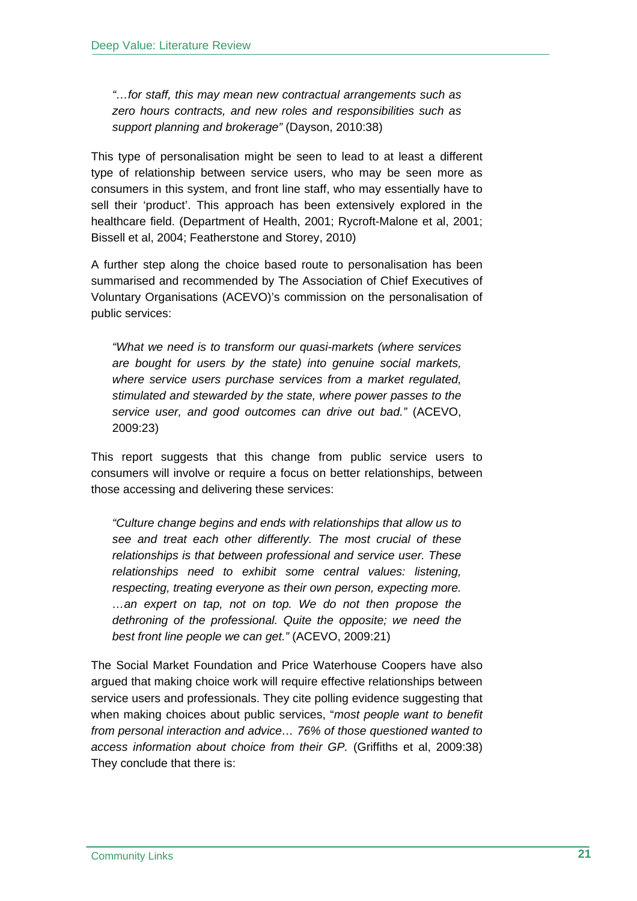> *"…for staff, this may mean new contractual arrangements such as zero hours contracts, and new roles and responsibilities such as support planning and brokerage"* (Dayson, 2010:38)

This type of personalisation might be seen to lead to at least a different type of relationship between service users, who may be seen more as consumers in this system, and front line staff, who may essentially have to sell their 'product'. This approach has been extensively explored in the healthcare field. (Department of Health, 2001; Rycroft-Malone et al, 2001; Bissell et al, 2004; Featherstone and Storey, 2010)

A further step along the choice based route to personalisation has been summarised and recommended by The Association of Chief Executives of Voluntary Organisations (ACEVO)'s commission on the personalisation of public services:

> *"What we need is to transform our quasi-markets (where services are bought for users by the state) into genuine social markets, where service users purchase services from a market regulated, stimulated and stewarded by the state, where power passes to the service user, and good outcomes can drive out bad."* (ACEVO, 2009:23)

This report suggests that this change from public service users to consumers will involve or require a focus on better relationships, between those accessing and delivering these services:

> *"Culture change begins and ends with relationships that allow us to see and treat each other differently. The most crucial of these relationships is that between professional and service user. These relationships need to exhibit some central values: listening, respecting, treating everyone as their own person, expecting more. …an expert on tap, not on top. We do not then propose the dethroning of the professional. Quite the opposite; we need the best front line people we can get."* (ACEVO, 2009:21)

The Social Market Foundation and Price Waterhouse Coopers have also argued that making choice work will require effective relationships between service users and professionals. They cite polling evidence suggesting that when making choices about public services, "*most people want to benefit from personal interaction and advice… 76% of those questioned wanted to access information about choice from their GP.* (Griffiths et al, 2009:38) They conclude that there is: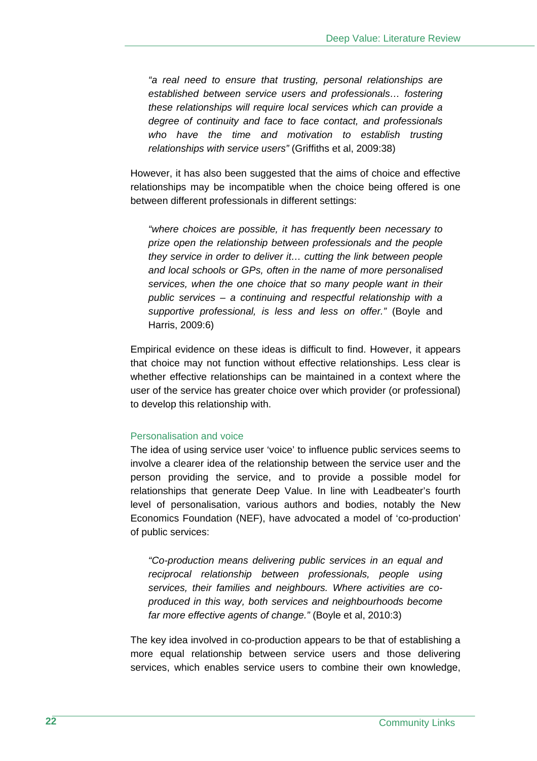> *"a real need to ensure that trusting, personal relationships are established between service users and professionals… fostering these relationships will require local services which can provide a degree of continuity and face to face contact, and professionals who have the time and motivation to establish trusting relationships with service users"* (Griffiths et al, 2009:38)

However, it has also been suggested that the aims of choice and effective relationships may be incompatible when the choice being offered is one between different professionals in different settings:

> *"where choices are possible, it has frequently been necessary to prize open the relationship between professionals and the people they service in order to deliver it… cutting the link between people and local schools or GPs, often in the name of more personalised services, when the one choice that so many people want in their public services – a continuing and respectful relationship with a supportive professional, is less and less on offer."* (Boyle and Harris, 2009:6)

Empirical evidence on these ideas is difficult to find. However, it appears that choice may not function without effective relationships. Less clear is whether effective relationships can be maintained in a context where the user of the service has greater choice over which provider (or professional) to develop this relationship with.

### Personalisation and voice

The idea of using service user 'voice' to influence public services seems to involve a clearer idea of the relationship between the service user and the person providing the service, and to provide a possible model for relationships that generate Deep Value. In line with Leadbeater's fourth level of personalisation, various authors and bodies, notably the New Economics Foundation (NEF), have advocated a model of 'co-production' of public services:

> *"Co-production means delivering public services in an equal and reciprocal relationship between professionals, people using services, their families and neighbours. Where activities are co-produced in this way, both services and neighbourhoods become far more effective agents of change."* (Boyle et al, 2010:3)

The key idea involved in co-production appears to be that of establishing a more equal relationship between service users and those delivering services, which enables service users to combine their own knowledge,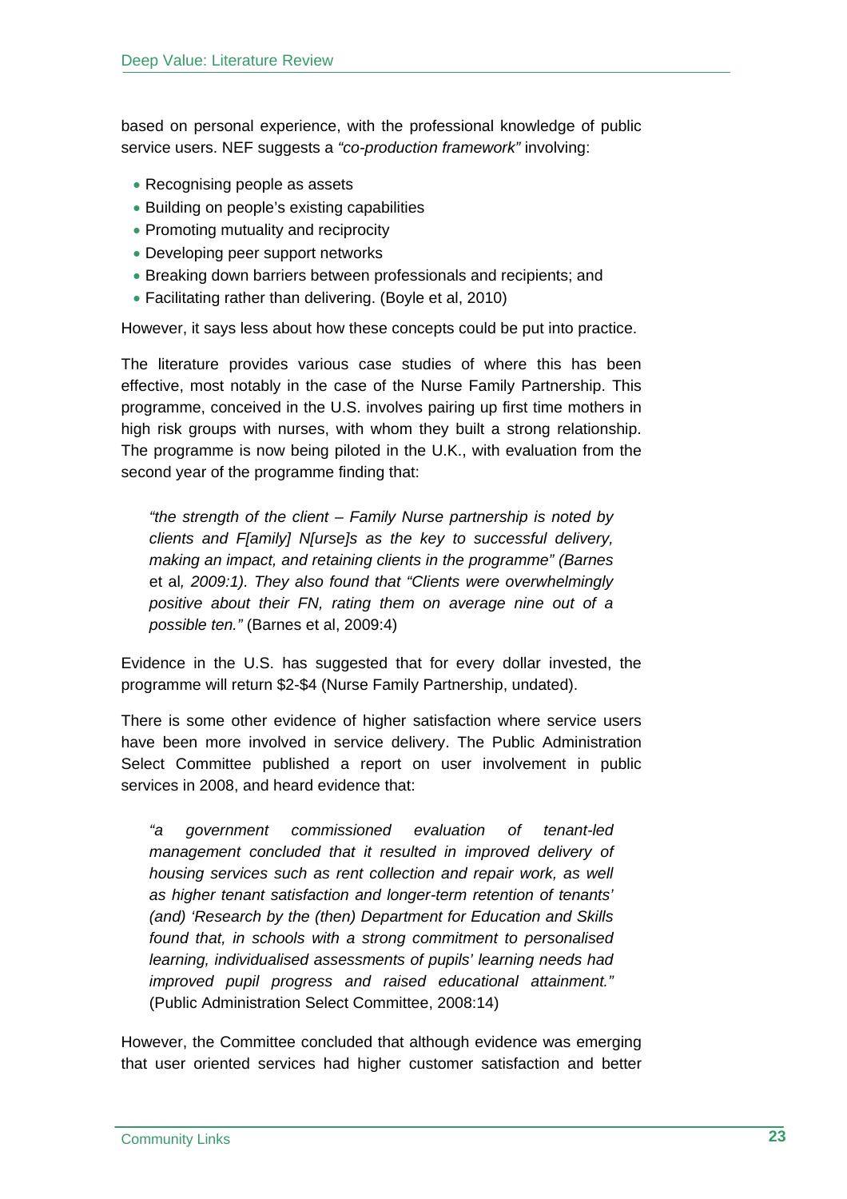based on personal experience, with the professional knowledge of public service users. NEF suggests a *"co-production framework"* involving:

- Recognising people as assets
- Building on people's existing capabilities
- Promoting mutuality and reciprocity
- Developing peer support networks
- Breaking down barriers between professionals and recipients; and
- Facilitating rather than delivering. (Boyle et al, 2010)

However, it says less about how these concepts could be put into practice.

The literature provides various case studies of where this has been effective, most notably in the case of the Nurse Family Partnership. This programme, conceived in the U.S. involves pairing up first time mothers in high risk groups with nurses, with whom they built a strong relationship. The programme is now being piloted in the U.K., with evaluation from the second year of the programme finding that:

> *"the strength of the client – Family Nurse partnership is noted by clients and F[amily] N[urse]s as the key to successful delivery, making an impact, and retaining clients in the programme" (Barnes* et al*, 2009:1). They also found that "Clients were overwhelmingly positive about their FN, rating them on average nine out of a possible ten."* (Barnes et al, 2009:4)

Evidence in the U.S. has suggested that for every dollar invested, the programme will return $2-$4 (Nurse Family Partnership, undated).

There is some other evidence of higher satisfaction where service users have been more involved in service delivery. The Public Administration Select Committee published a report on user involvement in public services in 2008, and heard evidence that:

> *"a government commissioned evaluation of tenant-led management concluded that it resulted in improved delivery of housing services such as rent collection and repair work, as well as higher tenant satisfaction and longer-term retention of tenants' (and) 'Research by the (then) Department for Education and Skills found that, in schools with a strong commitment to personalised learning, individualised assessments of pupils' learning needs had improved pupil progress and raised educational attainment."* (Public Administration Select Committee, 2008:14)

However, the Committee concluded that although evidence was emerging that user oriented services had higher customer satisfaction and better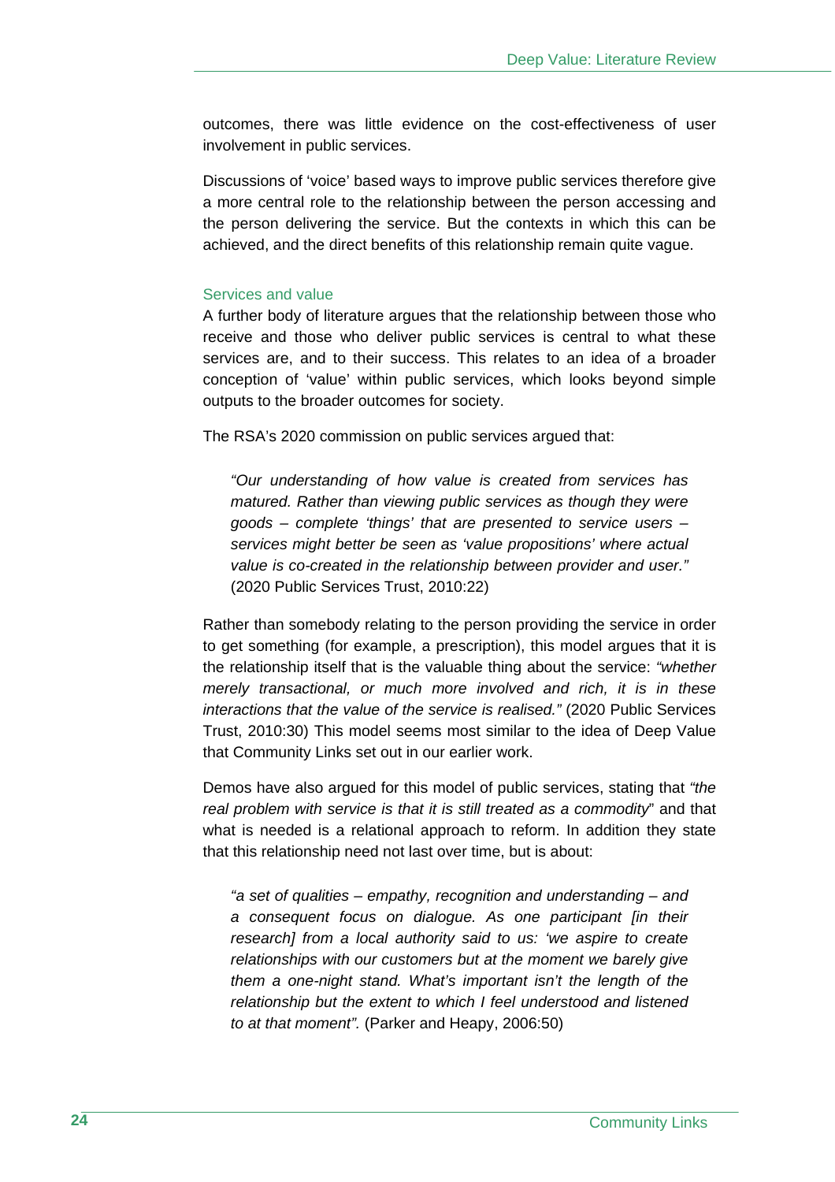outcomes, there was little evidence on the cost-effectiveness of user involvement in public services.

Discussions of 'voice' based ways to improve public services therefore give a more central role to the relationship between the person accessing and the person delivering the service. But the contexts in which this can be achieved, and the direct benefits of this relationship remain quite vague.

### Services and value

A further body of literature argues that the relationship between those who receive and those who deliver public services is central to what these services are, and to their success. This relates to an idea of a broader conception of 'value' within public services, which looks beyond simple outputs to the broader outcomes for society.

The RSA's 2020 commission on public services argued that:

> *"Our understanding of how value is created from services has matured. Rather than viewing public services as though they were goods – complete 'things' that are presented to service users – services might better be seen as 'value propositions' where actual value is co-created in the relationship between provider and user."* (2020 Public Services Trust, 2010:22)

Rather than somebody relating to the person providing the service in order to get something (for example, a prescription), this model argues that it is the relationship itself that is the valuable thing about the service: *"whether merely transactional, or much more involved and rich, it is in these interactions that the value of the service is realised."* (2020 Public Services Trust, 2010:30) This model seems most similar to the idea of Deep Value that Community Links set out in our earlier work.

Demos have also argued for this model of public services, stating that *"the real problem with service is that it is still treated as a commodity*" and that what is needed is a relational approach to reform. In addition they state that this relationship need not last over time, but is about:

> *"a set of qualities – empathy, recognition and understanding – and a consequent focus on dialogue. As one participant [in their research] from a local authority said to us: 'we aspire to create relationships with our customers but at the moment we barely give them a one-night stand. What's important isn't the length of the relationship but the extent to which I feel understood and listened to at that moment".* (Parker and Heapy, 2006:50)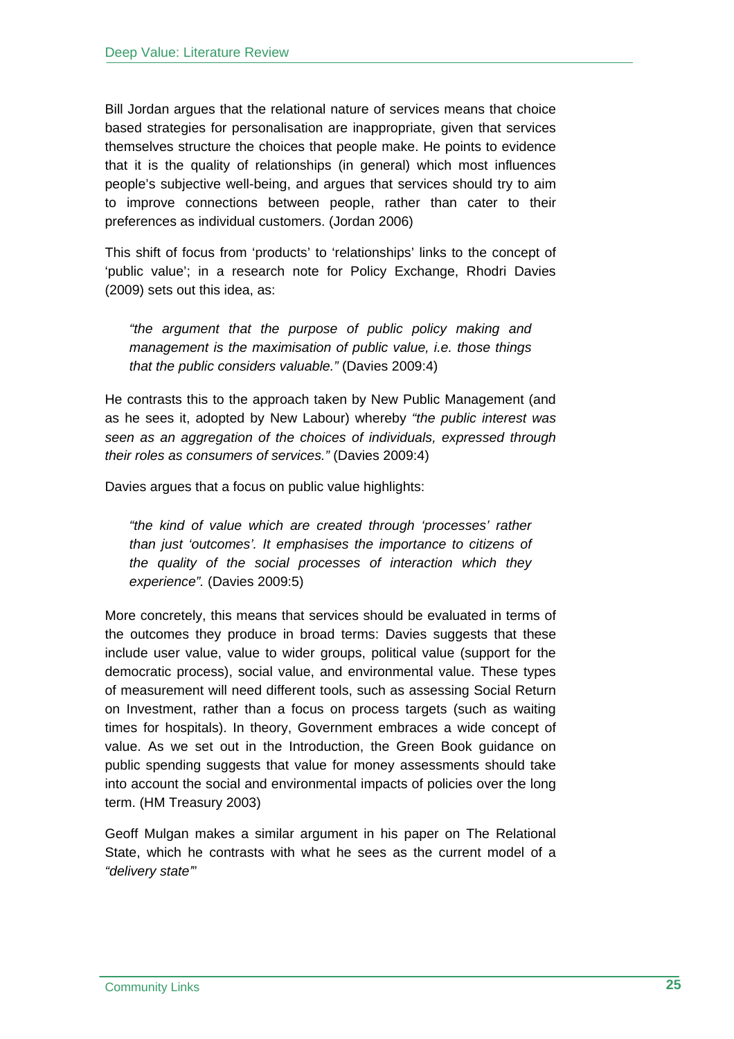Bill Jordan argues that the relational nature of services means that choice based strategies for personalisation are inappropriate, given that services themselves structure the choices that people make. He points to evidence that it is the quality of relationships (in general) which most influences people's subjective well-being, and argues that services should try to aim to improve connections between people, rather than cater to their preferences as individual customers. (Jordan 2006)

This shift of focus from 'products' to 'relationships' links to the concept of 'public value'; in a research note for Policy Exchange, Rhodri Davies (2009) sets out this idea, as:

> *"the argument that the purpose of public policy making and management is the maximisation of public value, i.e. those things that the public considers valuable."* (Davies 2009:4)

He contrasts this to the approach taken by New Public Management (and as he sees it, adopted by New Labour) whereby *"the public interest was seen as an aggregation of the choices of individuals, expressed through their roles as consumers of services."* (Davies 2009:4)

Davies argues that a focus on public value highlights:

> *"the kind of value which are created through 'processes' rather than just 'outcomes'. It emphasises the importance to citizens of the quality of the social processes of interaction which they experience".* (Davies 2009:5)

More concretely, this means that services should be evaluated in terms of the outcomes they produce in broad terms: Davies suggests that these include user value, value to wider groups, political value (support for the democratic process), social value, and environmental value. These types of measurement will need different tools, such as assessing Social Return on Investment, rather than a focus on process targets (such as waiting times for hospitals). In theory, Government embraces a wide concept of value. As we set out in the Introduction, the Green Book guidance on public spending suggests that value for money assessments should take into account the social and environmental impacts of policies over the long term. (HM Treasury 2003)

Geoff Mulgan makes a similar argument in his paper on The Relational State, which he contrasts with what he sees as the current model of a *"delivery state"'*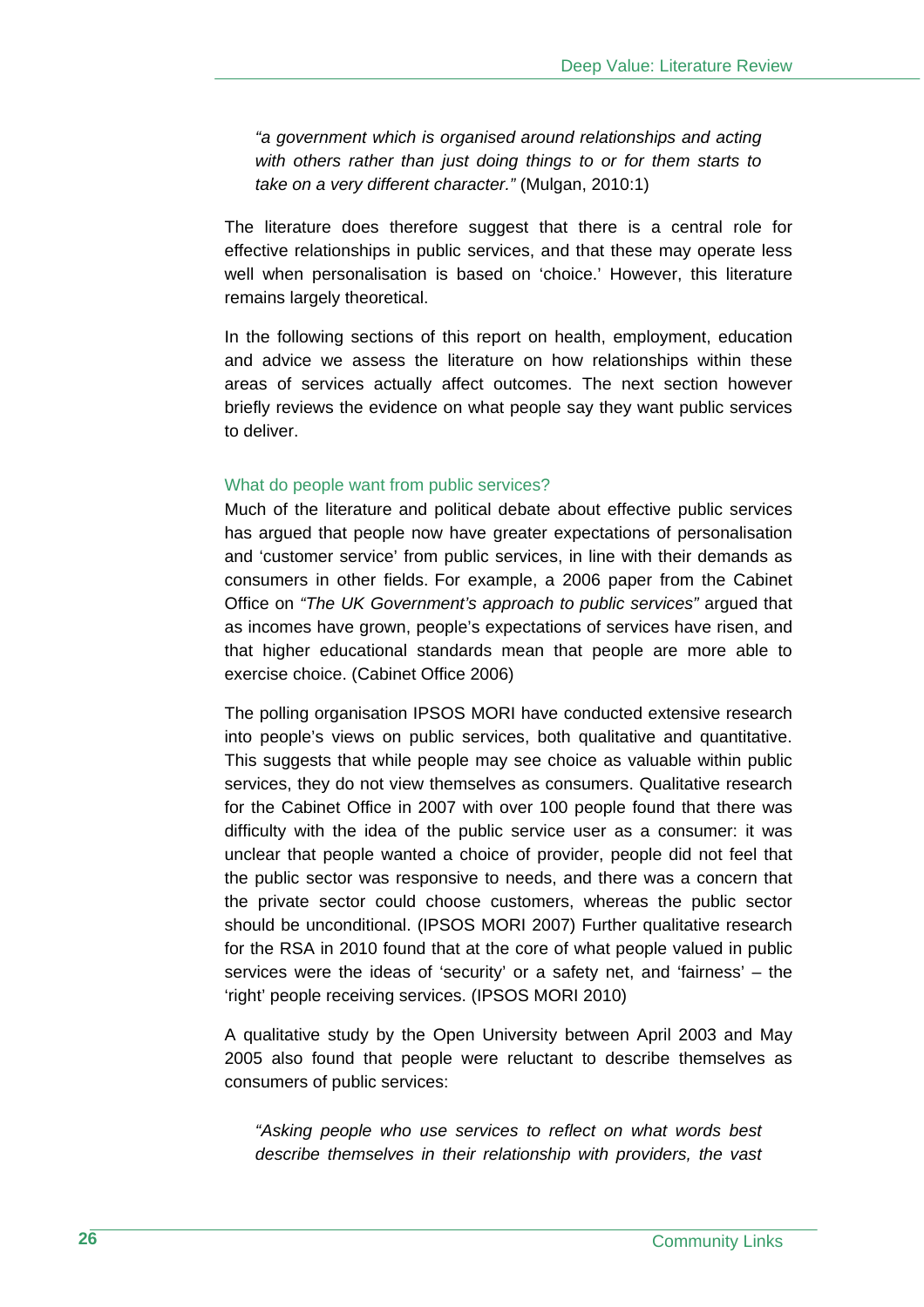> *"a government which is organised around relationships and acting with others rather than just doing things to or for them starts to take on a very different character."* (Mulgan, 2010:1)

The literature does therefore suggest that there is a central role for effective relationships in public services, and that these may operate less well when personalisation is based on 'choice.' However, this literature remains largely theoretical.

In the following sections of this report on health, employment, education and advice we assess the literature on how relationships within these areas of services actually affect outcomes. The next section however briefly reviews the evidence on what people say they want public services to deliver.

### What do people want from public services?

Much of the literature and political debate about effective public services has argued that people now have greater expectations of personalisation and 'customer service' from public services, in line with their demands as consumers in other fields. For example, a 2006 paper from the Cabinet Office on *"The UK Government's approach to public services"* argued that as incomes have grown, people's expectations of services have risen, and that higher educational standards mean that people are more able to exercise choice. (Cabinet Office 2006)

The polling organisation IPSOS MORI have conducted extensive research into people's views on public services, both qualitative and quantitative. This suggests that while people may see choice as valuable within public services, they do not view themselves as consumers. Qualitative research for the Cabinet Office in 2007 with over 100 people found that there was difficulty with the idea of the public service user as a consumer: it was unclear that people wanted a choice of provider, people did not feel that the public sector was responsive to needs, and there was a concern that the private sector could choose customers, whereas the public sector should be unconditional. (IPSOS MORI 2007) Further qualitative research for the RSA in 2010 found that at the core of what people valued in public services were the ideas of 'security' or a safety net, and 'fairness' – the 'right' people receiving services. (IPSOS MORI 2010)

A qualitative study by the Open University between April 2003 and May 2005 also found that people were reluctant to describe themselves as consumers of public services:

> *"Asking people who use services to reflect on what words best describe themselves in their relationship with providers, the vast*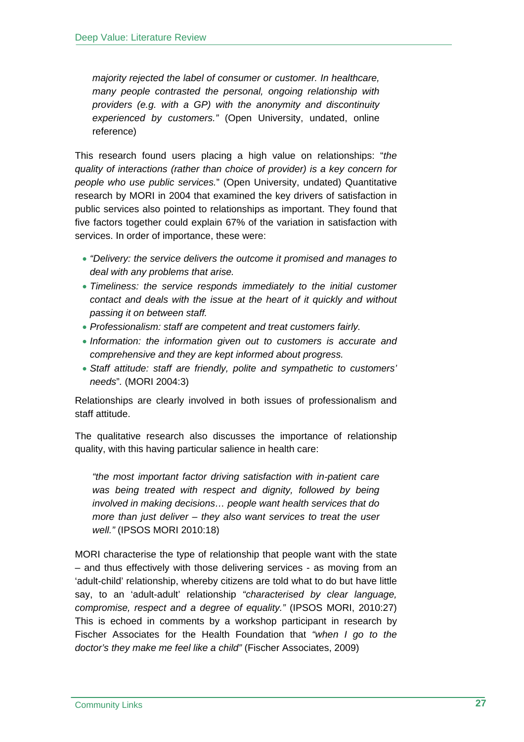> *majority rejected the label of consumer or customer. In healthcare, many people contrasted the personal, ongoing relationship with providers (e.g. with a GP) with the anonymity and discontinuity experienced by customers."* (Open University, undated, online reference)

This research found users placing a high value on relationships: "*the quality of interactions (rather than choice of provider) is a key concern for people who use public services.*" (Open University, undated) Quantitative research by MORI in 2004 that examined the key drivers of satisfaction in public services also pointed to relationships as important. They found that five factors together could explain 67% of the variation in satisfaction with services. In order of importance, these were:

- *"Delivery: the service delivers the outcome it promised and manages to deal with any problems that arise.*
- *Timeliness: the service responds immediately to the initial customer contact and deals with the issue at the heart of it quickly and without passing it on between staff.*
- *Professionalism: staff are competent and treat customers fairly.*
- *Information: the information given out to customers is accurate and comprehensive and they are kept informed about progress.*
- *Staff attitude: staff are friendly, polite and sympathetic to customers' needs*". (MORI 2004:3)

Relationships are clearly involved in both issues of professionalism and staff attitude.

The qualitative research also discusses the importance of relationship quality, with this having particular salience in health care:

> *"the most important factor driving satisfaction with in-patient care was being treated with respect and dignity, followed by being involved in making decisions… people want health services that do more than just deliver – they also want services to treat the user well."* (IPSOS MORI 2010:18)

MORI characterise the type of relationship that people want with the state – and thus effectively with those delivering services - as moving from an 'adult-child' relationship, whereby citizens are told what to do but have little say, to an 'adult-adult' relationship *"characterised by clear language, compromise, respect and a degree of equality."* (IPSOS MORI, 2010:27) This is echoed in comments by a workshop participant in research by Fischer Associates for the Health Foundation that *"when I go to the doctor's they make me feel like a child"* (Fischer Associates, 2009)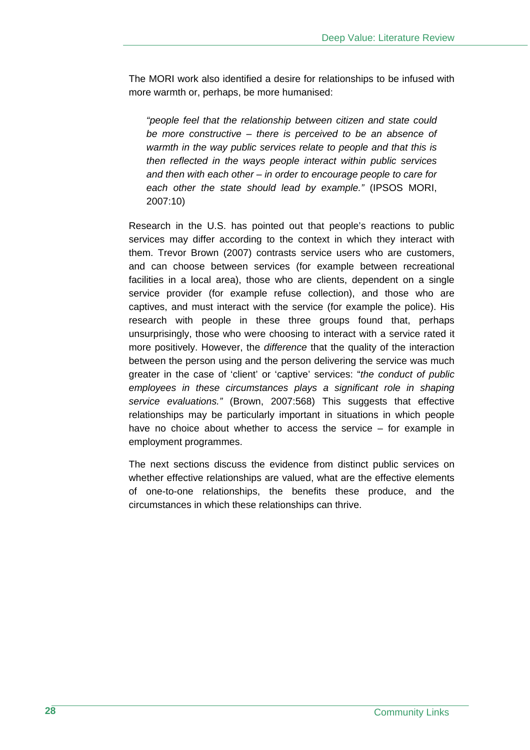The MORI work also identified a desire for relationships to be infused with more warmth or, perhaps, be more humanised:

> *"people feel that the relationship between citizen and state could be more constructive – there is perceived to be an absence of warmth in the way public services relate to people and that this is then reflected in the ways people interact within public services and then with each other – in order to encourage people to care for each other the state should lead by example."* (IPSOS MORI, 2007:10)

Research in the U.S. has pointed out that people's reactions to public services may differ according to the context in which they interact with them. Trevor Brown (2007) contrasts service users who are customers, and can choose between services (for example between recreational facilities in a local area), those who are clients, dependent on a single service provider (for example refuse collection), and those who are captives, and must interact with the service (for example the police). His research with people in these three groups found that, perhaps unsurprisingly, those who were choosing to interact with a service rated it more positively. However, the *difference* that the quality of the interaction between the person using and the person delivering the service was much greater in the case of 'client' or 'captive' services: "*the conduct of public employees in these circumstances plays a significant role in shaping service evaluations."* (Brown, 2007:568) This suggests that effective relationships may be particularly important in situations in which people have no choice about whether to access the service – for example in employment programmes.

The next sections discuss the evidence from distinct public services on whether effective relationships are valued, what are the effective elements of one-to-one relationships, the benefits these produce, and the circumstances in which these relationships can thrive.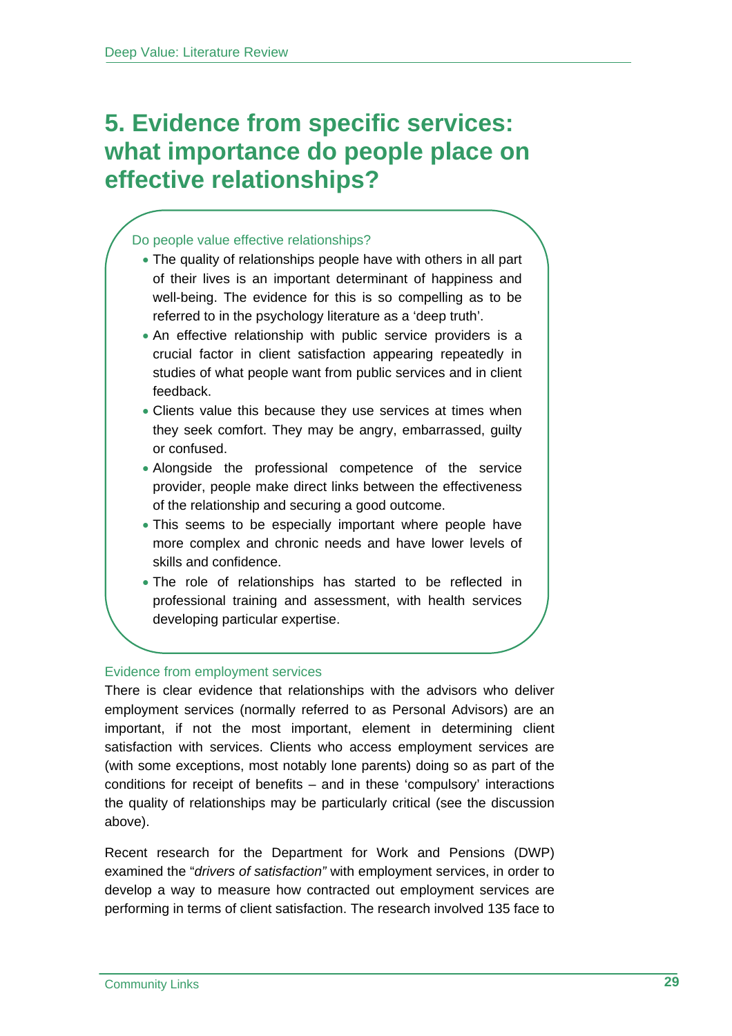# 5. Evidence from specific services: what importance do people place on effective relationships?

Do people value effective relationships?

- The quality of relationships people have with others in all part of their lives is an important determinant of happiness and well-being. The evidence for this is so compelling as to be referred to in the psychology literature as a 'deep truth'.
- An effective relationship with public service providers is a crucial factor in client satisfaction appearing repeatedly in studies of what people want from public services and in client feedback.
- Clients value this because they use services at times when they seek comfort. They may be angry, embarrassed, guilty or confused.
- Alongside the professional competence of the service provider, people make direct links between the effectiveness of the relationship and securing a good outcome.
- This seems to be especially important where people have more complex and chronic needs and have lower levels of skills and confidence.
- The role of relationships has started to be reflected in professional training and assessment, with health services developing particular expertise.

### Evidence from employment services

There is clear evidence that relationships with the advisors who deliver employment services (normally referred to as Personal Advisors) are an important, if not the most important, element in determining client satisfaction with services. Clients who access employment services are (with some exceptions, most notably lone parents) doing so as part of the conditions for receipt of benefits – and in these 'compulsory' interactions the quality of relationships may be particularly critical (see the discussion above).

Recent research for the Department for Work and Pensions (DWP) examined the "*drivers of satisfaction"* with employment services, in order to develop a way to measure how contracted out employment services are performing in terms of client satisfaction. The research involved 135 face to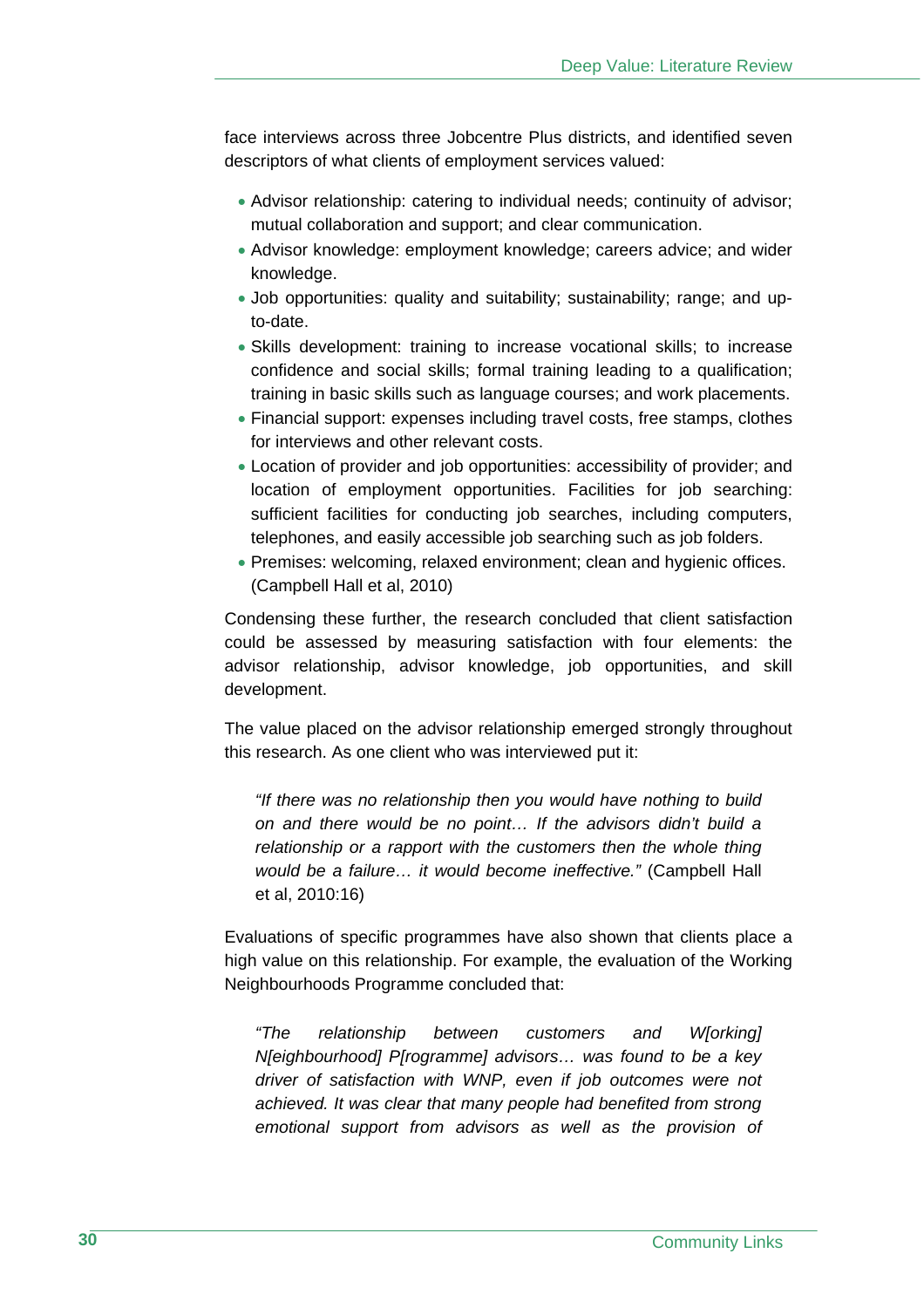face interviews across three Jobcentre Plus districts, and identified seven descriptors of what clients of employment services valued:

- Advisor relationship: catering to individual needs; continuity of advisor; mutual collaboration and support; and clear communication.
- Advisor knowledge: employment knowledge; careers advice; and wider knowledge.
- Job opportunities: quality and suitability; sustainability; range; and up-to-date.
- Skills development: training to increase vocational skills; to increase confidence and social skills; formal training leading to a qualification; training in basic skills such as language courses; and work placements.
- Financial support: expenses including travel costs, free stamps, clothes for interviews and other relevant costs.
- Location of provider and job opportunities: accessibility of provider; and location of employment opportunities. Facilities for job searching: sufficient facilities for conducting job searches, including computers, telephones, and easily accessible job searching such as job folders.
- Premises: welcoming, relaxed environment; clean and hygienic offices. (Campbell Hall et al, 2010)

Condensing these further, the research concluded that client satisfaction could be assessed by measuring satisfaction with four elements: the advisor relationship, advisor knowledge, job opportunities, and skill development.

The value placed on the advisor relationship emerged strongly throughout this research. As one client who was interviewed put it:

> *"If there was no relationship then you would have nothing to build on and there would be no point… If the advisors didn't build a relationship or a rapport with the customers then the whole thing would be a failure… it would become ineffective."* (Campbell Hall et al, 2010:16)

Evaluations of specific programmes have also shown that clients place a high value on this relationship. For example, the evaluation of the Working Neighbourhoods Programme concluded that:

> *"The relationship between customers and W[orking] N[eighbourhood] P[rogramme] advisors… was found to be a key driver of satisfaction with WNP, even if job outcomes were not achieved. It was clear that many people had benefited from strong emotional support from advisors as well as the provision of*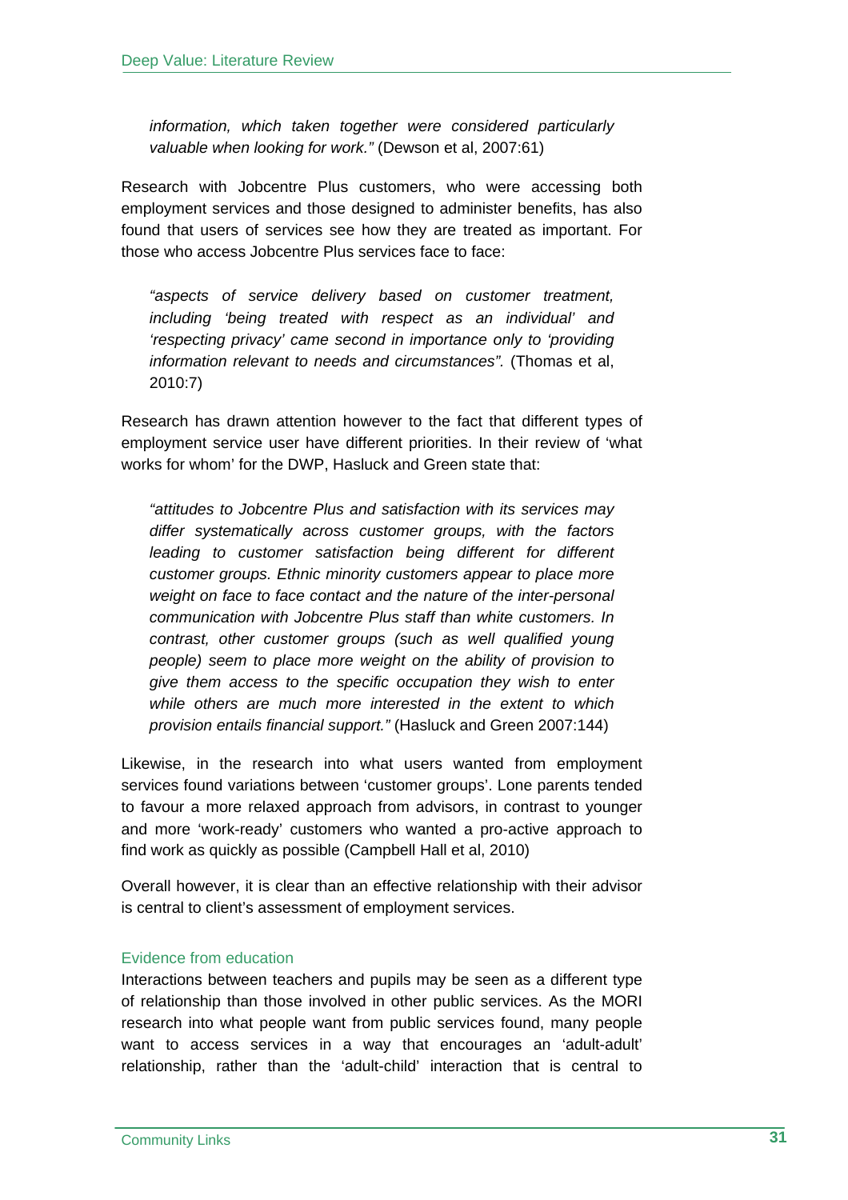*information, which taken together were considered particularly valuable when looking for work."* (Dewson et al, 2007:61)

Research with Jobcentre Plus customers, who were accessing both employment services and those designed to administer benefits, has also found that users of services see how they are treated as important. For those who access Jobcentre Plus services face to face:

> *"aspects of service delivery based on customer treatment, including 'being treated with respect as an individual' and 'respecting privacy' came second in importance only to 'providing information relevant to needs and circumstances".* (Thomas et al, 2010:7)

Research has drawn attention however to the fact that different types of employment service user have different priorities. In their review of 'what works for whom' for the DWP, Hasluck and Green state that:

> *"attitudes to Jobcentre Plus and satisfaction with its services may differ systematically across customer groups, with the factors leading to customer satisfaction being different for different customer groups. Ethnic minority customers appear to place more weight on face to face contact and the nature of the inter-personal communication with Jobcentre Plus staff than white customers. In contrast, other customer groups (such as well qualified young people) seem to place more weight on the ability of provision to give them access to the specific occupation they wish to enter while others are much more interested in the extent to which provision entails financial support."* (Hasluck and Green 2007:144)

Likewise, in the research into what users wanted from employment services found variations between 'customer groups'. Lone parents tended to favour a more relaxed approach from advisors, in contrast to younger and more 'work-ready' customers who wanted a pro-active approach to find work as quickly as possible (Campbell Hall et al, 2010)

Overall however, it is clear than an effective relationship with their advisor is central to client's assessment of employment services.

### Evidence from education

Interactions between teachers and pupils may be seen as a different type of relationship than those involved in other public services. As the MORI research into what people want from public services found, many people want to access services in a way that encourages an 'adult-adult' relationship, rather than the 'adult-child' interaction that is central to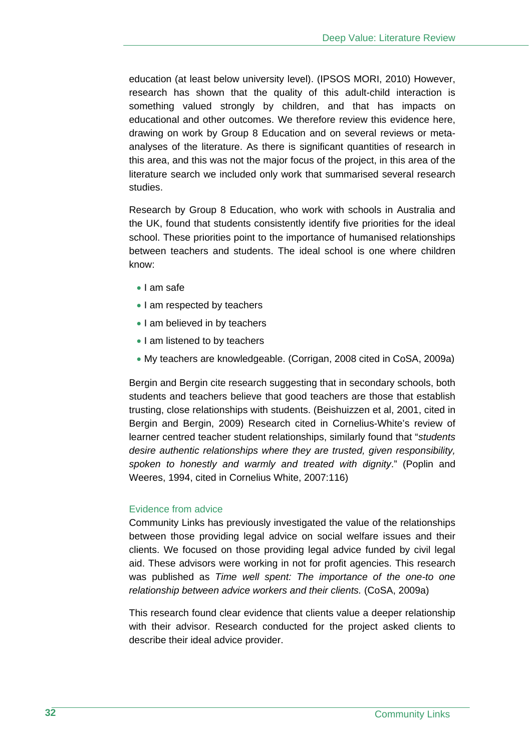education (at least below university level). (IPSOS MORI, 2010) However, research has shown that the quality of this adult-child interaction is something valued strongly by children, and that has impacts on educational and other outcomes. We therefore review this evidence here, drawing on work by Group 8 Education and on several reviews or meta-analyses of the literature. As there is significant quantities of research in this area, and this was not the major focus of the project, in this area of the literature search we included only work that summarised several research studies.

Research by Group 8 Education, who work with schools in Australia and the UK, found that students consistently identify five priorities for the ideal school. These priorities point to the importance of humanised relationships between teachers and students. The ideal school is one where children know:

- I am safe
- I am respected by teachers
- I am believed in by teachers
- I am listened to by teachers
- My teachers are knowledgeable. (Corrigan, 2008 cited in CoSA, 2009a)

Bergin and Bergin cite research suggesting that in secondary schools, both students and teachers believe that good teachers are those that establish trusting, close relationships with students. (Beishuizzen et al, 2001, cited in Bergin and Bergin, 2009) Research cited in Cornelius-White's review of learner centred teacher student relationships, similarly found that "*students desire authentic relationships where they are trusted, given responsibility, spoken to honestly and warmly and treated with dignity*." (Poplin and Weeres, 1994, cited in Cornelius White, 2007:116)

### Evidence from advice

Community Links has previously investigated the value of the relationships between those providing legal advice on social welfare issues and their clients. We focused on those providing legal advice funded by civil legal aid. These advisors were working in not for profit agencies. This research was published as *Time well spent: The importance of the one-to one relationship between advice workers and their clients.* (CoSA, 2009a)

This research found clear evidence that clients value a deeper relationship with their advisor. Research conducted for the project asked clients to describe their ideal advice provider.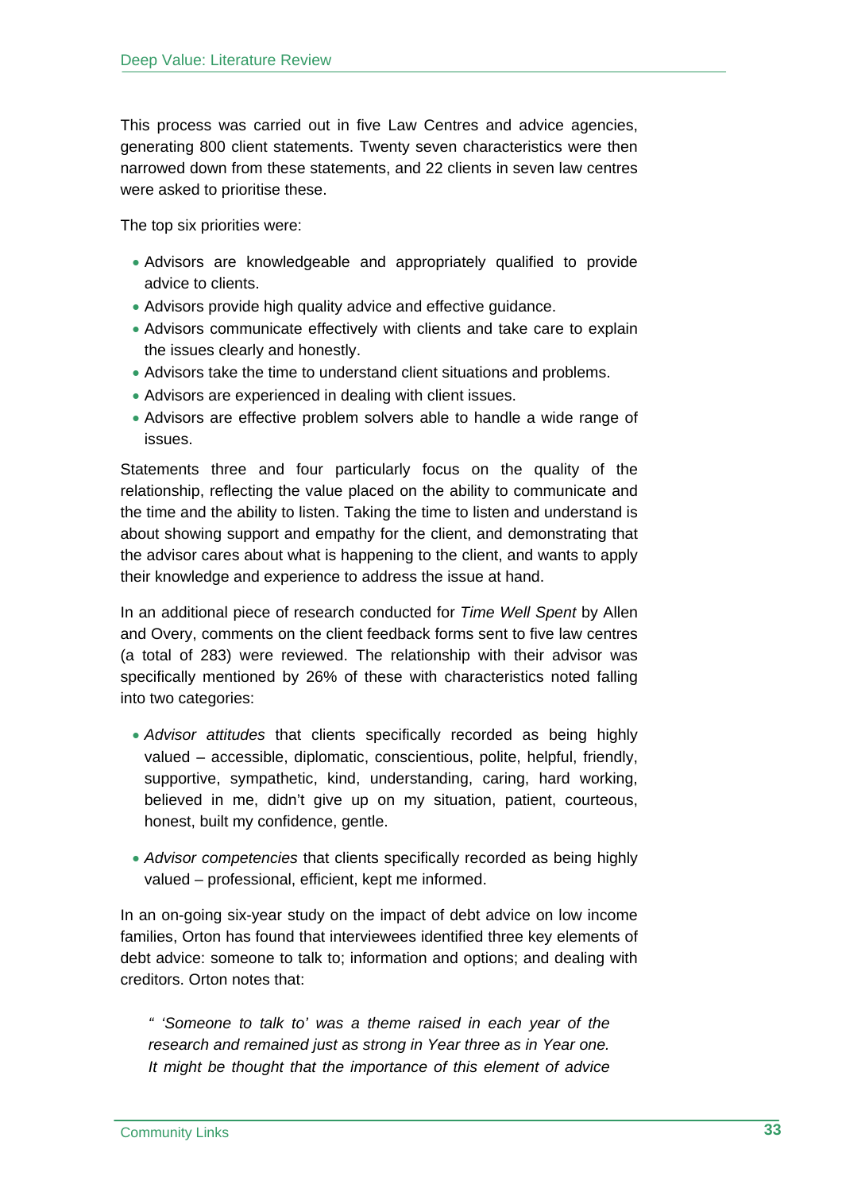This process was carried out in five Law Centres and advice agencies, generating 800 client statements. Twenty seven characteristics were then narrowed down from these statements, and 22 clients in seven law centres were asked to prioritise these.

The top six priorities were:

- Advisors are knowledgeable and appropriately qualified to provide advice to clients.
- Advisors provide high quality advice and effective guidance.
- Advisors communicate effectively with clients and take care to explain the issues clearly and honestly.
- Advisors take the time to understand client situations and problems.
- Advisors are experienced in dealing with client issues.
- Advisors are effective problem solvers able to handle a wide range of issues.

Statements three and four particularly focus on the quality of the relationship, reflecting the value placed on the ability to communicate and the time and the ability to listen. Taking the time to listen and understand is about showing support and empathy for the client, and demonstrating that the advisor cares about what is happening to the client, and wants to apply their knowledge and experience to address the issue at hand.

In an additional piece of research conducted for *Time Well Spent* by Allen and Overy, comments on the client feedback forms sent to five law centres (a total of 283) were reviewed. The relationship with their advisor was specifically mentioned by 26% of these with characteristics noted falling into two categories:

- *Advisor attitudes* that clients specifically recorded as being highly valued – accessible, diplomatic, conscientious, polite, helpful, friendly, supportive, sympathetic, kind, understanding, caring, hard working, believed in me, didn't give up on my situation, patient, courteous, honest, built my confidence, gentle.

- *Advisor competencies* that clients specifically recorded as being highly valued – professional, efficient, kept me informed.

In an on-going six-year study on the impact of debt advice on low income families, Orton has found that interviewees identified three key elements of debt advice: someone to talk to; information and options; and dealing with creditors. Orton notes that:

> *" 'Someone to talk to' was a theme raised in each year of the research and remained just as strong in Year three as in Year one. It might be thought that the importance of this element of advice*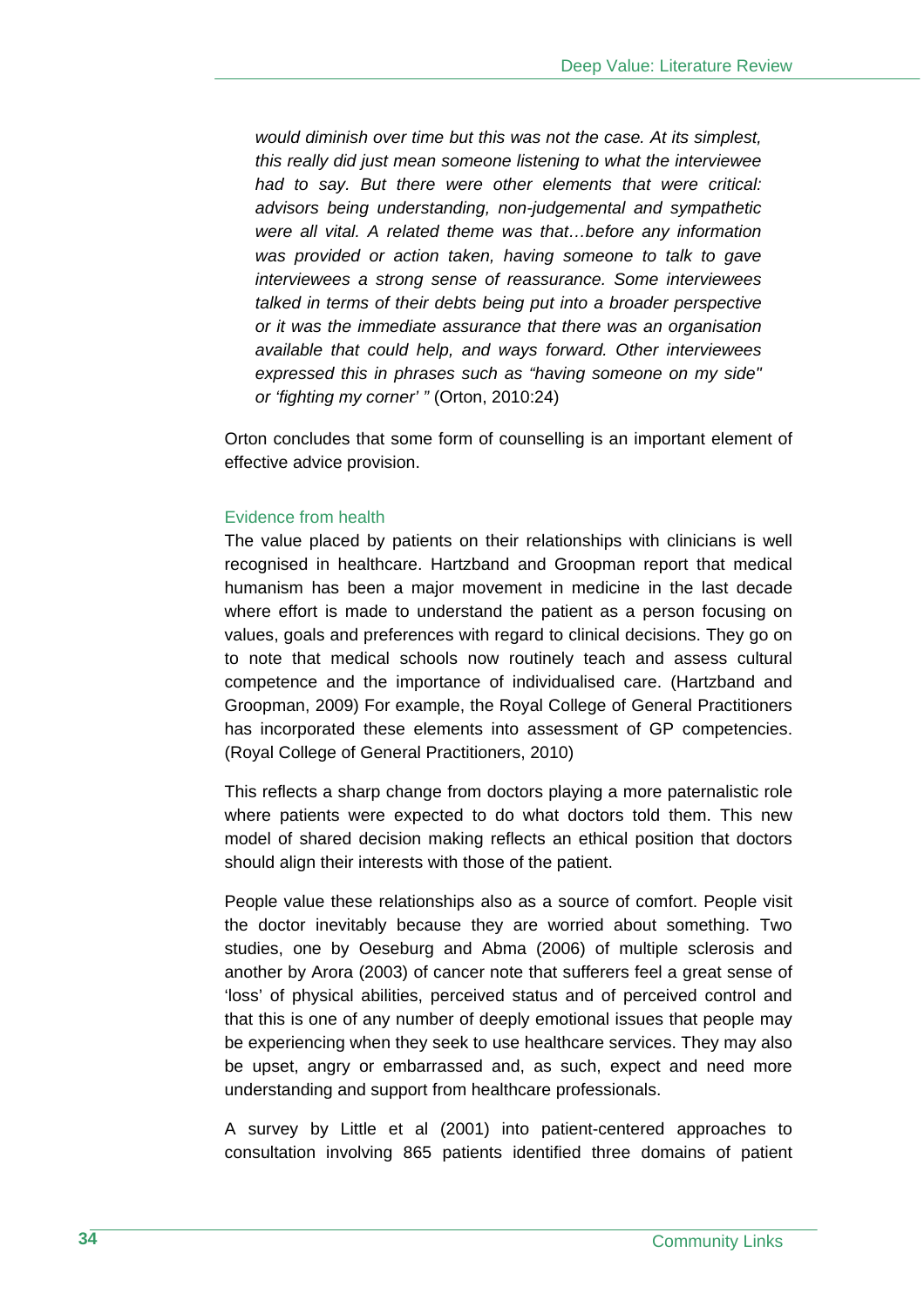*would diminish over time but this was not the case. At its simplest, this really did just mean someone listening to what the interviewee had to say. But there were other elements that were critical: advisors being understanding, non-judgemental and sympathetic were all vital. A related theme was that…before any information was provided or action taken, having someone to talk to gave interviewees a strong sense of reassurance. Some interviewees talked in terms of their debts being put into a broader perspective or it was the immediate assurance that there was an organisation available that could help, and ways forward. Other interviewees expressed this in phrases such as "having someone on my side" or 'fighting my corner' "* (Orton, 2010:24)

Orton concludes that some form of counselling is an important element of effective advice provision.

### Evidence from health

The value placed by patients on their relationships with clinicians is well recognised in healthcare. Hartzband and Groopman report that medical humanism has been a major movement in medicine in the last decade where effort is made to understand the patient as a person focusing on values, goals and preferences with regard to clinical decisions. They go on to note that medical schools now routinely teach and assess cultural competence and the importance of individualised care. (Hartzband and Groopman, 2009) For example, the Royal College of General Practitioners has incorporated these elements into assessment of GP competencies. (Royal College of General Practitioners, 2010)

This reflects a sharp change from doctors playing a more paternalistic role where patients were expected to do what doctors told them. This new model of shared decision making reflects an ethical position that doctors should align their interests with those of the patient.

People value these relationships also as a source of comfort. People visit the doctor inevitably because they are worried about something. Two studies, one by Oeseburg and Abma (2006) of multiple sclerosis and another by Arora (2003) of cancer note that sufferers feel a great sense of 'loss' of physical abilities, perceived status and of perceived control and that this is one of any number of deeply emotional issues that people may be experiencing when they seek to use healthcare services. They may also be upset, angry or embarrassed and, as such, expect and need more understanding and support from healthcare professionals.

A survey by Little et al (2001) into patient-centered approaches to consultation involving 865 patients identified three domains of patient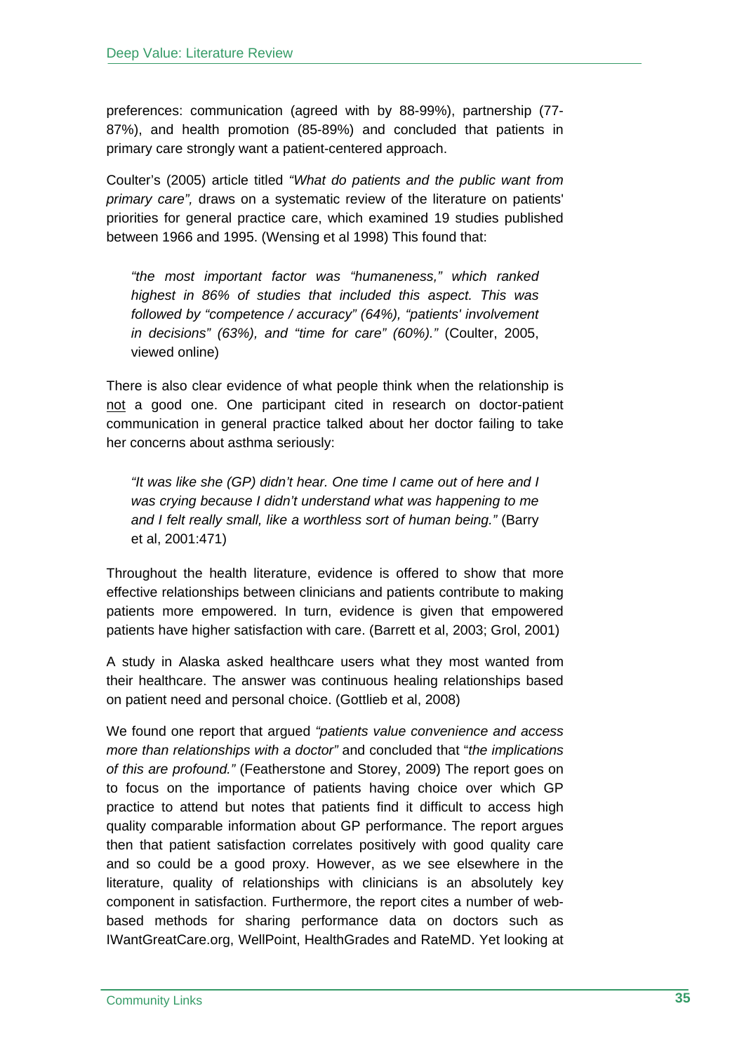preferences: communication (agreed with by 88-99%), partnership (77-87%), and health promotion (85-89%) and concluded that patients in primary care strongly want a patient-centered approach.

Coulter's (2005) article titled *"What do patients and the public want from primary care",* draws on a systematic review of the literature on patients' priorities for general practice care, which examined 19 studies published between 1966 and 1995. (Wensing et al 1998) This found that:

> *"the most important factor was "humaneness," which ranked highest in 86% of studies that included this aspect. This was followed by "competence / accuracy" (64%), "patients' involvement in decisions" (63%), and "time for care" (60%)."* (Coulter, 2005, viewed online)

There is also clear evidence of what people think when the relationship is not a good one. One participant cited in research on doctor-patient communication in general practice talked about her doctor failing to take her concerns about asthma seriously:

> *"It was like she (GP) didn't hear. One time I came out of here and I was crying because I didn't understand what was happening to me and I felt really small, like a worthless sort of human being."* (Barry et al, 2001:471)

Throughout the health literature, evidence is offered to show that more effective relationships between clinicians and patients contribute to making patients more empowered. In turn, evidence is given that empowered patients have higher satisfaction with care. (Barrett et al, 2003; Grol, 2001)

A study in Alaska asked healthcare users what they most wanted from their healthcare. The answer was continuous healing relationships based on patient need and personal choice. (Gottlieb et al, 2008)

We found one report that argued *"patients value convenience and access more than relationships with a doctor"* and concluded that "*the implications of this are profound."* (Featherstone and Storey, 2009) The report goes on to focus on the importance of patients having choice over which GP practice to attend but notes that patients find it difficult to access high quality comparable information about GP performance. The report argues then that patient satisfaction correlates positively with good quality care and so could be a good proxy. However, as we see elsewhere in the literature, quality of relationships with clinicians is an absolutely key component in satisfaction. Furthermore, the report cites a number of web-based methods for sharing performance data on doctors such as IWantGreatCare.org, WellPoint, HealthGrades and RateMD. Yet looking at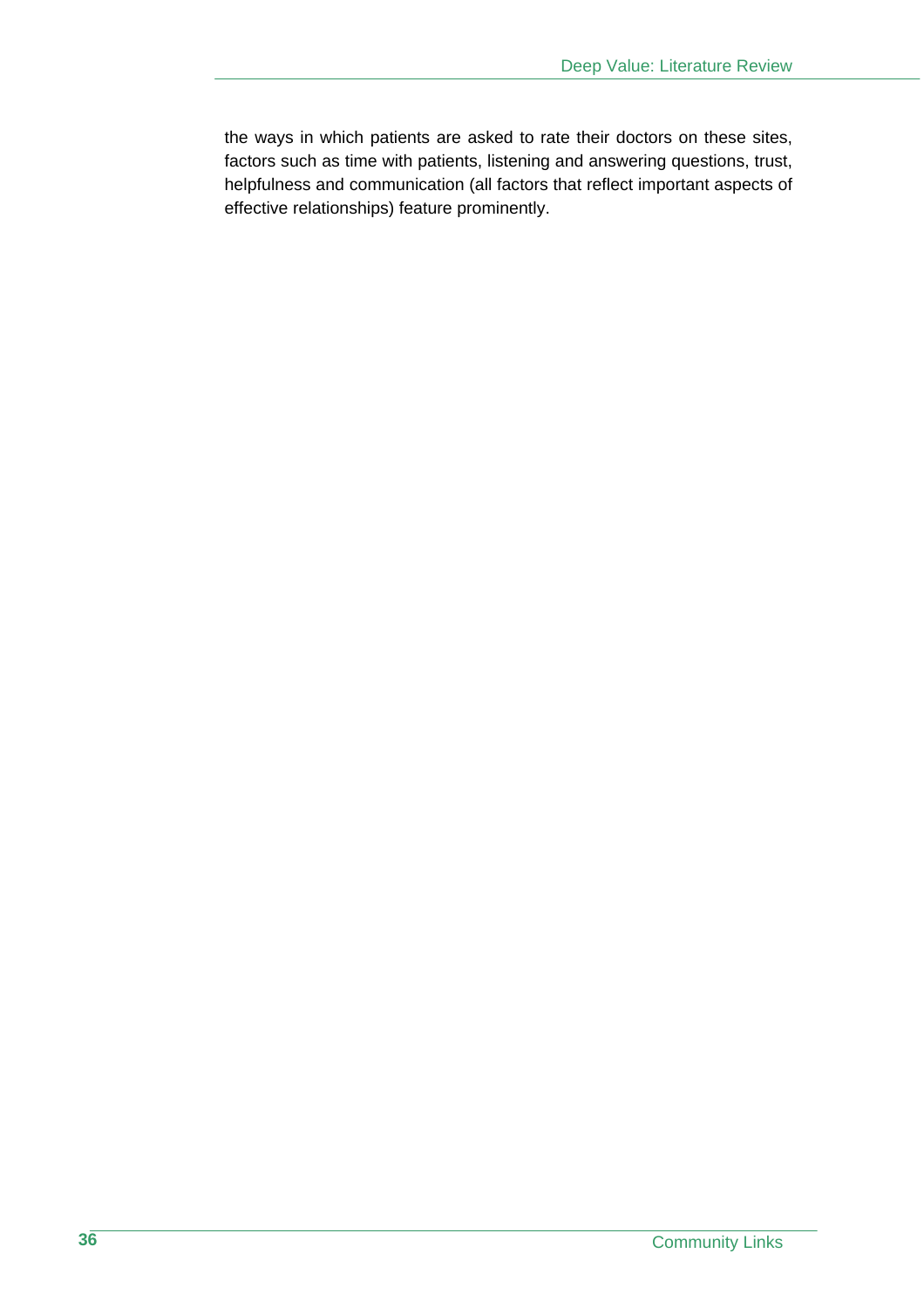the ways in which patients are asked to rate their doctors on these sites, factors such as time with patients, listening and answering questions, trust, helpfulness and communication (all factors that reflect important aspects of effective relationships) feature prominently.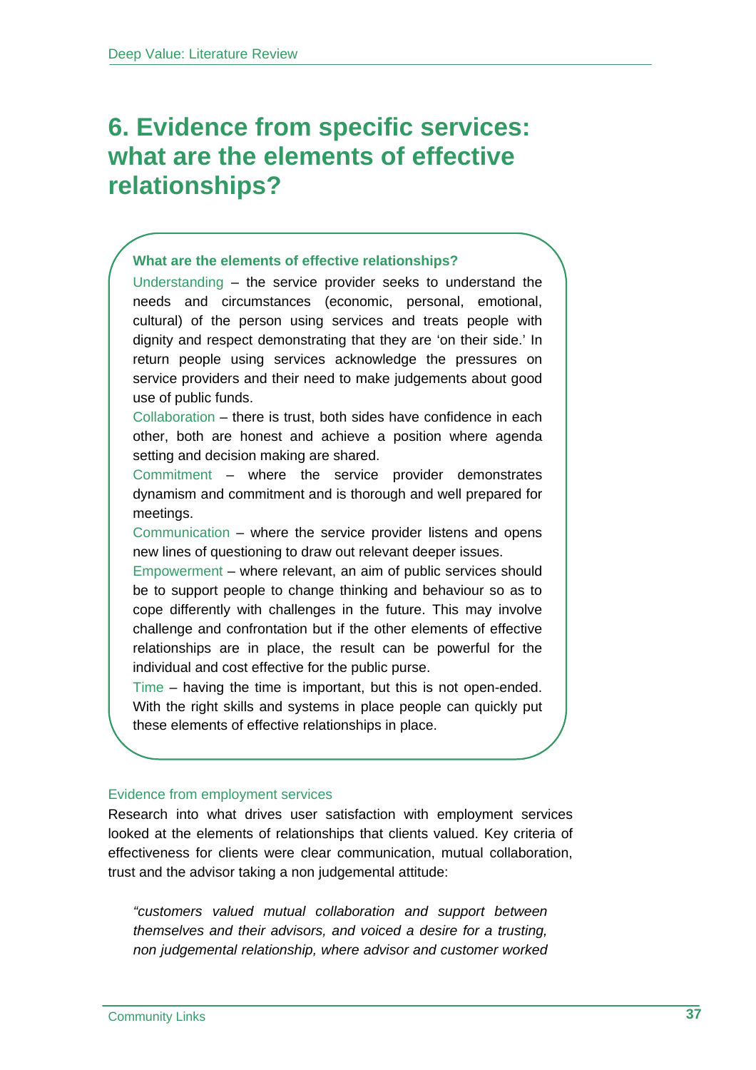# 6. Evidence from specific services: what are the elements of effective relationships?

**What are the elements of effective relationships?**

Understanding – the service provider seeks to understand the needs and circumstances (economic, personal, emotional, cultural) of the person using services and treats people with dignity and respect demonstrating that they are 'on their side.' In return people using services acknowledge the pressures on service providers and their need to make judgements about good use of public funds.

Collaboration – there is trust, both sides have confidence in each other, both are honest and achieve a position where agenda setting and decision making are shared.

Commitment – where the service provider demonstrates dynamism and commitment and is thorough and well prepared for meetings.

Communication – where the service provider listens and opens new lines of questioning to draw out relevant deeper issues.

Empowerment – where relevant, an aim of public services should be to support people to change thinking and behaviour so as to cope differently with challenges in the future. This may involve challenge and confrontation but if the other elements of effective relationships are in place, the result can be powerful for the individual and cost effective for the public purse.

Time – having the time is important, but this is not open-ended. With the right skills and systems in place people can quickly put these elements of effective relationships in place.

### Evidence from employment services

Research into what drives user satisfaction with employment services looked at the elements of relationships that clients valued. Key criteria of effectiveness for clients were clear communication, mutual collaboration, trust and the advisor taking a non judgemental attitude:

> *"customers valued mutual collaboration and support between themselves and their advisors, and voiced a desire for a trusting, non judgemental relationship, where advisor and customer worked*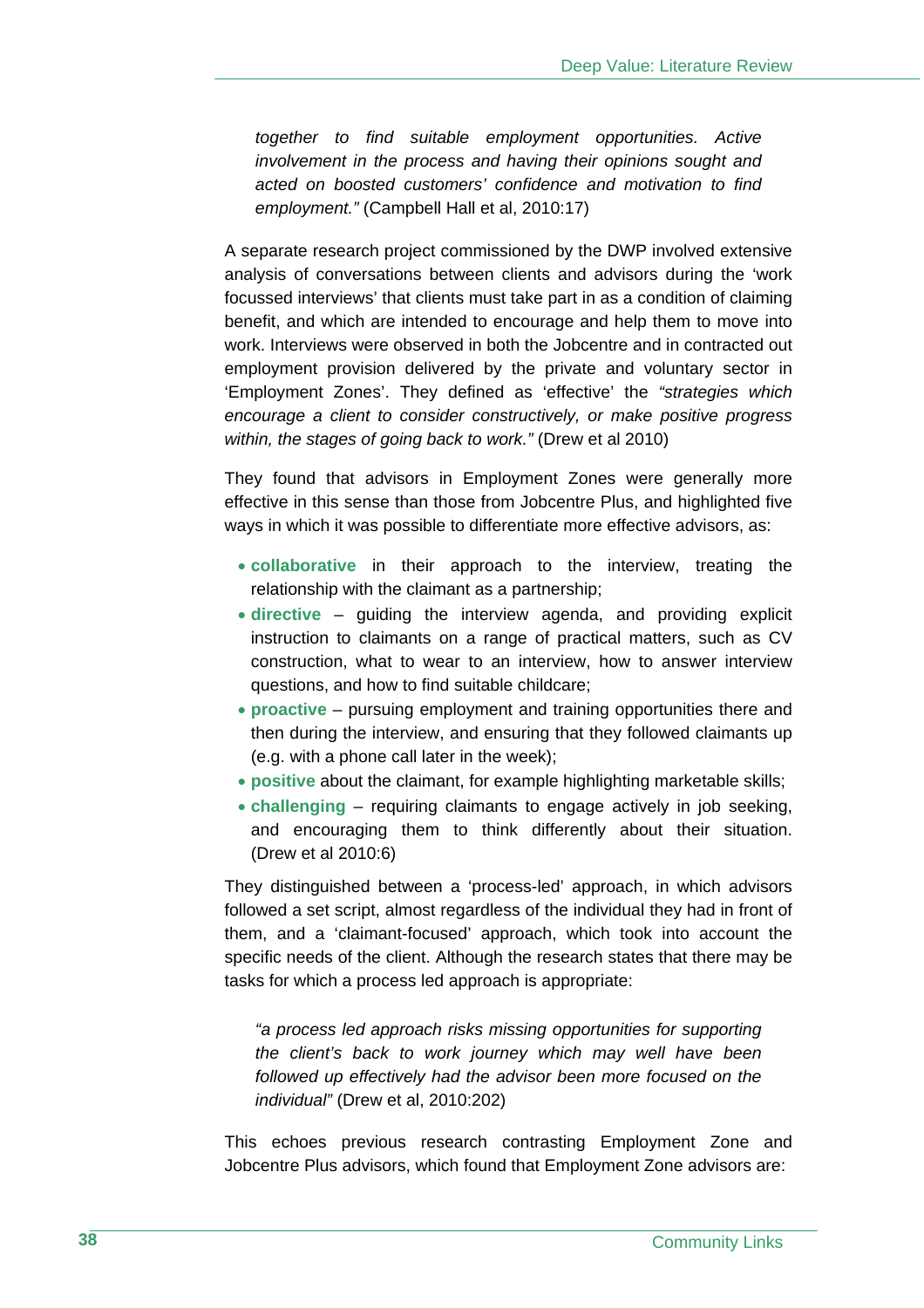*together to find suitable employment opportunities. Active involvement in the process and having their opinions sought and acted on boosted customers' confidence and motivation to find employment."* (Campbell Hall et al, 2010:17)

A separate research project commissioned by the DWP involved extensive analysis of conversations between clients and advisors during the 'work focussed interviews' that clients must take part in as a condition of claiming benefit, and which are intended to encourage and help them to move into work. Interviews were observed in both the Jobcentre and in contracted out employment provision delivered by the private and voluntary sector in 'Employment Zones'. They defined as 'effective' the *"strategies which encourage a client to consider constructively, or make positive progress within, the stages of going back to work."* (Drew et al 2010)

They found that advisors in Employment Zones were generally more effective in this sense than those from Jobcentre Plus, and highlighted five ways in which it was possible to differentiate more effective advisors, as:

- **collaborative** in their approach to the interview, treating the relationship with the claimant as a partnership;
- **directive** – guiding the interview agenda, and providing explicit instruction to claimants on a range of practical matters, such as CV construction, what to wear to an interview, how to answer interview questions, and how to find suitable childcare;
- **proactive** – pursuing employment and training opportunities there and then during the interview, and ensuring that they followed claimants up (e.g. with a phone call later in the week);
- **positive** about the claimant, for example highlighting marketable skills;
- **challenging** – requiring claimants to engage actively in job seeking, and encouraging them to think differently about their situation. (Drew et al 2010:6)

They distinguished between a 'process-led' approach, in which advisors followed a set script, almost regardless of the individual they had in front of them, and a 'claimant-focused' approach, which took into account the specific needs of the client. Although the research states that there may be tasks for which a process led approach is appropriate:

*"a process led approach risks missing opportunities for supporting the client's back to work journey which may well have been followed up effectively had the advisor been more focused on the individual"* (Drew et al, 2010:202)

This echoes previous research contrasting Employment Zone and Jobcentre Plus advisors, which found that Employment Zone advisors are: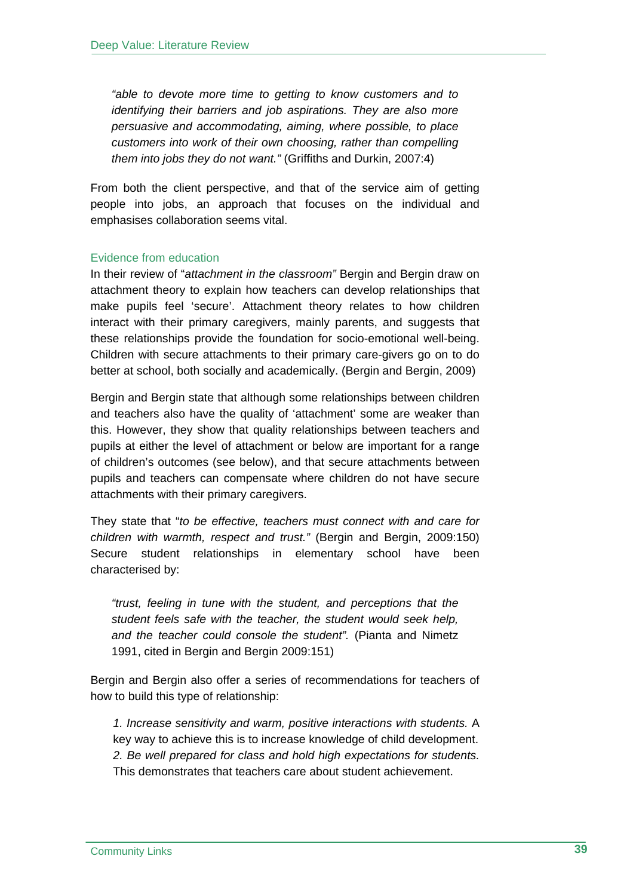> *"able to devote more time to getting to know customers and to identifying their barriers and job aspirations. They are also more persuasive and accommodating, aiming, where possible, to place customers into work of their own choosing, rather than compelling them into jobs they do not want."* (Griffiths and Durkin, 2007:4)

From both the client perspective, and that of the service aim of getting people into jobs, an approach that focuses on the individual and emphasises collaboration seems vital.

### Evidence from education

In their review of "*attachment in the classroom"* Bergin and Bergin draw on attachment theory to explain how teachers can develop relationships that make pupils feel 'secure'. Attachment theory relates to how children interact with their primary caregivers, mainly parents, and suggests that these relationships provide the foundation for socio-emotional well-being. Children with secure attachments to their primary care-givers go on to do better at school, both socially and academically. (Bergin and Bergin, 2009)

Bergin and Bergin state that although some relationships between children and teachers also have the quality of 'attachment' some are weaker than this. However, they show that quality relationships between teachers and pupils at either the level of attachment or below are important for a range of children's outcomes (see below), and that secure attachments between pupils and teachers can compensate where children do not have secure attachments with their primary caregivers.

They state that "*to be effective, teachers must connect with and care for children with warmth, respect and trust."* (Bergin and Bergin, 2009:150) Secure student relationships in elementary school have been characterised by:

> *"trust, feeling in tune with the student, and perceptions that the student feels safe with the teacher, the student would seek help, and the teacher could console the student"*. (Pianta and Nimetz 1991, cited in Bergin and Bergin 2009:151)

Bergin and Bergin also offer a series of recommendations for teachers of how to build this type of relationship:

1. *Increase sensitivity and warm, positive interactions with students.* A key way to achieve this is to increase knowledge of child development.
2. *Be well prepared for class and hold high expectations for students.* This demonstrates that teachers care about student achievement.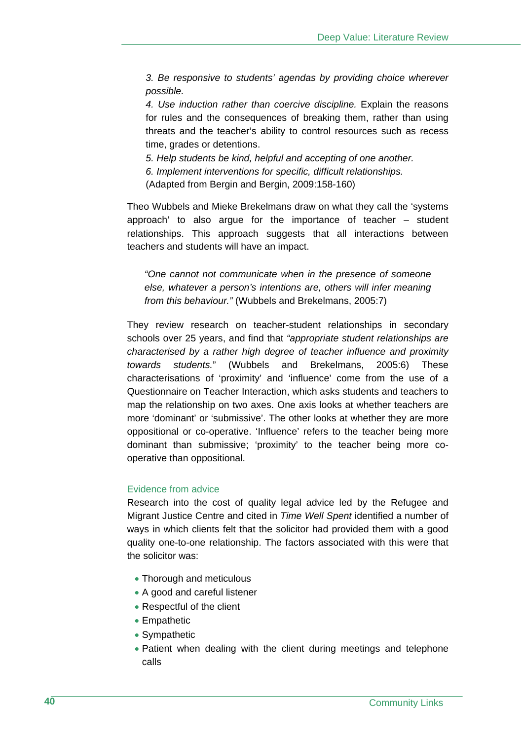*3. Be responsive to students' agendas by providing choice wherever possible.*

*4. Use induction rather than coercive discipline.* Explain the reasons for rules and the consequences of breaking them, rather than using threats and the teacher's ability to control resources such as recess time, grades or detentions.

*5. Help students be kind, helpful and accepting of one another.*

*6. Implement interventions for specific, difficult relationships.*

(Adapted from Bergin and Bergin, 2009:158-160)

Theo Wubbels and Mieke Brekelmans draw on what they call the 'systems approach' to also argue for the importance of teacher – student relationships. This approach suggests that all interactions between teachers and students will have an impact.

> *"One cannot not communicate when in the presence of someone else, whatever a person's intentions are, others will infer meaning from this behaviour."* (Wubbels and Brekelmans, 2005:7)

They review research on teacher-student relationships in secondary schools over 25 years, and find that *"appropriate student relationships are characterised by a rather high degree of teacher influence and proximity towards students."* (Wubbels and Brekelmans, 2005:6) These characterisations of 'proximity' and 'influence' come from the use of a Questionnaire on Teacher Interaction, which asks students and teachers to map the relationship on two axes. One axis looks at whether teachers are more 'dominant' or 'submissive'. The other looks at whether they are more oppositional or co-operative. 'Influence' refers to the teacher being more dominant than submissive; 'proximity' to the teacher being more co-operative than oppositional.

### Evidence from advice

Research into the cost of quality legal advice led by the Refugee and Migrant Justice Centre and cited in *Time Well Spent* identified a number of ways in which clients felt that the solicitor had provided them with a good quality one-to-one relationship. The factors associated with this were that the solicitor was:

- Thorough and meticulous
- A good and careful listener
- Respectful of the client
- Empathetic
- Sympathetic
- Patient when dealing with the client during meetings and telephone calls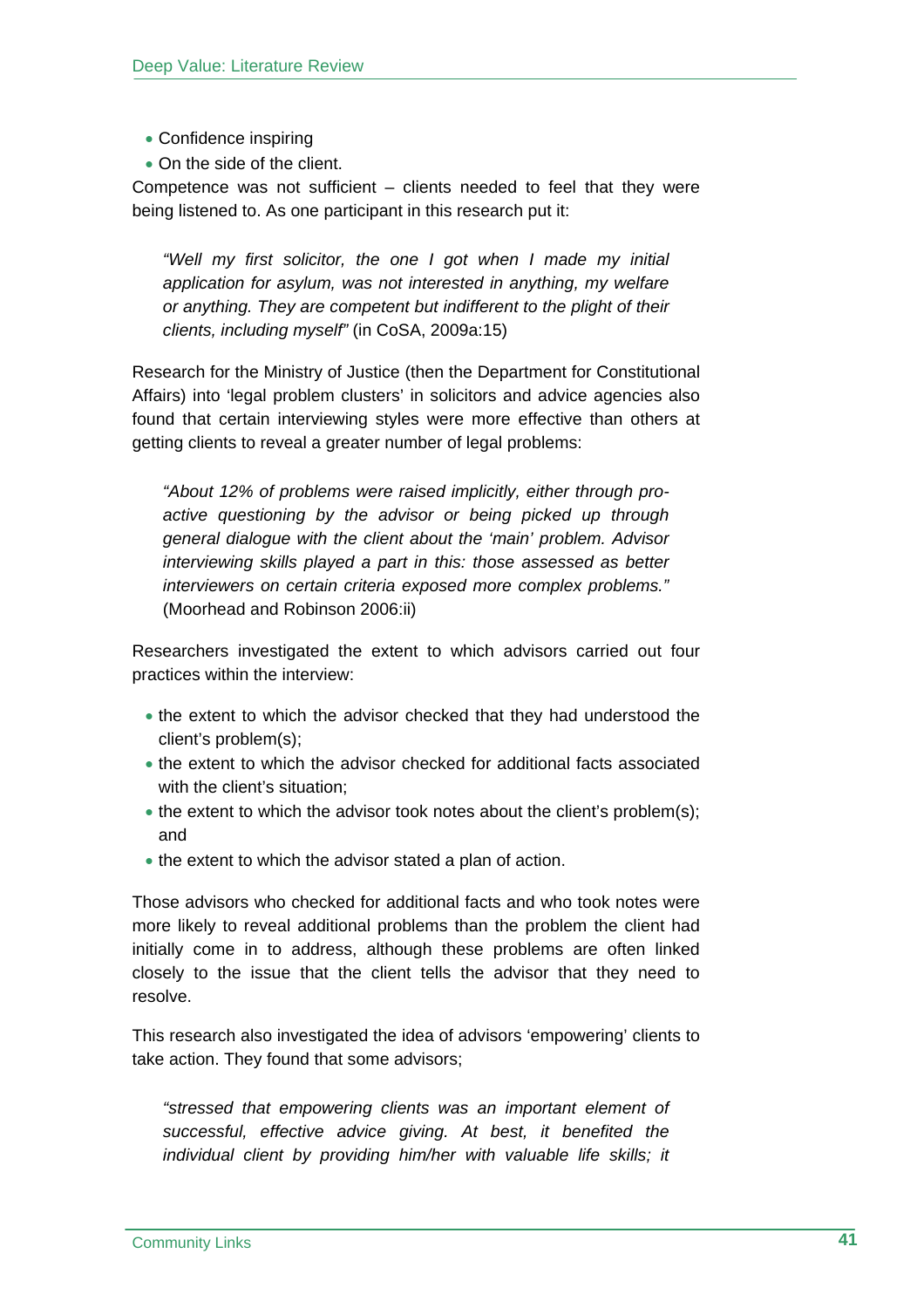- Confidence inspiring
- On the side of the client.

Competence was not sufficient – clients needed to feel that they were being listened to. As one participant in this research put it:

> *"Well my first solicitor, the one I got when I made my initial application for asylum, was not interested in anything, my welfare or anything. They are competent but indifferent to the plight of their clients, including myself"* (in CoSA, 2009a:15)

Research for the Ministry of Justice (then the Department for Constitutional Affairs) into 'legal problem clusters' in solicitors and advice agencies also found that certain interviewing styles were more effective than others at getting clients to reveal a greater number of legal problems:

> *"About 12% of problems were raised implicitly, either through pro-active questioning by the advisor or being picked up through general dialogue with the client about the 'main' problem. Advisor interviewing skills played a part in this: those assessed as better interviewers on certain criteria exposed more complex problems."* (Moorhead and Robinson 2006:ii)

Researchers investigated the extent to which advisors carried out four practices within the interview:

- the extent to which the advisor checked that they had understood the client's problem(s);
- the extent to which the advisor checked for additional facts associated with the client's situation;
- the extent to which the advisor took notes about the client's problem(s); and
- the extent to which the advisor stated a plan of action.

Those advisors who checked for additional facts and who took notes were more likely to reveal additional problems than the problem the client had initially come in to address, although these problems are often linked closely to the issue that the client tells the advisor that they need to resolve.

This research also investigated the idea of advisors 'empowering' clients to take action. They found that some advisors;

> *"stressed that empowering clients was an important element of successful, effective advice giving. At best, it benefited the individual client by providing him/her with valuable life skills; it*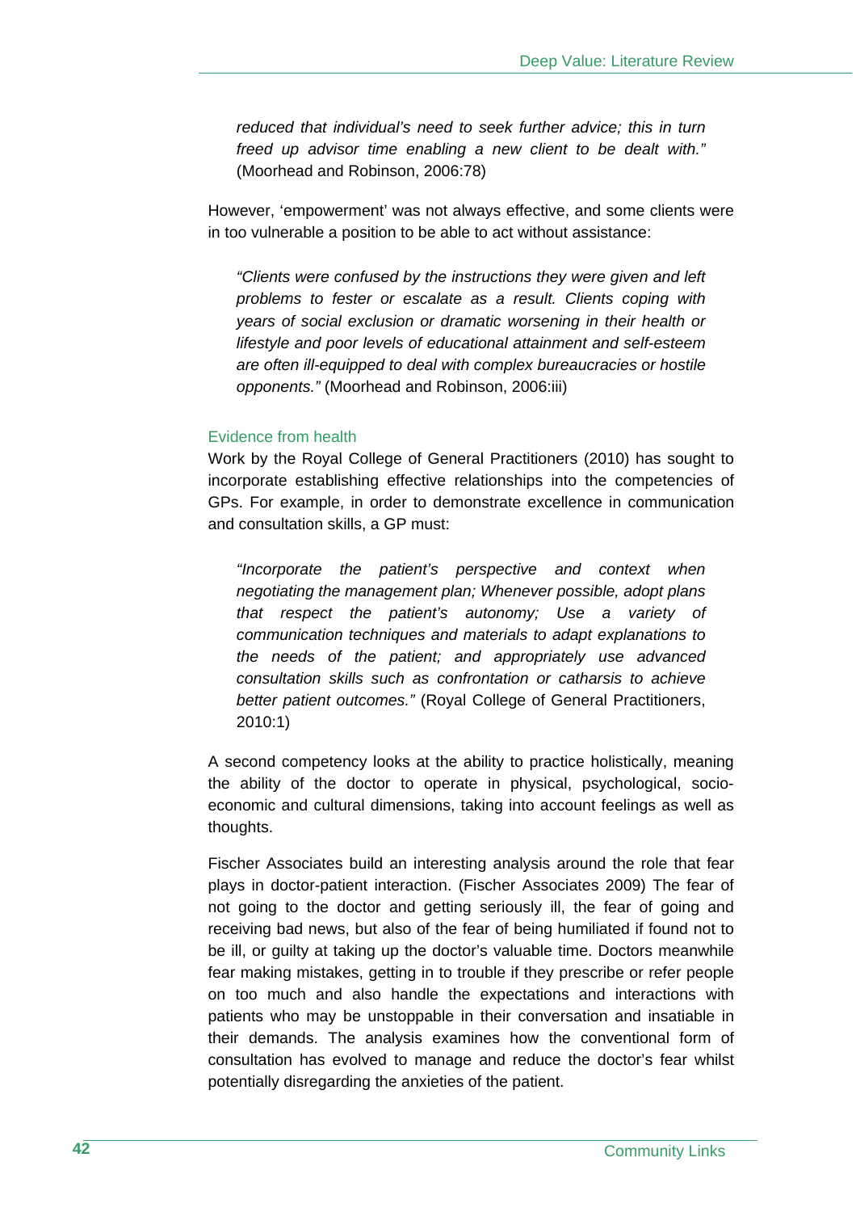*reduced that individual's need to seek further advice; this in turn freed up advisor time enabling a new client to be dealt with."* (Moorhead and Robinson, 2006:78)

However, 'empowerment' was not always effective, and some clients were in too vulnerable a position to be able to act without assistance:

> *"Clients were confused by the instructions they were given and left problems to fester or escalate as a result. Clients coping with years of social exclusion or dramatic worsening in their health or lifestyle and poor levels of educational attainment and self-esteem are often ill-equipped to deal with complex bureaucracies or hostile opponents."* (Moorhead and Robinson, 2006:iii)

### Evidence from health

Work by the Royal College of General Practitioners (2010) has sought to incorporate establishing effective relationships into the competencies of GPs. For example, in order to demonstrate excellence in communication and consultation skills, a GP must:

> *"Incorporate the patient's perspective and context when negotiating the management plan; Whenever possible, adopt plans that respect the patient's autonomy; Use a variety of communication techniques and materials to adapt explanations to the needs of the patient; and appropriately use advanced consultation skills such as confrontation or catharsis to achieve better patient outcomes."* (Royal College of General Practitioners, 2010:1)

A second competency looks at the ability to practice holistically, meaning the ability of the doctor to operate in physical, psychological, socio-economic and cultural dimensions, taking into account feelings as well as thoughts.

Fischer Associates build an interesting analysis around the role that fear plays in doctor-patient interaction. (Fischer Associates 2009) The fear of not going to the doctor and getting seriously ill, the fear of going and receiving bad news, but also of the fear of being humiliated if found not to be ill, or guilty at taking up the doctor's valuable time. Doctors meanwhile fear making mistakes, getting in to trouble if they prescribe or refer people on too much and also handle the expectations and interactions with patients who may be unstoppable in their conversation and insatiable in their demands. The analysis examines how the conventional form of consultation has evolved to manage and reduce the doctor's fear whilst potentially disregarding the anxieties of the patient.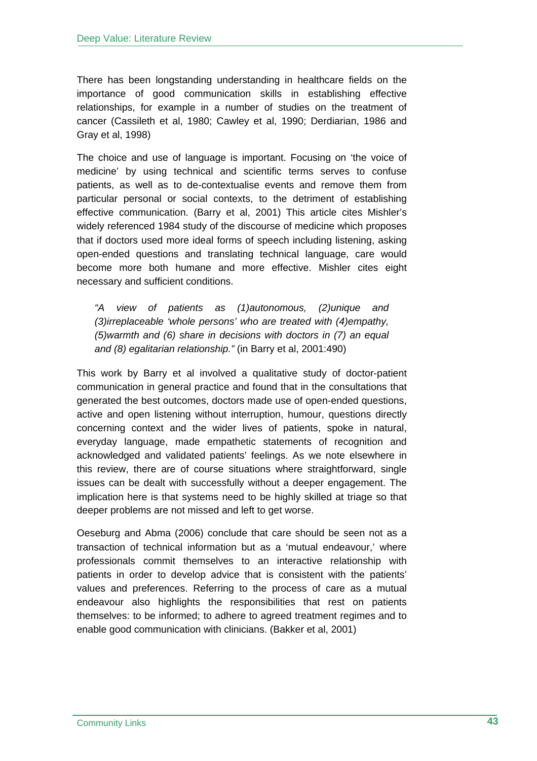There has been longstanding understanding in healthcare fields on the importance of good communication skills in establishing effective relationships, for example in a number of studies on the treatment of cancer (Cassileth et al, 1980; Cawley et al, 1990; Derdiarian, 1986 and Gray et al, 1998)

The choice and use of language is important. Focusing on 'the voice of medicine' by using technical and scientific terms serves to confuse patients, as well as to de-contextualise events and remove them from particular personal or social contexts, to the detriment of establishing effective communication. (Barry et al, 2001) This article cites Mishler's widely referenced 1984 study of the discourse of medicine which proposes that if doctors used more ideal forms of speech including listening, asking open-ended questions and translating technical language, care would become more both humane and more effective. Mishler cites eight necessary and sufficient conditions.

> *"A view of patients as (1)autonomous, (2)unique and (3)irreplaceable 'whole persons' who are treated with (4)empathy, (5)warmth and (6) share in decisions with doctors in (7) an equal and (8) egalitarian relationship."* (in Barry et al, 2001:490)

This work by Barry et al involved a qualitative study of doctor-patient communication in general practice and found that in the consultations that generated the best outcomes, doctors made use of open-ended questions, active and open listening without interruption, humour, questions directly concerning context and the wider lives of patients, spoke in natural, everyday language, made empathetic statements of recognition and acknowledged and validated patients' feelings. As we note elsewhere in this review, there are of course situations where straightforward, single issues can be dealt with successfully without a deeper engagement. The implication here is that systems need to be highly skilled at triage so that deeper problems are not missed and left to get worse.

Oeseburg and Abma (2006) conclude that care should be seen not as a transaction of technical information but as a 'mutual endeavour,' where professionals commit themselves to an interactive relationship with patients in order to develop advice that is consistent with the patients' values and preferences. Referring to the process of care as a mutual endeavour also highlights the responsibilities that rest on patients themselves: to be informed; to adhere to agreed treatment regimes and to enable good communication with clinicians. (Bakker et al, 2001)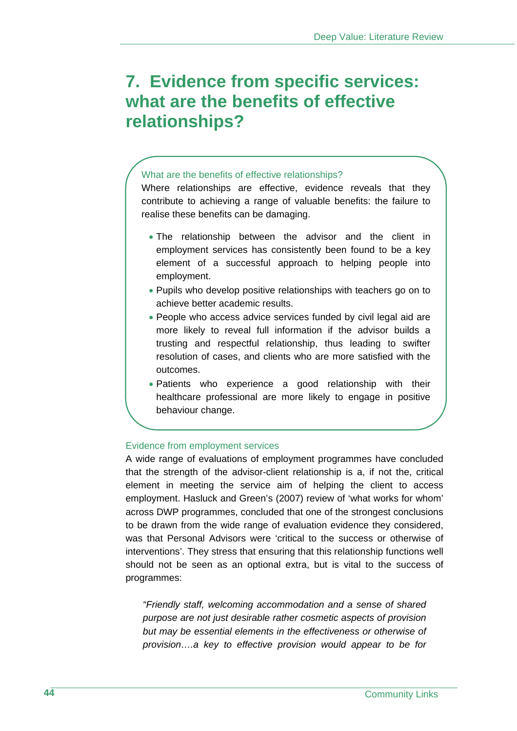# 7. Evidence from specific services: what are the benefits of effective relationships?

> **What are the benefits of effective relationships?**
>
> Where relationships are effective, evidence reveals that they contribute to achieving a range of valuable benefits: the failure to realise these benefits can be damaging.
>
> - The relationship between the advisor and the client in employment services has consistently been found to be a key element of a successful approach to helping people into employment.
> - Pupils who develop positive relationships with teachers go on to achieve better academic results.
> - People who access advice services funded by civil legal aid are more likely to reveal full information if the advisor builds a trusting and respectful relationship, thus leading to swifter resolution of cases, and clients who are more satisfied with the outcomes.
> - Patients who experience a good relationship with their healthcare professional are more likely to engage in positive behaviour change.

### Evidence from employment services

A wide range of evaluations of employment programmes have concluded that the strength of the advisor-client relationship is a, if not the, critical element in meeting the service aim of helping the client to access employment. Hasluck and Green's (2007) review of 'what works for whom' across DWP programmes, concluded that one of the strongest conclusions to be drawn from the wide range of evaluation evidence they considered, was that Personal Advisors were 'critical to the success or otherwise of interventions'. They stress that ensuring that this relationship functions well should not be seen as an optional extra, but is vital to the success of programmes:

> *"Friendly staff, welcoming accommodation and a sense of shared purpose are not just desirable rather cosmetic aspects of provision but may be essential elements in the effectiveness or otherwise of provision….a key to effective provision would appear to be for*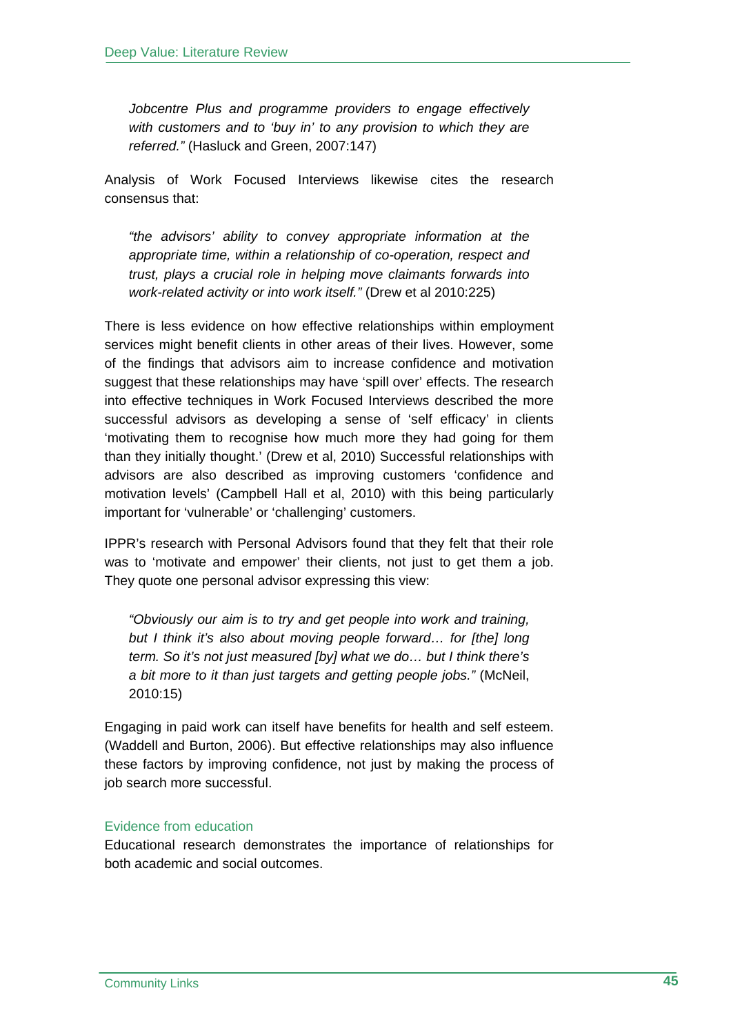> *Jobcentre Plus and programme providers to engage effectively with customers and to 'buy in' to any provision to which they are referred."* (Hasluck and Green, 2007:147)

Analysis of Work Focused Interviews likewise cites the research consensus that:

> *"the advisors' ability to convey appropriate information at the appropriate time, within a relationship of co-operation, respect and trust, plays a crucial role in helping move claimants forwards into work-related activity or into work itself."* (Drew et al 2010:225)

There is less evidence on how effective relationships within employment services might benefit clients in other areas of their lives. However, some of the findings that advisors aim to increase confidence and motivation suggest that these relationships may have 'spill over' effects. The research into effective techniques in Work Focused Interviews described the more successful advisors as developing a sense of 'self efficacy' in clients 'motivating them to recognise how much more they had going for them than they initially thought.' (Drew et al, 2010) Successful relationships with advisors are also described as improving customers 'confidence and motivation levels' (Campbell Hall et al, 2010) with this being particularly important for 'vulnerable' or 'challenging' customers.

IPPR's research with Personal Advisors found that they felt that their role was to 'motivate and empower' their clients, not just to get them a job. They quote one personal advisor expressing this view:

> *"Obviously our aim is to try and get people into work and training, but I think it's also about moving people forward… for [the] long term. So it's not just measured [by] what we do… but I think there's a bit more to it than just targets and getting people jobs."* (McNeil, 2010:15)

Engaging in paid work can itself have benefits for health and self esteem. (Waddell and Burton, 2006). But effective relationships may also influence these factors by improving confidence, not just by making the process of job search more successful.

### Evidence from education

Educational research demonstrates the importance of relationships for both academic and social outcomes.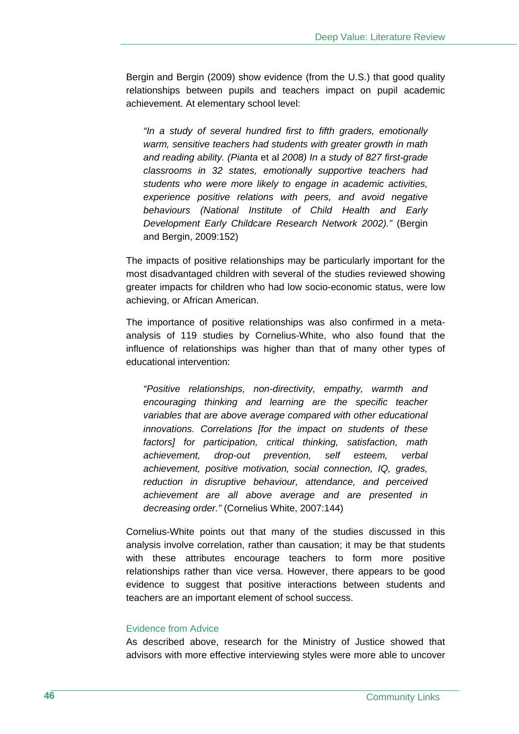Bergin and Bergin (2009) show evidence (from the U.S.) that good quality relationships between pupils and teachers impact on pupil academic achievement. At elementary school level:

> *"In a study of several hundred first to fifth graders, emotionally warm, sensitive teachers had students with greater growth in math and reading ability. (Pianta* et al *2008) In a study of 827 first-grade classrooms in 32 states, emotionally supportive teachers had students who were more likely to engage in academic activities, experience positive relations with peers, and avoid negative behaviours (National Institute of Child Health and Early Development Early Childcare Research Network 2002)."* (Bergin and Bergin, 2009:152)

The impacts of positive relationships may be particularly important for the most disadvantaged children with several of the studies reviewed showing greater impacts for children who had low socio-economic status, were low achieving, or African American.

The importance of positive relationships was also confirmed in a meta-analysis of 119 studies by Cornelius-White, who also found that the influence of relationships was higher than that of many other types of educational intervention:

> *"Positive relationships, non-directivity, empathy, warmth and encouraging thinking and learning are the specific teacher variables that are above average compared with other educational innovations. Correlations [for the impact on students of these factors] for participation, critical thinking, satisfaction, math achievement, drop-out prevention, self esteem, verbal achievement, positive motivation, social connection, IQ, grades, reduction in disruptive behaviour, attendance, and perceived achievement are all above average and are presented in decreasing order."* (Cornelius White, 2007:144)

Cornelius-White points out that many of the studies discussed in this analysis involve correlation, rather than causation; it may be that students with these attributes encourage teachers to form more positive relationships rather than vice versa. However, there appears to be good evidence to suggest that positive interactions between students and teachers are an important element of school success.

### Evidence from Advice

As described above, research for the Ministry of Justice showed that advisors with more effective interviewing styles were more able to uncover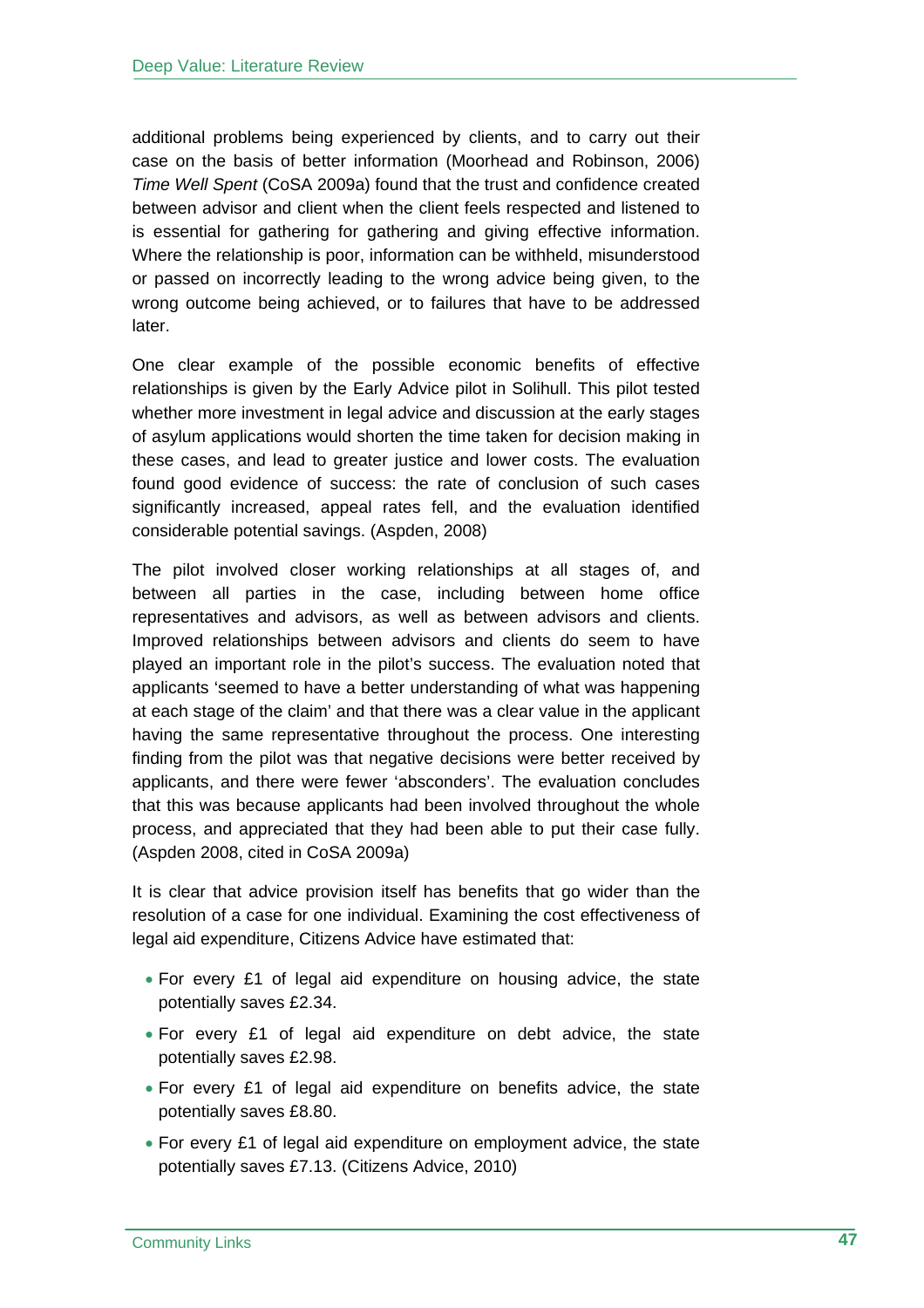additional problems being experienced by clients, and to carry out their case on the basis of better information (Moorhead and Robinson, 2006) *Time Well Spent* (CoSA 2009a) found that the trust and confidence created between advisor and client when the client feels respected and listened to is essential for gathering for gathering and giving effective information. Where the relationship is poor, information can be withheld, misunderstood or passed on incorrectly leading to the wrong advice being given, to the wrong outcome being achieved, or to failures that have to be addressed later.

One clear example of the possible economic benefits of effective relationships is given by the Early Advice pilot in Solihull. This pilot tested whether more investment in legal advice and discussion at the early stages of asylum applications would shorten the time taken for decision making in these cases, and lead to greater justice and lower costs. The evaluation found good evidence of success: the rate of conclusion of such cases significantly increased, appeal rates fell, and the evaluation identified considerable potential savings. (Aspden, 2008)

The pilot involved closer working relationships at all stages of, and between all parties in the case, including between home office representatives and advisors, as well as between advisors and clients. Improved relationships between advisors and clients do seem to have played an important role in the pilot's success. The evaluation noted that applicants 'seemed to have a better understanding of what was happening at each stage of the claim' and that there was a clear value in the applicant having the same representative throughout the process. One interesting finding from the pilot was that negative decisions were better received by applicants, and there were fewer 'absconders'. The evaluation concludes that this was because applicants had been involved throughout the whole process, and appreciated that they had been able to put their case fully. (Aspden 2008, cited in CoSA 2009a)

It is clear that advice provision itself has benefits that go wider than the resolution of a case for one individual. Examining the cost effectiveness of legal aid expenditure, Citizens Advice have estimated that:

- For every £1 of legal aid expenditure on housing advice, the state potentially saves £2.34.
- For every £1 of legal aid expenditure on debt advice, the state potentially saves £2.98.
- For every £1 of legal aid expenditure on benefits advice, the state potentially saves £8.80.
- For every £1 of legal aid expenditure on employment advice, the state potentially saves £7.13. (Citizens Advice, 2010)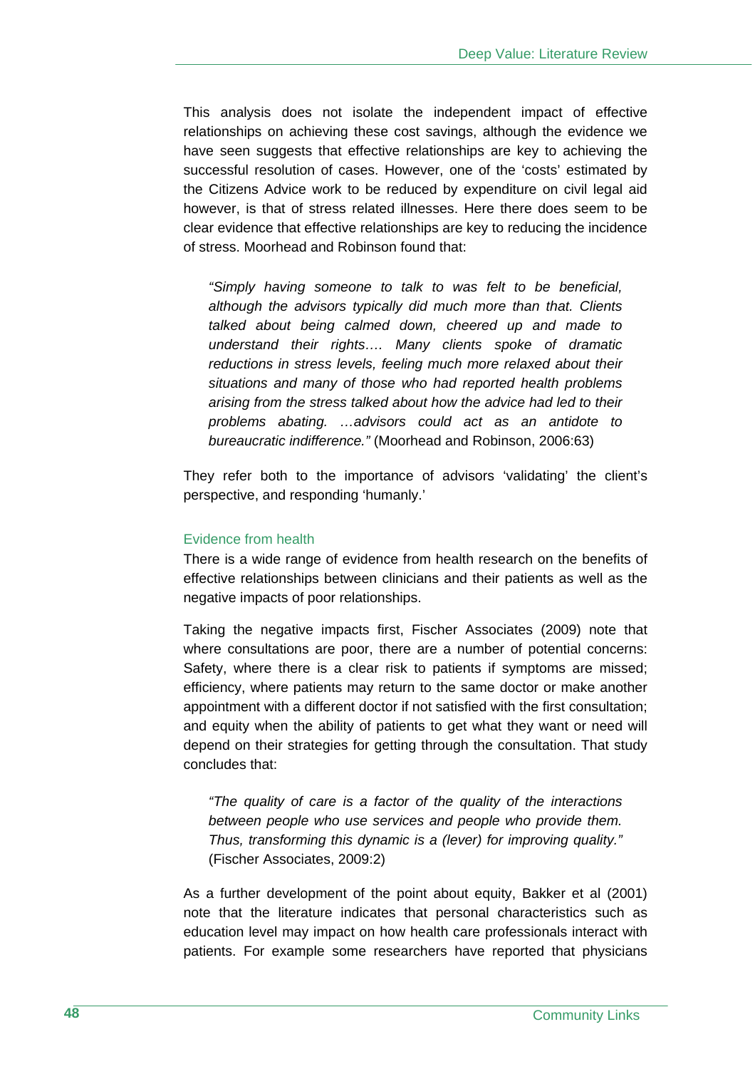This analysis does not isolate the independent impact of effective relationships on achieving these cost savings, although the evidence we have seen suggests that effective relationships are key to achieving the successful resolution of cases. However, one of the 'costs' estimated by the Citizens Advice work to be reduced by expenditure on civil legal aid however, is that of stress related illnesses. Here there does seem to be clear evidence that effective relationships are key to reducing the incidence of stress. Moorhead and Robinson found that:

> *"Simply having someone to talk to was felt to be beneficial, although the advisors typically did much more than that. Clients talked about being calmed down, cheered up and made to understand their rights…. Many clients spoke of dramatic reductions in stress levels, feeling much more relaxed about their situations and many of those who had reported health problems arising from the stress talked about how the advice had led to their problems abating. …advisors could act as an antidote to bureaucratic indifference."* (Moorhead and Robinson, 2006:63)

They refer both to the importance of advisors 'validating' the client's perspective, and responding 'humanly.'

### Evidence from health

There is a wide range of evidence from health research on the benefits of effective relationships between clinicians and their patients as well as the negative impacts of poor relationships.

Taking the negative impacts first, Fischer Associates (2009) note that where consultations are poor, there are a number of potential concerns: Safety, where there is a clear risk to patients if symptoms are missed; efficiency, where patients may return to the same doctor or make another appointment with a different doctor if not satisfied with the first consultation; and equity when the ability of patients to get what they want or need will depend on their strategies for getting through the consultation. That study concludes that:

> *"The quality of care is a factor of the quality of the interactions between people who use services and people who provide them. Thus, transforming this dynamic is a (lever) for improving quality."* (Fischer Associates, 2009:2)

As a further development of the point about equity, Bakker et al (2001) note that the literature indicates that personal characteristics such as education level may impact on how health care professionals interact with patients. For example some researchers have reported that physicians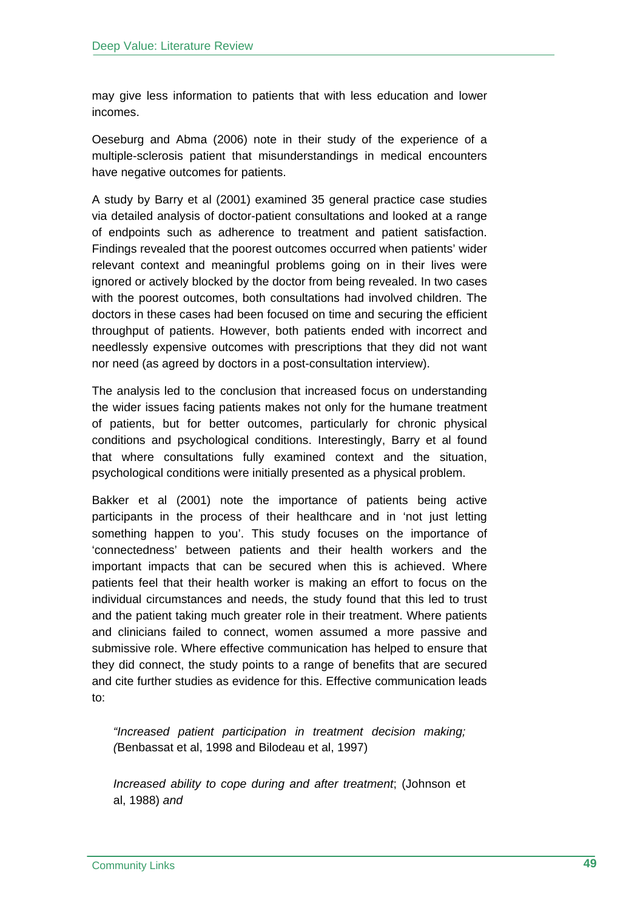may give less information to patients that with less education and lower incomes.

Oeseburg and Abma (2006) note in their study of the experience of a multiple-sclerosis patient that misunderstandings in medical encounters have negative outcomes for patients.

A study by Barry et al (2001) examined 35 general practice case studies via detailed analysis of doctor-patient consultations and looked at a range of endpoints such as adherence to treatment and patient satisfaction. Findings revealed that the poorest outcomes occurred when patients' wider relevant context and meaningful problems going on in their lives were ignored or actively blocked by the doctor from being revealed. In two cases with the poorest outcomes, both consultations had involved children. The doctors in these cases had been focused on time and securing the efficient throughput of patients. However, both patients ended with incorrect and needlessly expensive outcomes with prescriptions that they did not want nor need (as agreed by doctors in a post-consultation interview).

The analysis led to the conclusion that increased focus on understanding the wider issues facing patients makes not only for the humane treatment of patients, but for better outcomes, particularly for chronic physical conditions and psychological conditions. Interestingly, Barry et al found that where consultations fully examined context and the situation, psychological conditions were initially presented as a physical problem.

Bakker et al (2001) note the importance of patients being active participants in the process of their healthcare and in 'not just letting something happen to you'. This study focuses on the importance of 'connectedness' between patients and their health workers and the important impacts that can be secured when this is achieved. Where patients feel that their health worker is making an effort to focus on the individual circumstances and needs, the study found that this led to trust and the patient taking much greater role in their treatment. Where patients and clinicians failed to connect, women assumed a more passive and submissive role. Where effective communication has helped to ensure that they did connect, the study points to a range of benefits that are secured and cite further studies as evidence for this. Effective communication leads to:

> *"Increased patient participation in treatment decision making; (*Benbassat et al, 1998 and Bilodeau et al, 1997)
>
> *Increased ability to cope during and after treatment*; (Johnson et al, 1988) *and*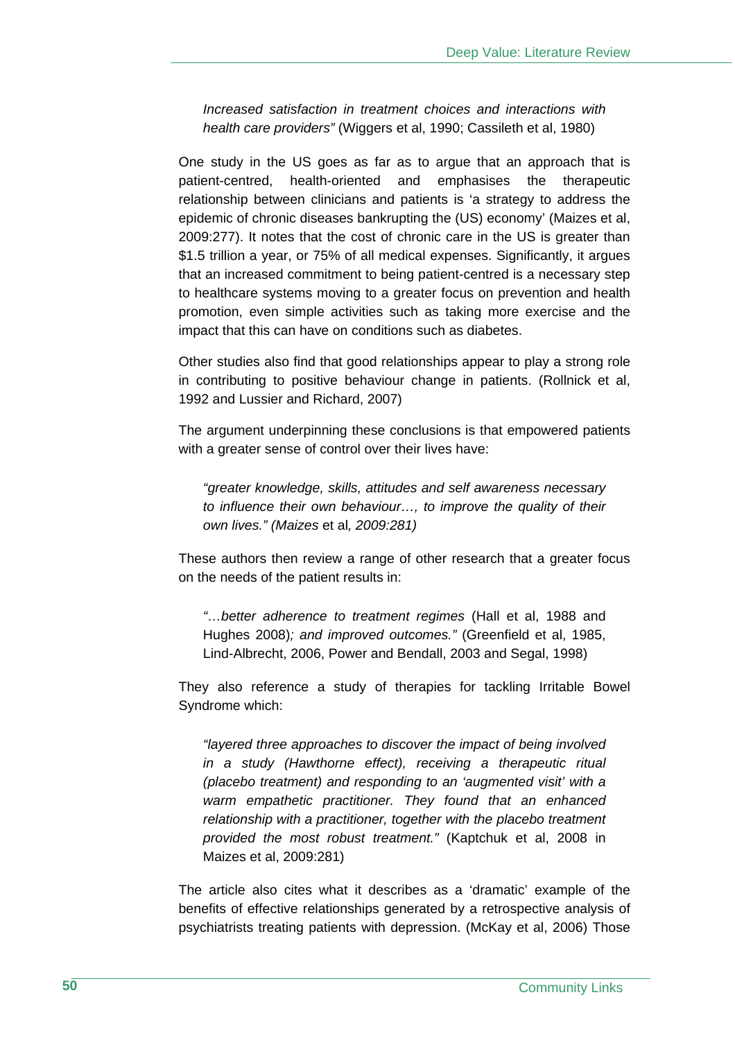> *Increased satisfaction in treatment choices and interactions with health care providers"* (Wiggers et al, 1990; Cassileth et al, 1980)

One study in the US goes as far as to argue that an approach that is patient-centred, health-oriented and emphasises the therapeutic relationship between clinicians and patients is 'a strategy to address the epidemic of chronic diseases bankrupting the (US) economy' (Maizes et al, 2009:277). It notes that the cost of chronic care in the US is greater than $1.5 trillion a year, or 75% of all medical expenses. Significantly, it argues that an increased commitment to being patient-centred is a necessary step to healthcare systems moving to a greater focus on prevention and health promotion, even simple activities such as taking more exercise and the impact that this can have on conditions such as diabetes.

Other studies also find that good relationships appear to play a strong role in contributing to positive behaviour change in patients. (Rollnick et al, 1992 and Lussier and Richard, 2007)

The argument underpinning these conclusions is that empowered patients with a greater sense of control over their lives have:

> *"greater knowledge, skills, attitudes and self awareness necessary to influence their own behaviour…, to improve the quality of their own lives." (Maizes* et al*, 2009:281)*

These authors then review a range of other research that a greater focus on the needs of the patient results in:

> *"…better adherence to treatment regimes* (Hall et al, 1988 and Hughes 2008)*; and improved outcomes."* (Greenfield et al, 1985, Lind-Albrecht, 2006, Power and Bendall, 2003 and Segal, 1998)

They also reference a study of therapies for tackling Irritable Bowel Syndrome which:

> *"layered three approaches to discover the impact of being involved in a study (Hawthorne effect), receiving a therapeutic ritual (placebo treatment) and responding to an 'augmented visit' with a warm empathetic practitioner. They found that an enhanced relationship with a practitioner, together with the placebo treatment provided the most robust treatment."* (Kaptchuk et al, 2008 in Maizes et al, 2009:281)

The article also cites what it describes as a 'dramatic' example of the benefits of effective relationships generated by a retrospective analysis of psychiatrists treating patients with depression. (McKay et al, 2006) Those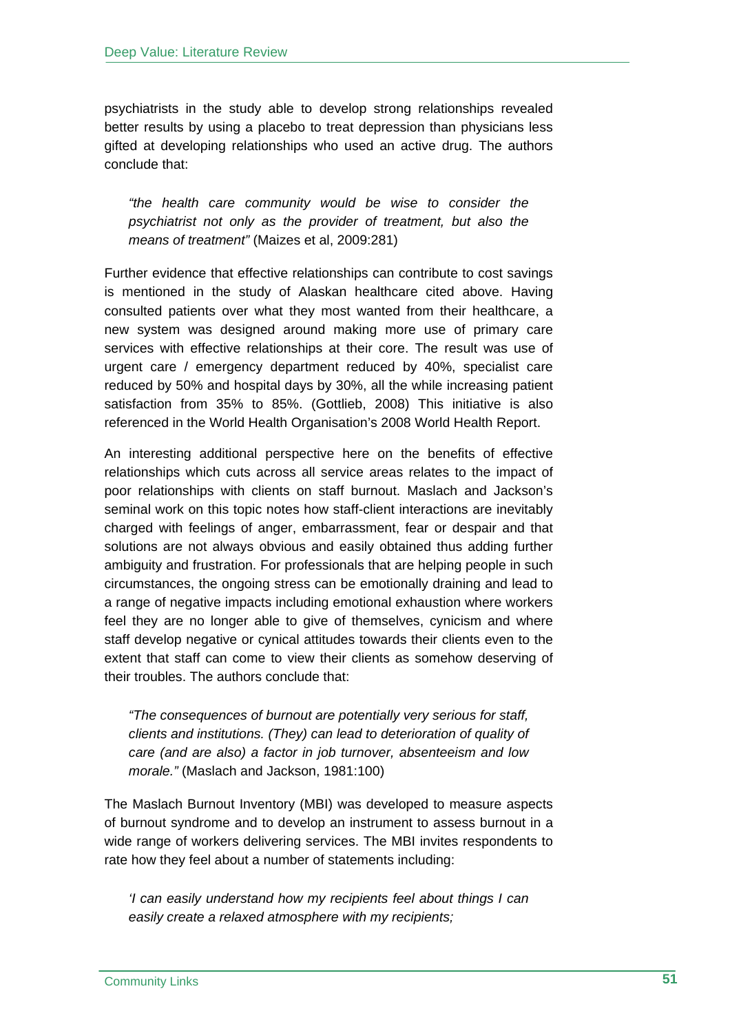psychiatrists in the study able to develop strong relationships revealed better results by using a placebo to treat depression than physicians less gifted at developing relationships who used an active drug. The authors conclude that:

> *"the health care community would be wise to consider the psychiatrist not only as the provider of treatment, but also the means of treatment"* (Maizes et al, 2009:281)

Further evidence that effective relationships can contribute to cost savings is mentioned in the study of Alaskan healthcare cited above. Having consulted patients over what they most wanted from their healthcare, a new system was designed around making more use of primary care services with effective relationships at their core. The result was use of urgent care / emergency department reduced by 40%, specialist care reduced by 50% and hospital days by 30%, all the while increasing patient satisfaction from 35% to 85%. (Gottlieb, 2008) This initiative is also referenced in the World Health Organisation's 2008 World Health Report.

An interesting additional perspective here on the benefits of effective relationships which cuts across all service areas relates to the impact of poor relationships with clients on staff burnout. Maslach and Jackson's seminal work on this topic notes how staff-client interactions are inevitably charged with feelings of anger, embarrassment, fear or despair and that solutions are not always obvious and easily obtained thus adding further ambiguity and frustration. For professionals that are helping people in such circumstances, the ongoing stress can be emotionally draining and lead to a range of negative impacts including emotional exhaustion where workers feel they are no longer able to give of themselves, cynicism and where staff develop negative or cynical attitudes towards their clients even to the extent that staff can come to view their clients as somehow deserving of their troubles. The authors conclude that:

> *"The consequences of burnout are potentially very serious for staff, clients and institutions. (They) can lead to deterioration of quality of care (and are also) a factor in job turnover, absenteeism and low morale."* (Maslach and Jackson, 1981:100)

The Maslach Burnout Inventory (MBI) was developed to measure aspects of burnout syndrome and to develop an instrument to assess burnout in a wide range of workers delivering services. The MBI invites respondents to rate how they feel about a number of statements including:

> *'I can easily understand how my recipients feel about things I can easily create a relaxed atmosphere with my recipients;*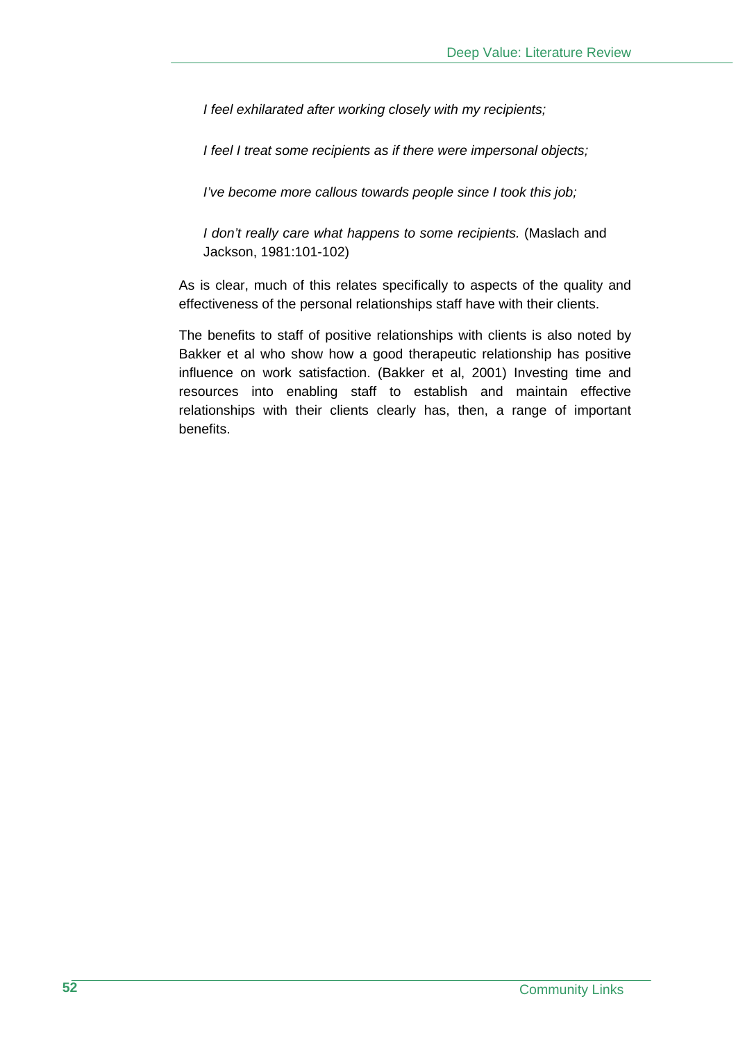> *I feel exhilarated after working closely with my recipients;*
>
> *I feel I treat some recipients as if there were impersonal objects;*
>
> *I've become more callous towards people since I took this job;*
>
> *I don't really care what happens to some recipients.* (Maslach and Jackson, 1981:101-102)

As is clear, much of this relates specifically to aspects of the quality and effectiveness of the personal relationships staff have with their clients.

The benefits to staff of positive relationships with clients is also noted by Bakker et al who show how a good therapeutic relationship has positive influence on work satisfaction. (Bakker et al, 2001) Investing time and resources into enabling staff to establish and maintain effective relationships with their clients clearly has, then, a range of important benefits.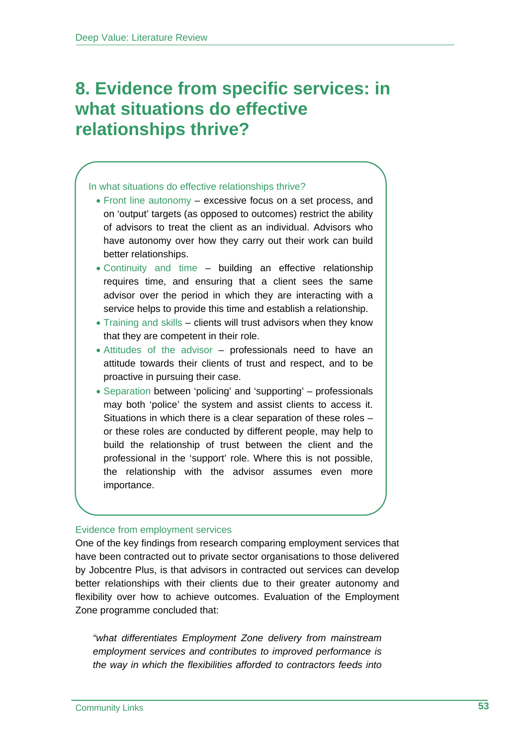# 8. Evidence from specific services: in what situations do effective relationships thrive?

In what situations do effective relationships thrive?

- Front line autonomy – excessive focus on a set process, and on 'output' targets (as opposed to outcomes) restrict the ability of advisors to treat the client as an individual. Advisors who have autonomy over how they carry out their work can build better relationships.
- Continuity and time – building an effective relationship requires time, and ensuring that a client sees the same advisor over the period in which they are interacting with a service helps to provide this time and establish a relationship.
- Training and skills – clients will trust advisors when they know that they are competent in their role.
- Attitudes of the advisor – professionals need to have an attitude towards their clients of trust and respect, and to be proactive in pursuing their case.
- Separation between 'policing' and 'supporting' – professionals may both 'police' the system and assist clients to access it. Situations in which there is a clear separation of these roles – or these roles are conducted by different people, may help to build the relationship of trust between the client and the professional in the 'support' role. Where this is not possible, the relationship with the advisor assumes even more importance.

### Evidence from employment services

One of the key findings from research comparing employment services that have been contracted out to private sector organisations to those delivered by Jobcentre Plus, is that advisors in contracted out services can develop better relationships with their clients due to their greater autonomy and flexibility over how to achieve outcomes. Evaluation of the Employment Zone programme concluded that:

> *"what differentiates Employment Zone delivery from mainstream employment services and contributes to improved performance is the way in which the flexibilities afforded to contractors feeds into*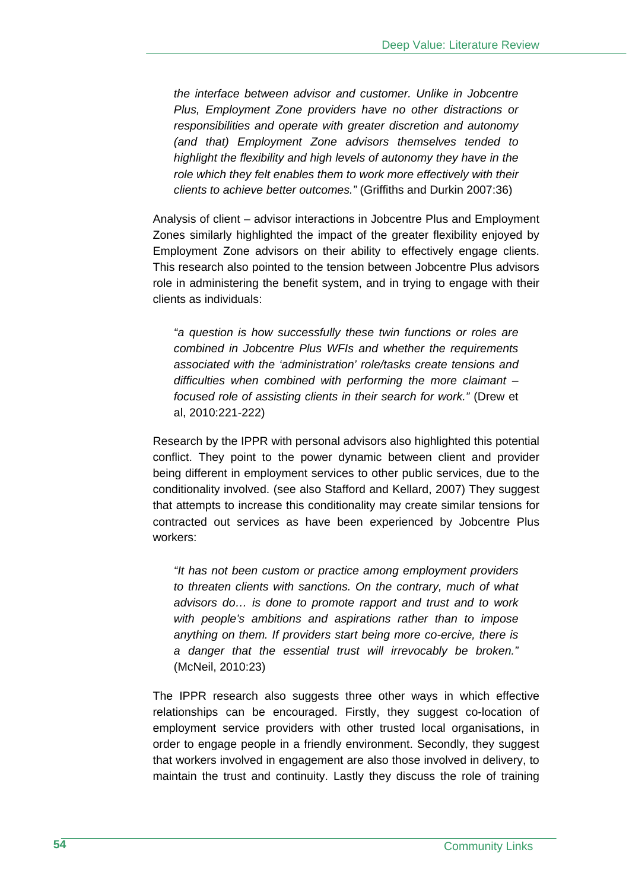*the interface between advisor and customer. Unlike in Jobcentre Plus, Employment Zone providers have no other distractions or responsibilities and operate with greater discretion and autonomy (and that) Employment Zone advisors themselves tended to highlight the flexibility and high levels of autonomy they have in the role which they felt enables them to work more effectively with their clients to achieve better outcomes."* (Griffiths and Durkin 2007:36)

Analysis of client – advisor interactions in Jobcentre Plus and Employment Zones similarly highlighted the impact of the greater flexibility enjoyed by Employment Zone advisors on their ability to effectively engage clients. This research also pointed to the tension between Jobcentre Plus advisors role in administering the benefit system, and in trying to engage with their clients as individuals:

> *"a question is how successfully these twin functions or roles are combined in Jobcentre Plus WFIs and whether the requirements associated with the 'administration' role/tasks create tensions and difficulties when combined with performing the more claimant – focused role of assisting clients in their search for work."* (Drew et al, 2010:221-222)

Research by the IPPR with personal advisors also highlighted this potential conflict. They point to the power dynamic between client and provider being different in employment services to other public services, due to the conditionality involved. (see also Stafford and Kellard, 2007) They suggest that attempts to increase this conditionality may create similar tensions for contracted out services as have been experienced by Jobcentre Plus workers:

> *"It has not been custom or practice among employment providers to threaten clients with sanctions. On the contrary, much of what advisors do… is done to promote rapport and trust and to work with people's ambitions and aspirations rather than to impose anything on them. If providers start being more co-ercive, there is a danger that the essential trust will irrevocably be broken."* (McNeil, 2010:23)

The IPPR research also suggests three other ways in which effective relationships can be encouraged. Firstly, they suggest co-location of employment service providers with other trusted local organisations, in order to engage people in a friendly environment. Secondly, they suggest that workers involved in engagement are also those involved in delivery, to maintain the trust and continuity. Lastly they discuss the role of training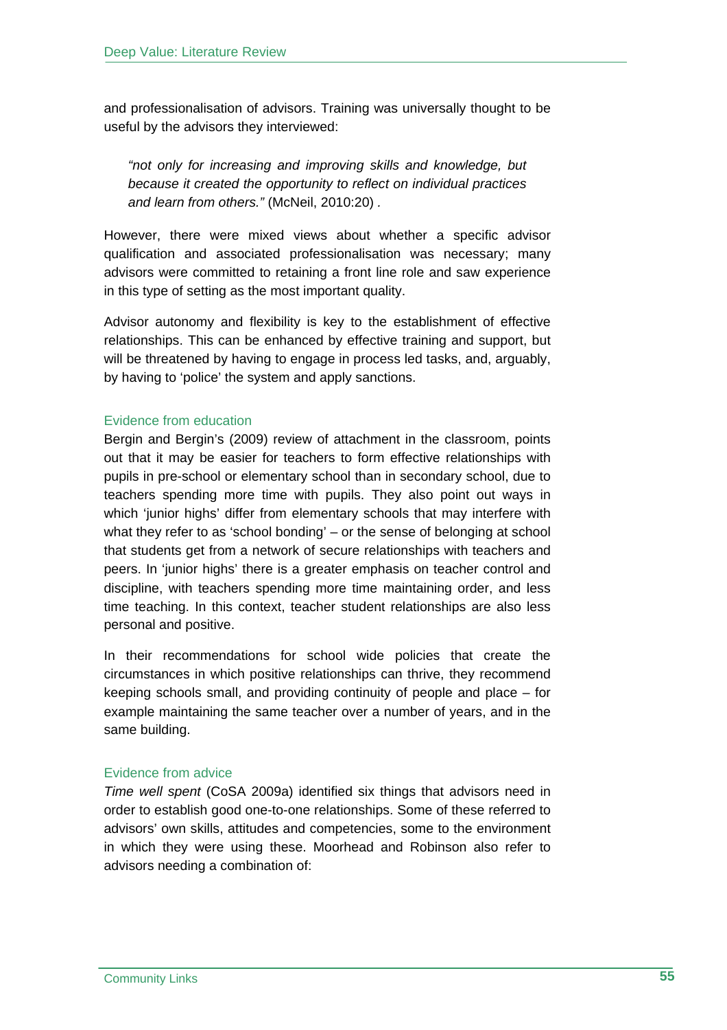and professionalisation of advisors. Training was universally thought to be useful by the advisors they interviewed:

> *"not only for increasing and improving skills and knowledge, but because it created the opportunity to reflect on individual practices and learn from others."* (McNeil, 2010:20) .

However, there were mixed views about whether a specific advisor qualification and associated professionalisation was necessary; many advisors were committed to retaining a front line role and saw experience in this type of setting as the most important quality.

Advisor autonomy and flexibility is key to the establishment of effective relationships. This can be enhanced by effective training and support, but will be threatened by having to engage in process led tasks, and, arguably, by having to 'police' the system and apply sanctions.

### Evidence from education

Bergin and Bergin's (2009) review of attachment in the classroom, points out that it may be easier for teachers to form effective relationships with pupils in pre-school or elementary school than in secondary school, due to teachers spending more time with pupils. They also point out ways in which 'junior highs' differ from elementary schools that may interfere with what they refer to as 'school bonding' – or the sense of belonging at school that students get from a network of secure relationships with teachers and peers. In 'junior highs' there is a greater emphasis on teacher control and discipline, with teachers spending more time maintaining order, and less time teaching. In this context, teacher student relationships are also less personal and positive.

In their recommendations for school wide policies that create the circumstances in which positive relationships can thrive, they recommend keeping schools small, and providing continuity of people and place – for example maintaining the same teacher over a number of years, and in the same building.

### Evidence from advice

*Time well spent* (CoSA 2009a) identified six things that advisors need in order to establish good one-to-one relationships. Some of these referred to advisors' own skills, attitudes and competencies, some to the environment in which they were using these. Moorhead and Robinson also refer to advisors needing a combination of: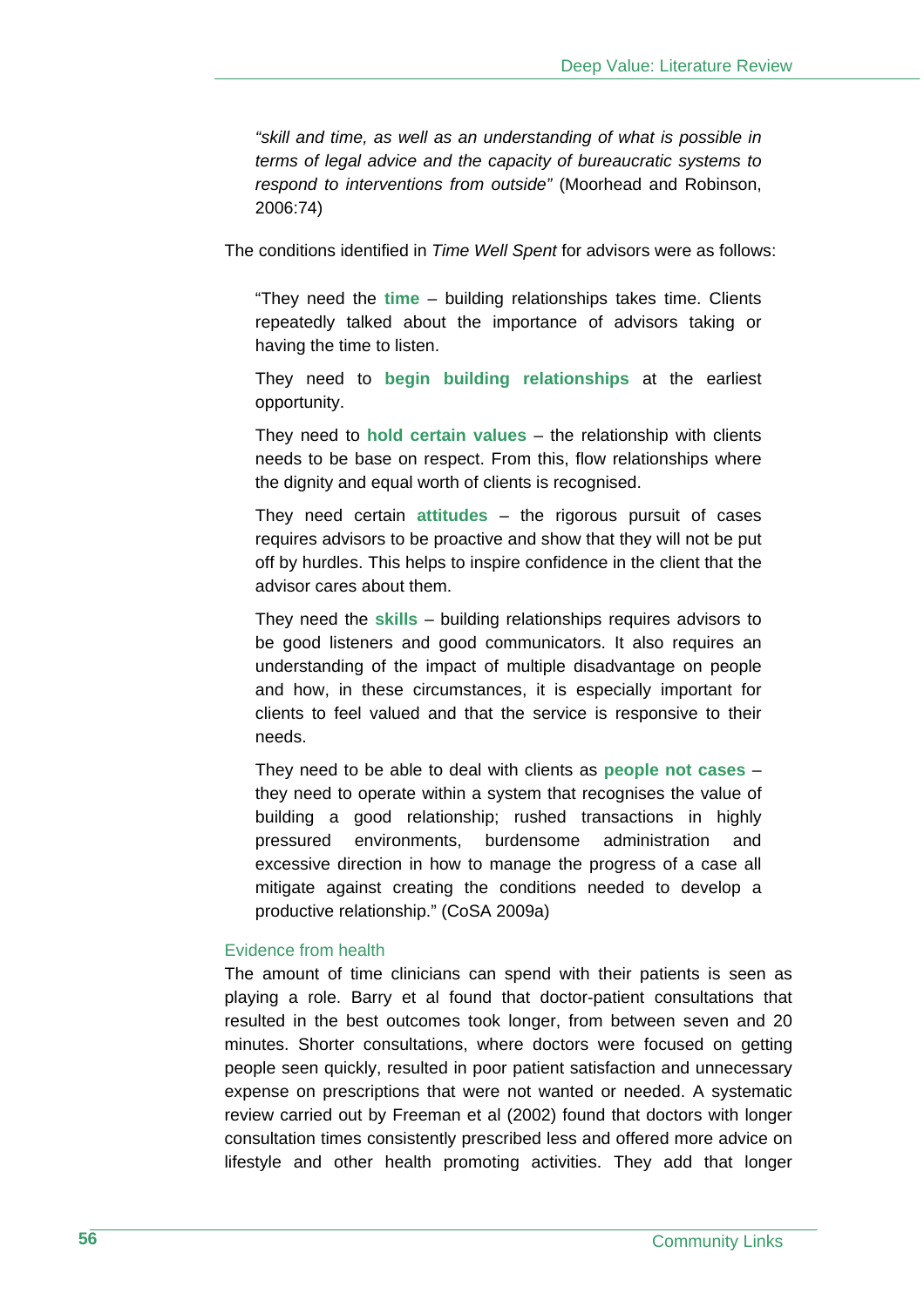> *"skill and time, as well as an understanding of what is possible in terms of legal advice and the capacity of bureaucratic systems to respond to interventions from outside"* (Moorhead and Robinson, 2006:74)

The conditions identified in *Time Well Spent* for advisors were as follows:

> "They need the **time** – building relationships takes time. Clients repeatedly talked about the importance of advisors taking or having the time to listen.
>
> They need to **begin building relationships** at the earliest opportunity.
>
> They need to **hold certain values** – the relationship with clients needs to be base on respect. From this, flow relationships where the dignity and equal worth of clients is recognised.
>
> They need certain **attitudes** – the rigorous pursuit of cases requires advisors to be proactive and show that they will not be put off by hurdles. This helps to inspire confidence in the client that the advisor cares about them.
>
> They need the **skills** – building relationships requires advisors to be good listeners and good communicators. It also requires an understanding of the impact of multiple disadvantage on people and how, in these circumstances, it is especially important for clients to feel valued and that the service is responsive to their needs.
>
> They need to be able to deal with clients as **people not cases** – they need to operate within a system that recognises the value of building a good relationship; rushed transactions in highly pressured environments, burdensome administration and excessive direction in how to manage the progress of a case all mitigate against creating the conditions needed to develop a productive relationship." (CoSA 2009a)

### Evidence from health

The amount of time clinicians can spend with their patients is seen as playing a role. Barry et al found that doctor-patient consultations that resulted in the best outcomes took longer, from between seven and 20 minutes. Shorter consultations, where doctors were focused on getting people seen quickly, resulted in poor patient satisfaction and unnecessary expense on prescriptions that were not wanted or needed. A systematic review carried out by Freeman et al (2002) found that doctors with longer consultation times consistently prescribed less and offered more advice on lifestyle and other health promoting activities. They add that longer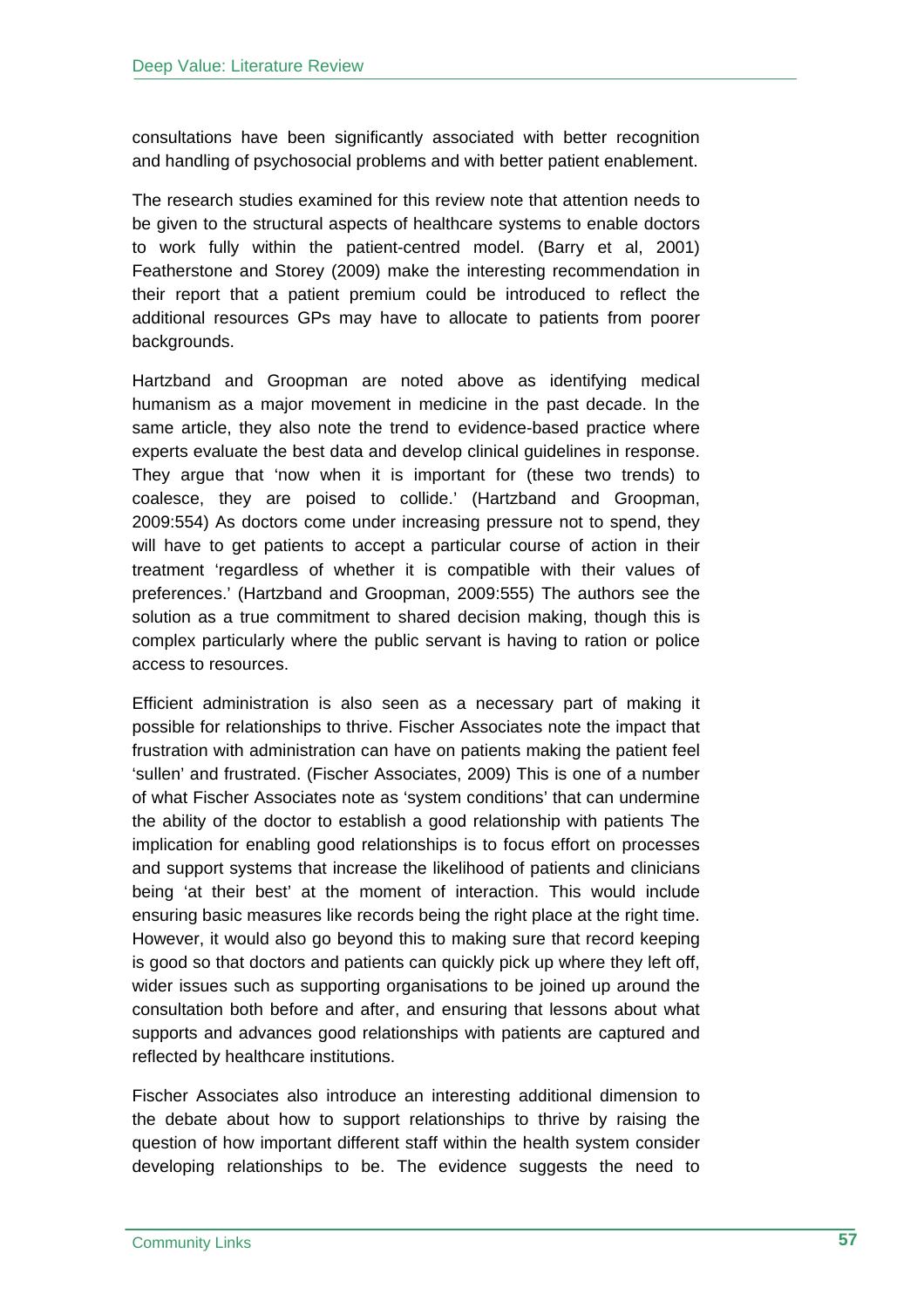consultations have been significantly associated with better recognition and handling of psychosocial problems and with better patient enablement.

The research studies examined for this review note that attention needs to be given to the structural aspects of healthcare systems to enable doctors to work fully within the patient-centred model. (Barry et al, 2001) Featherstone and Storey (2009) make the interesting recommendation in their report that a patient premium could be introduced to reflect the additional resources GPs may have to allocate to patients from poorer backgrounds.

Hartzband and Groopman are noted above as identifying medical humanism as a major movement in medicine in the past decade. In the same article, they also note the trend to evidence-based practice where experts evaluate the best data and develop clinical guidelines in response. They argue that 'now when it is important for (these two trends) to coalesce, they are poised to collide.' (Hartzband and Groopman, 2009:554) As doctors come under increasing pressure not to spend, they will have to get patients to accept a particular course of action in their treatment 'regardless of whether it is compatible with their values of preferences.' (Hartzband and Groopman, 2009:555) The authors see the solution as a true commitment to shared decision making, though this is complex particularly where the public servant is having to ration or police access to resources.

Efficient administration is also seen as a necessary part of making it possible for relationships to thrive. Fischer Associates note the impact that frustration with administration can have on patients making the patient feel 'sullen' and frustrated. (Fischer Associates, 2009) This is one of a number of what Fischer Associates note as 'system conditions' that can undermine the ability of the doctor to establish a good relationship with patients The implication for enabling good relationships is to focus effort on processes and support systems that increase the likelihood of patients and clinicians being 'at their best' at the moment of interaction. This would include ensuring basic measures like records being the right place at the right time. However, it would also go beyond this to making sure that record keeping is good so that doctors and patients can quickly pick up where they left off, wider issues such as supporting organisations to be joined up around the consultation both before and after, and ensuring that lessons about what supports and advances good relationships with patients are captured and reflected by healthcare institutions.

Fischer Associates also introduce an interesting additional dimension to the debate about how to support relationships to thrive by raising the question of how important different staff within the health system consider developing relationships to be. The evidence suggests the need to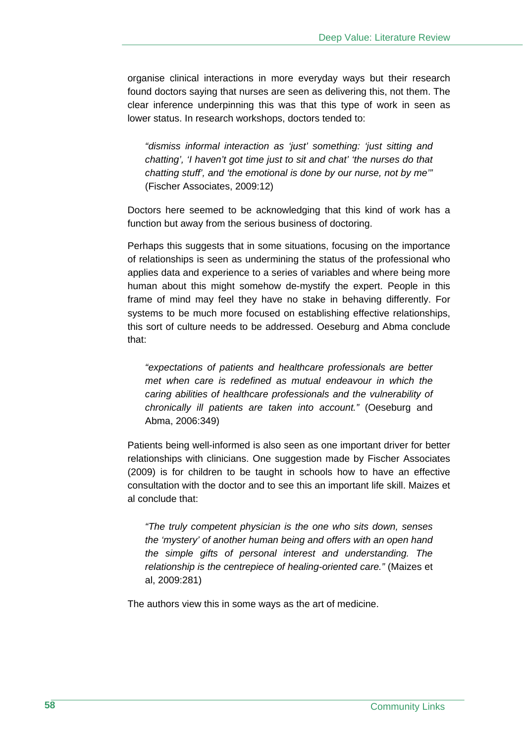organise clinical interactions in more everyday ways but their research found doctors saying that nurses are seen as delivering this, not them. The clear inference underpinning this was that this type of work in seen as lower status. In research workshops, doctors tended to:

> *"dismiss informal interaction as 'just' something: 'just sitting and chatting', 'I haven't got time just to sit and chat' 'the nurses do that chatting stuff', and 'the emotional is done by our nurse, not by me'"* (Fischer Associates, 2009:12)

Doctors here seemed to be acknowledging that this kind of work has a function but away from the serious business of doctoring.

Perhaps this suggests that in some situations, focusing on the importance of relationships is seen as undermining the status of the professional who applies data and experience to a series of variables and where being more human about this might somehow de-mystify the expert. People in this frame of mind may feel they have no stake in behaving differently. For systems to be much more focused on establishing effective relationships, this sort of culture needs to be addressed. Oeseburg and Abma conclude that:

> *"expectations of patients and healthcare professionals are better met when care is redefined as mutual endeavour in which the caring abilities of healthcare professionals and the vulnerability of chronically ill patients are taken into account."* (Oeseburg and Abma, 2006:349)

Patients being well-informed is also seen as one important driver for better relationships with clinicians. One suggestion made by Fischer Associates (2009) is for children to be taught in schools how to have an effective consultation with the doctor and to see this an important life skill. Maizes et al conclude that:

> *"The truly competent physician is the one who sits down, senses the 'mystery' of another human being and offers with an open hand the simple gifts of personal interest and understanding. The relationship is the centrepiece of healing-oriented care."* (Maizes et al, 2009:281)

The authors view this in some ways as the art of medicine.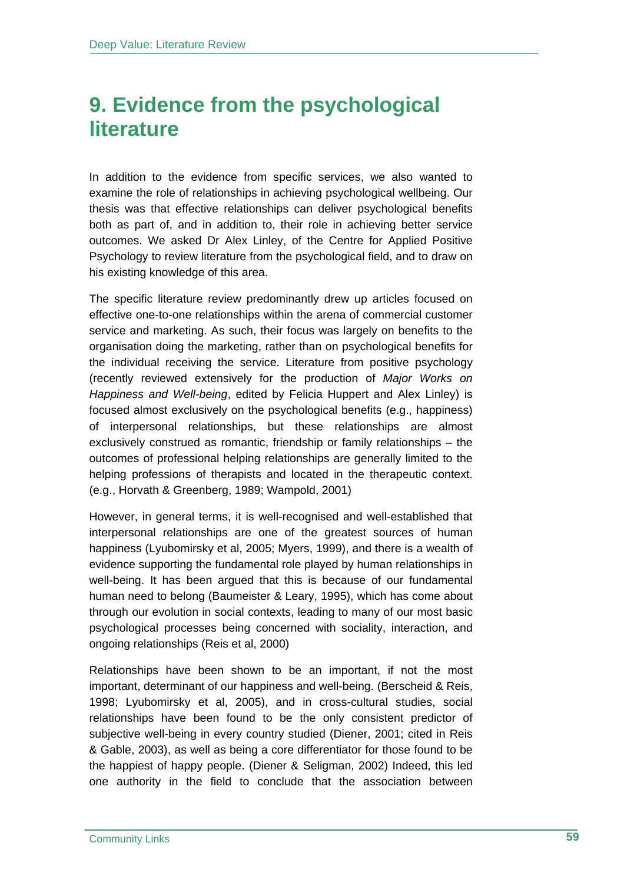# 9. Evidence from the psychological literature

In addition to the evidence from specific services, we also wanted to examine the role of relationships in achieving psychological wellbeing. Our thesis was that effective relationships can deliver psychological benefits both as part of, and in addition to, their role in achieving better service outcomes. We asked Dr Alex Linley, of the Centre for Applied Positive Psychology to review literature from the psychological field, and to draw on his existing knowledge of this area.

The specific literature review predominantly drew up articles focused on effective one-to-one relationships within the arena of commercial customer service and marketing. As such, their focus was largely on benefits to the organisation doing the marketing, rather than on psychological benefits for the individual receiving the service. Literature from positive psychology (recently reviewed extensively for the production of *Major Works on Happiness and Well-being*, edited by Felicia Huppert and Alex Linley) is focused almost exclusively on the psychological benefits (e.g., happiness) of interpersonal relationships, but these relationships are almost exclusively construed as romantic, friendship or family relationships – the outcomes of professional helping relationships are generally limited to the helping professions of therapists and located in the therapeutic context. (e.g., Horvath & Greenberg, 1989; Wampold, 2001)

However, in general terms, it is well-recognised and well-established that interpersonal relationships are one of the greatest sources of human happiness (Lyubomirsky et al, 2005; Myers, 1999), and there is a wealth of evidence supporting the fundamental role played by human relationships in well-being. It has been argued that this is because of our fundamental human need to belong (Baumeister & Leary, 1995), which has come about through our evolution in social contexts, leading to many of our most basic psychological processes being concerned with sociality, interaction, and ongoing relationships (Reis et al, 2000)

Relationships have been shown to be an important, if not the most important, determinant of our happiness and well-being. (Berscheid & Reis, 1998; Lyubomirsky et al, 2005), and in cross-cultural studies, social relationships have been found to be the only consistent predictor of subjective well-being in every country studied (Diener, 2001; cited in Reis & Gable, 2003), as well as being a core differentiator for those found to be the happiest of happy people. (Diener & Seligman, 2002) Indeed, this led one authority in the field to conclude that the association between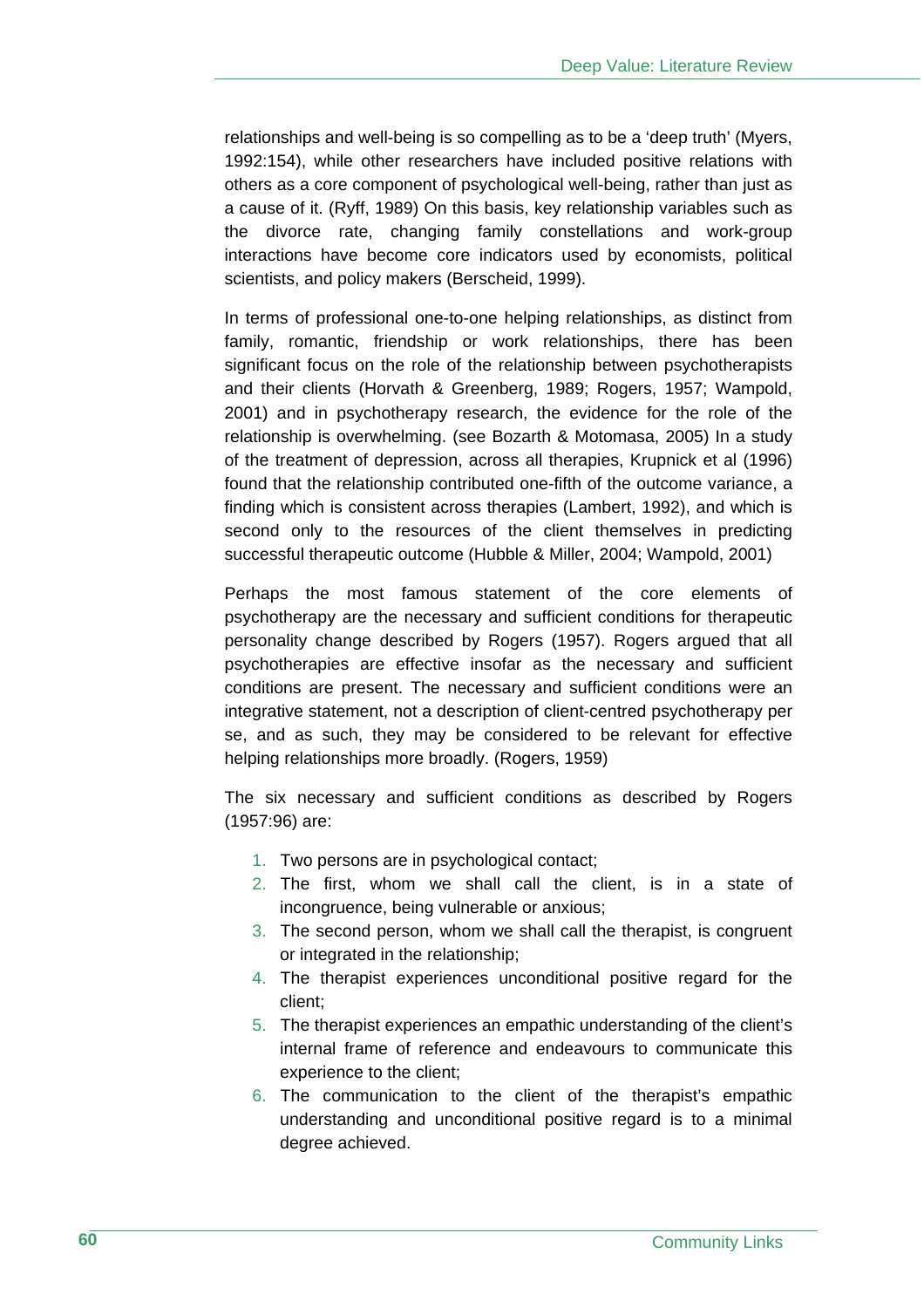relationships and well-being is so compelling as to be a 'deep truth' (Myers, 1992:154), while other researchers have included positive relations with others as a core component of psychological well-being, rather than just as a cause of it. (Ryff, 1989) On this basis, key relationship variables such as the divorce rate, changing family constellations and work-group interactions have become core indicators used by economists, political scientists, and policy makers (Berscheid, 1999).

In terms of professional one-to-one helping relationships, as distinct from family, romantic, friendship or work relationships, there has been significant focus on the role of the relationship between psychotherapists and their clients (Horvath & Greenberg, 1989; Rogers, 1957; Wampold, 2001) and in psychotherapy research, the evidence for the role of the relationship is overwhelming. (see Bozarth & Motomasa, 2005) In a study of the treatment of depression, across all therapies, Krupnick et al (1996) found that the relationship contributed one-fifth of the outcome variance, a finding which is consistent across therapies (Lambert, 1992), and which is second only to the resources of the client themselves in predicting successful therapeutic outcome (Hubble & Miller, 2004; Wampold, 2001)

Perhaps the most famous statement of the core elements of psychotherapy are the necessary and sufficient conditions for therapeutic personality change described by Rogers (1957). Rogers argued that all psychotherapies are effective insofar as the necessary and sufficient conditions are present. The necessary and sufficient conditions were an integrative statement, not a description of client-centred psychotherapy per se, and as such, they may be considered to be relevant for effective helping relationships more broadly. (Rogers, 1959)

The six necessary and sufficient conditions as described by Rogers (1957:96) are:

1. Two persons are in psychological contact;
2. The first, whom we shall call the client, is in a state of incongruence, being vulnerable or anxious;
3. The second person, whom we shall call the therapist, is congruent or integrated in the relationship;
4. The therapist experiences unconditional positive regard for the client;
5. The therapist experiences an empathic understanding of the client's internal frame of reference and endeavours to communicate this experience to the client;
6. The communication to the client of the therapist's empathic understanding and unconditional positive regard is to a minimal degree achieved.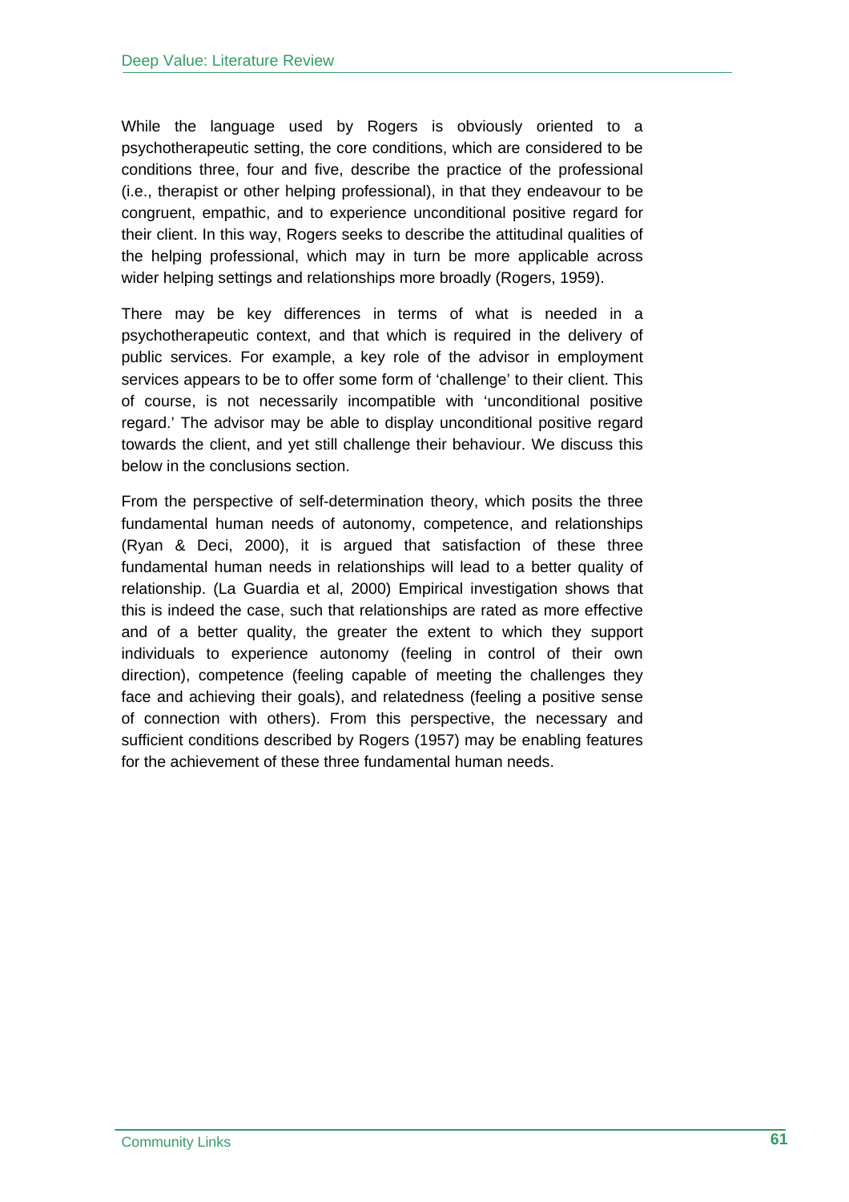While the language used by Rogers is obviously oriented to a psychotherapeutic setting, the core conditions, which are considered to be conditions three, four and five, describe the practice of the professional (i.e., therapist or other helping professional), in that they endeavour to be congruent, empathic, and to experience unconditional positive regard for their client. In this way, Rogers seeks to describe the attitudinal qualities of the helping professional, which may in turn be more applicable across wider helping settings and relationships more broadly (Rogers, 1959).

There may be key differences in terms of what is needed in a psychotherapeutic context, and that which is required in the delivery of public services. For example, a key role of the advisor in employment services appears to be to offer some form of 'challenge' to their client. This of course, is not necessarily incompatible with 'unconditional positive regard.' The advisor may be able to display unconditional positive regard towards the client, and yet still challenge their behaviour. We discuss this below in the conclusions section.

From the perspective of self-determination theory, which posits the three fundamental human needs of autonomy, competence, and relationships (Ryan & Deci, 2000), it is argued that satisfaction of these three fundamental human needs in relationships will lead to a better quality of relationship. (La Guardia et al, 2000) Empirical investigation shows that this is indeed the case, such that relationships are rated as more effective and of a better quality, the greater the extent to which they support individuals to experience autonomy (feeling in control of their own direction), competence (feeling capable of meeting the challenges they face and achieving their goals), and relatedness (feeling a positive sense of connection with others). From this perspective, the necessary and sufficient conditions described by Rogers (1957) may be enabling features for the achievement of these three fundamental human needs.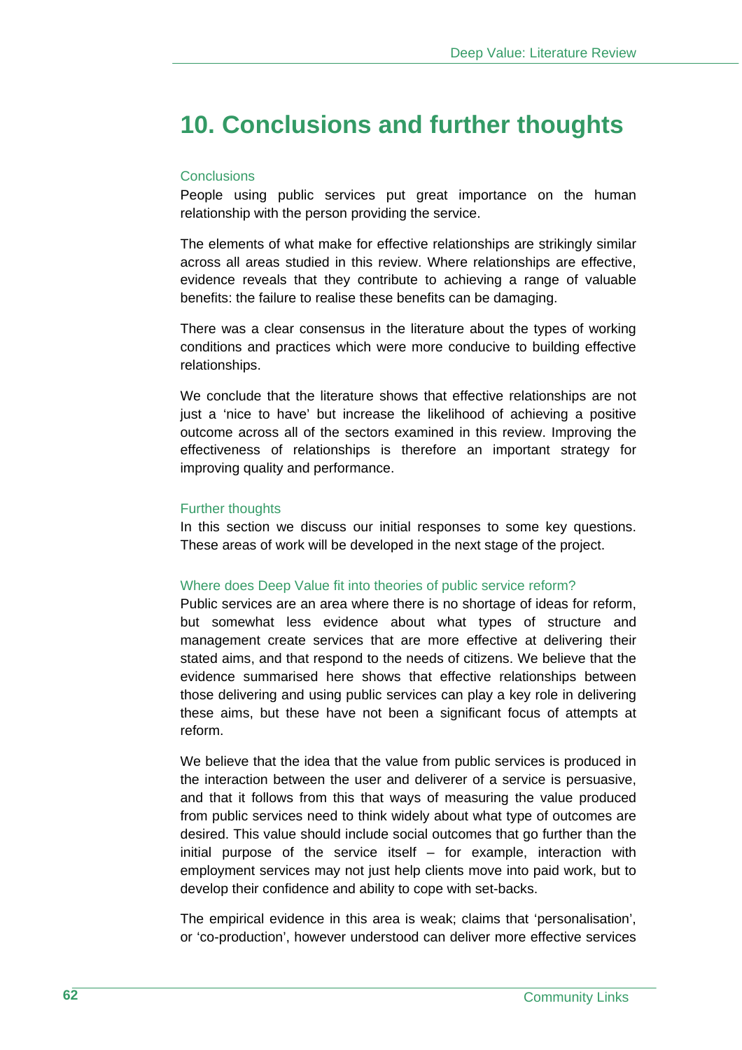# 10. Conclusions and further thoughts

## Conclusions

People using public services put great importance on the human relationship with the person providing the service.

The elements of what make for effective relationships are strikingly similar across all areas studied in this review. Where relationships are effective, evidence reveals that they contribute to achieving a range of valuable benefits: the failure to realise these benefits can be damaging.

There was a clear consensus in the literature about the types of working conditions and practices which were more conducive to building effective relationships.

We conclude that the literature shows that effective relationships are not just a 'nice to have' but increase the likelihood of achieving a positive outcome across all of the sectors examined in this review. Improving the effectiveness of relationships is therefore an important strategy for improving quality and performance.

## Further thoughts

In this section we discuss our initial responses to some key questions. These areas of work will be developed in the next stage of the project.

### Where does Deep Value fit into theories of public service reform?

Public services are an area where there is no shortage of ideas for reform, but somewhat less evidence about what types of structure and management create services that are more effective at delivering their stated aims, and that respond to the needs of citizens. We believe that the evidence summarised here shows that effective relationships between those delivering and using public services can play a key role in delivering these aims, but these have not been a significant focus of attempts at reform.

We believe that the idea that the value from public services is produced in the interaction between the user and deliverer of a service is persuasive, and that it follows from this that ways of measuring the value produced from public services need to think widely about what type of outcomes are desired. This value should include social outcomes that go further than the initial purpose of the service itself – for example, interaction with employment services may not just help clients move into paid work, but to develop their confidence and ability to cope with set-backs.

The empirical evidence in this area is weak; claims that 'personalisation', or 'co-production', however understood can deliver more effective services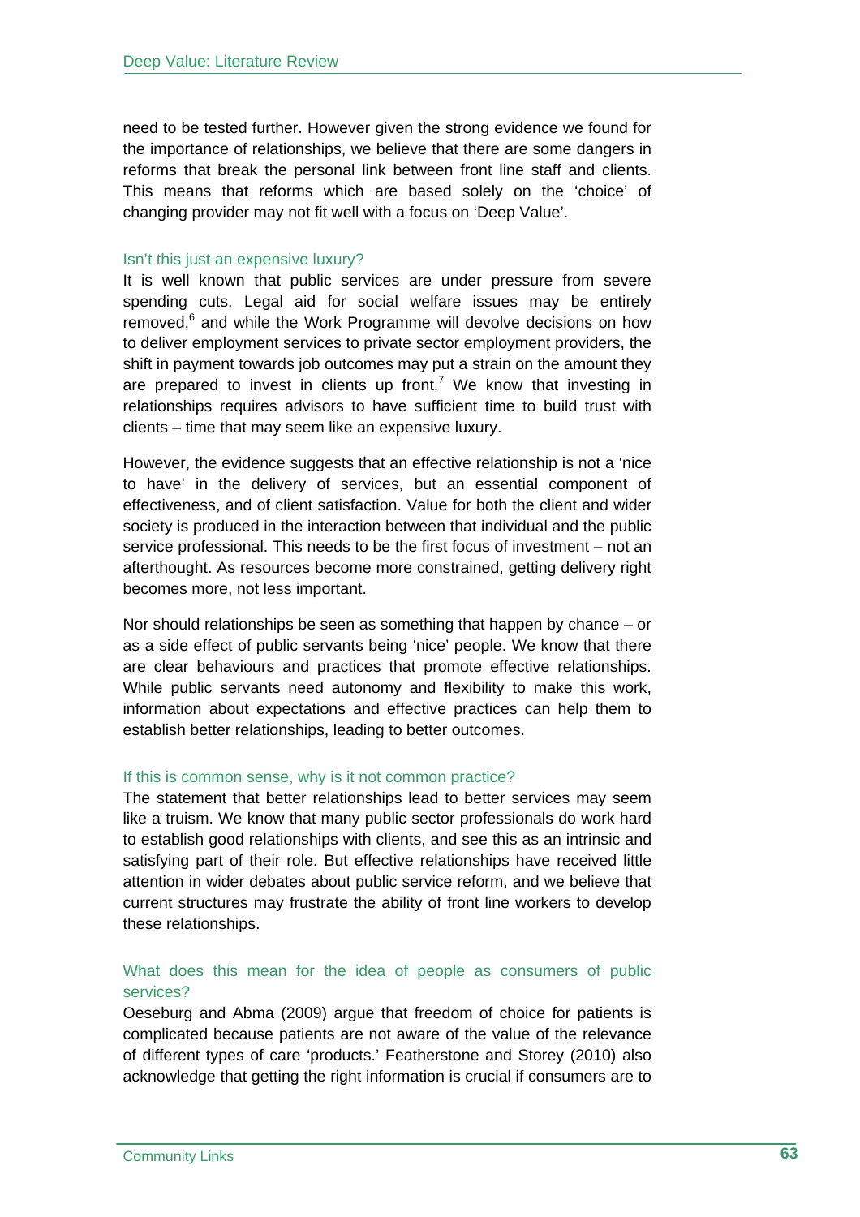need to be tested further. However given the strong evidence we found for the importance of relationships, we believe that there are some dangers in reforms that break the personal link between front line staff and clients. This means that reforms which are based solely on the 'choice' of changing provider may not fit well with a focus on 'Deep Value'.

### Isn't this just an expensive luxury?

It is well known that public services are under pressure from severe spending cuts. Legal aid for social welfare issues may be entirely removed,[6] and while the Work Programme will devolve decisions on how to deliver employment services to private sector employment providers, the shift in payment towards job outcomes may put a strain on the amount they are prepared to invest in clients up front.[7] We know that investing in relationships requires advisors to have sufficient time to build trust with clients – time that may seem like an expensive luxury.

However, the evidence suggests that an effective relationship is not a 'nice to have' in the delivery of services, but an essential component of effectiveness, and of client satisfaction. Value for both the client and wider society is produced in the interaction between that individual and the public service professional. This needs to be the first focus of investment – not an afterthought. As resources become more constrained, getting delivery right becomes more, not less important.

Nor should relationships be seen as something that happen by chance – or as a side effect of public servants being 'nice' people. We know that there are clear behaviours and practices that promote effective relationships. While public servants need autonomy and flexibility to make this work, information about expectations and effective practices can help them to establish better relationships, leading to better outcomes.

### If this is common sense, why is it not common practice?

The statement that better relationships lead to better services may seem like a truism. We know that many public sector professionals do work hard to establish good relationships with clients, and see this as an intrinsic and satisfying part of their role. But effective relationships have received little attention in wider debates about public service reform, and we believe that current structures may frustrate the ability of front line workers to develop these relationships.

### What does this mean for the idea of people as consumers of public services?

Oeseburg and Abma (2009) argue that freedom of choice for patients is complicated because patients are not aware of the value of the relevance of different types of care 'products.' Featherstone and Storey (2010) also acknowledge that getting the right information is crucial if consumers are to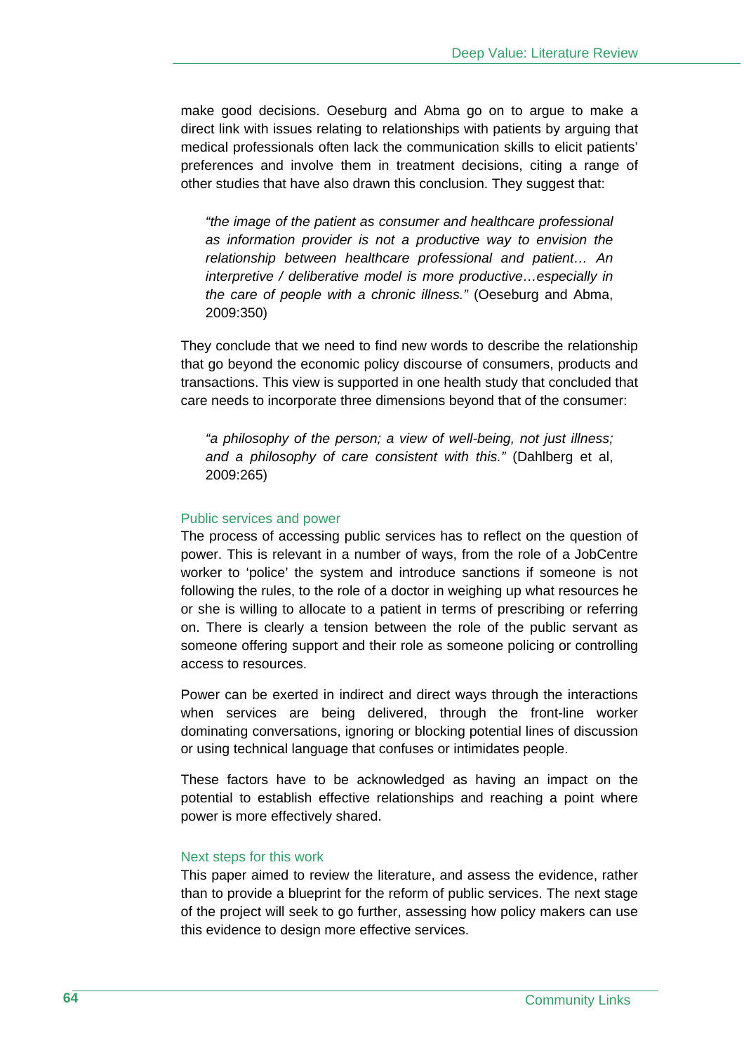make good decisions. Oeseburg and Abma go on to argue to make a direct link with issues relating to relationships with patients by arguing that medical professionals often lack the communication skills to elicit patients' preferences and involve them in treatment decisions, citing a range of other studies that have also drawn this conclusion. They suggest that:

> *"the image of the patient as consumer and healthcare professional as information provider is not a productive way to envision the relationship between healthcare professional and patient… An interpretive / deliberative model is more productive…especially in the care of people with a chronic illness."* (Oeseburg and Abma, 2009:350)

They conclude that we need to find new words to describe the relationship that go beyond the economic policy discourse of consumers, products and transactions. This view is supported in one health study that concluded that care needs to incorporate three dimensions beyond that of the consumer:

> *"a philosophy of the person; a view of well-being, not just illness; and a philosophy of care consistent with this."* (Dahlberg et al, 2009:265)

### Public services and power

The process of accessing public services has to reflect on the question of power. This is relevant in a number of ways, from the role of a JobCentre worker to 'police' the system and introduce sanctions if someone is not following the rules, to the role of a doctor in weighing up what resources he or she is willing to allocate to a patient in terms of prescribing or referring on. There is clearly a tension between the role of the public servant as someone offering support and their role as someone policing or controlling access to resources.

Power can be exerted in indirect and direct ways through the interactions when services are being delivered, through the front-line worker dominating conversations, ignoring or blocking potential lines of discussion or using technical language that confuses or intimidates people.

These factors have to be acknowledged as having an impact on the potential to establish effective relationships and reaching a point where power is more effectively shared.

### Next steps for this work

This paper aimed to review the literature, and assess the evidence, rather than to provide a blueprint for the reform of public services. The next stage of the project will seek to go further, assessing how policy makers can use this evidence to design more effective services.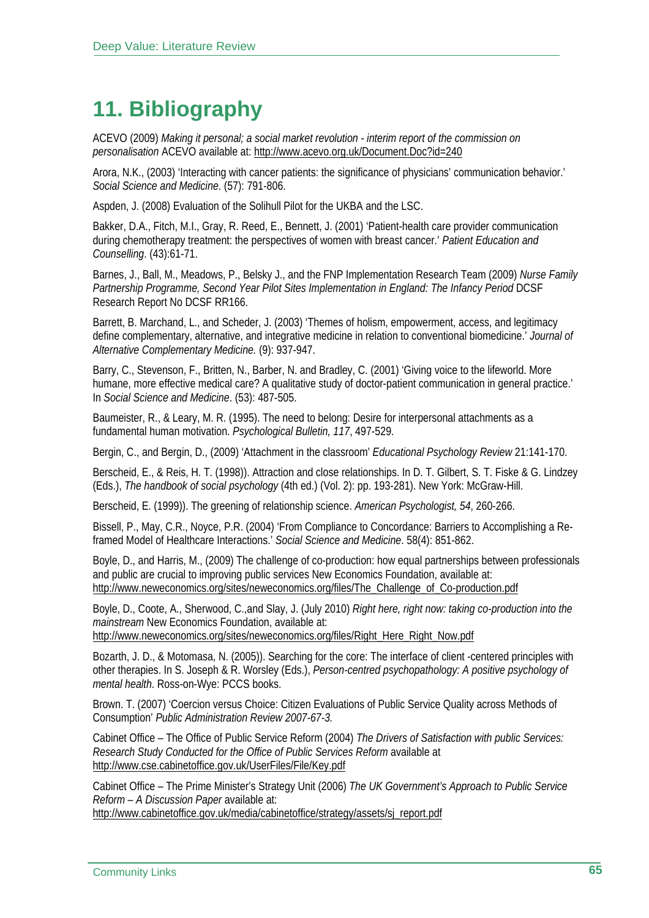# 11. Bibliography

ACEVO (2009) *Making it personal; a social market revolution - interim report of the commission on personalisation* ACEVO available at: http://www.acevo.org.uk/Document.Doc?id=240

Arora, N.K., (2003) 'Interacting with cancer patients: the significance of physicians' communication behavior.' *Social Science and Medicine*. (57): 791-806.

Aspden, J. (2008) Evaluation of the Solihull Pilot for the UKBA and the LSC.

Bakker, D.A., Fitch, M.I., Gray, R. Reed, E., Bennett, J. (2001) 'Patient-health care provider communication during chemotherapy treatment: the perspectives of women with breast cancer.' *Patient Education and Counselling*. (43):61-71.

Barnes, J., Ball, M., Meadows, P., Belsky J., and the FNP Implementation Research Team (2009) *Nurse Family Partnership Programme, Second Year Pilot Sites Implementation in England: The Infancy Period* DCSF Research Report No DCSF RR166.

Barrett, B. Marchand, L., and Scheder, J. (2003) 'Themes of holism, empowerment, access, and legitimacy define complementary, alternative, and integrative medicine in relation to conventional biomedicine.' *Journal of Alternative Complementary Medicine.* (9): 937-947.

Barry, C., Stevenson, F., Britten, N., Barber, N. and Bradley, C. (2001) 'Giving voice to the lifeworld. More humane, more effective medical care? A qualitative study of doctor-patient communication in general practice.' In *Social Science and Medicine*. (53): 487-505.

Baumeister, R., & Leary, M. R. (1995). The need to belong: Desire for interpersonal attachments as a fundamental human motivation. *Psychological Bulletin, 117*, 497-529.

Bergin, C., and Bergin, D., (2009) 'Attachment in the classroom' *Educational Psychology Review* 21:141-170.

Berscheid, E., & Reis, H. T. (1998)). Attraction and close relationships. In D. T. Gilbert, S. T. Fiske & G. Lindzey (Eds.), *The handbook of social psychology* (4th ed.) (Vol. 2): pp. 193-281). New York: McGraw-Hill.

Berscheid, E. (1999)). The greening of relationship science. *American Psychologist, 54*, 260-266.

Bissell, P., May, C.R., Noyce, P.R. (2004) 'From Compliance to Concordance: Barriers to Accomplishing a Re-framed Model of Healthcare Interactions.' *Social Science and Medicine*. 58(4): 851-862.

Boyle, D., and Harris, M., (2009) The challenge of co-production: how equal partnerships between professionals and public are crucial to improving public services New Economics Foundation, available at: http://www.neweconomics.org/sites/neweconomics.org/files/The_Challenge_of_Co-production.pdf

Boyle, D., Coote, A., Sherwood, C.,and Slay, J. (July 2010) *Right here, right now: taking co-production into the mainstream* New Economics Foundation, available at: http://www.neweconomics.org/sites/neweconomics.org/files/Right_Here_Right_Now.pdf

Bozarth, J. D., & Motomasa, N. (2005)). Searching for the core: The interface of client -centered principles with other therapies. In S. Joseph & R. Worsley (Eds.), *Person-centred psychopathology: A positive psychology of mental health*. Ross-on-Wye: PCCS books.

Brown. T. (2007) 'Coercion versus Choice: Citizen Evaluations of Public Service Quality across Methods of Consumption' *Public Administration Review 2007-67-3.*

Cabinet Office – The Office of Public Service Reform (2004) *The Drivers of Satisfaction with public Services: Research Study Conducted for the Office of Public Services Reform* available at http://www.cse.cabinetoffice.gov.uk/UserFiles/File/Key.pdf

Cabinet Office – The Prime Minister's Strategy Unit (2006) *The UK Government's Approach to Public Service Reform – A Discussion Paper* available at: http://www.cabinetoffice.gov.uk/media/cabinetoffice/strategy/assets/sj_report.pdf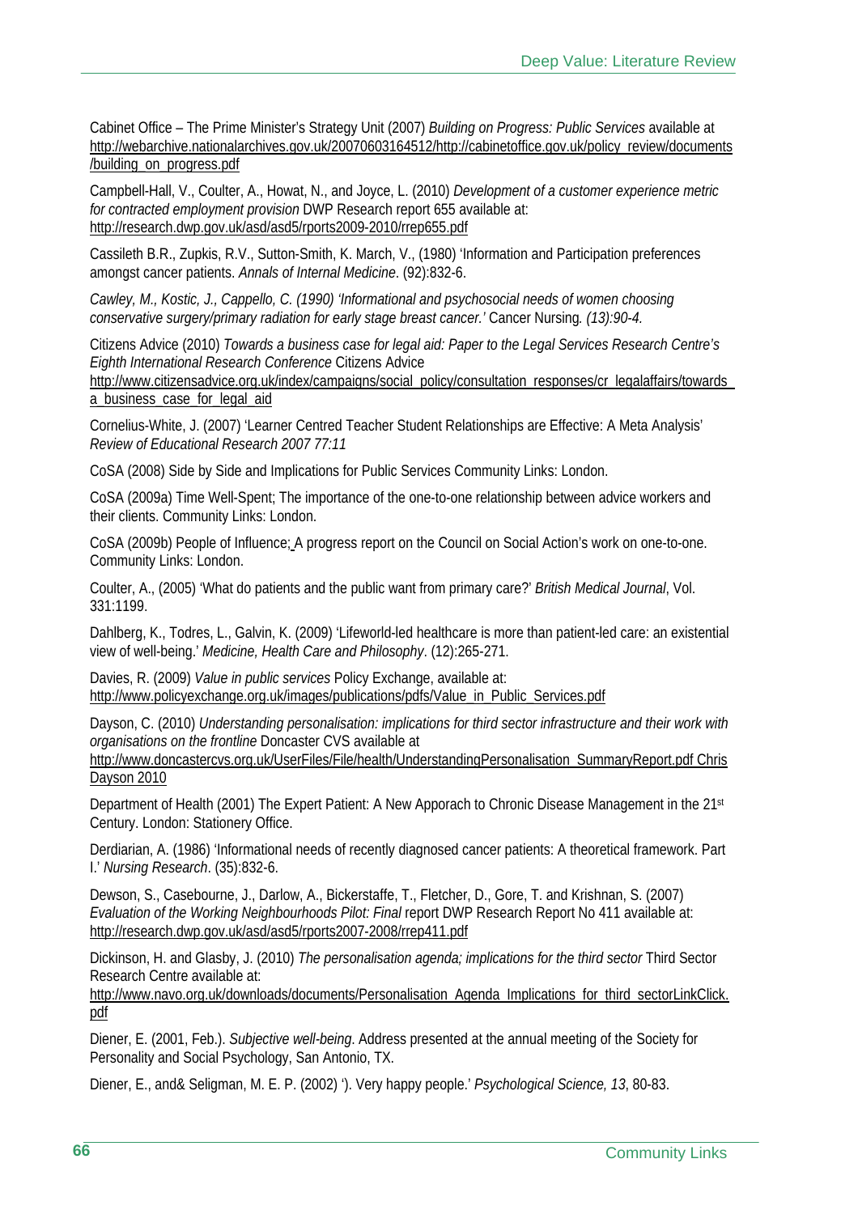Cabinet Office – The Prime Minister's Strategy Unit (2007) *Building on Progress: Public Services* available at http://webarchive.nationalarchives.gov.uk/20070603164512/http://cabinetoffice.gov.uk/policy_review/documents/building_on_progress.pdf

Campbell-Hall, V., Coulter, A., Howat, N., and Joyce, L. (2010) *Development of a customer experience metric for contracted employment provision* DWP Research report 655 available at: http://research.dwp.gov.uk/asd/asd5/rports2009-2010/rrep655.pdf

Cassileth B.R., Zupkis, R.V., Sutton-Smith, K. March, V., (1980) 'Information and Participation preferences amongst cancer patients. *Annals of Internal Medicine*. (92):832-6.

*Cawley, M., Kostic, J., Cappello, C. (1990) 'Informational and psychosocial needs of women choosing conservative surgery/primary radiation for early stage breast cancer.'* Cancer Nursing*. (13):90-4.*

Citizens Advice (2010) *Towards a business case for legal aid: Paper to the Legal Services Research Centre's Eighth International Research Conference* Citizens Advice http://www.citizensadvice.org.uk/index/campaigns/social_policy/consultation_responses/cr_legalaffairs/towards_a_business_case_for_legal_aid

Cornelius-White, J. (2007) 'Learner Centred Teacher Student Relationships are Effective: A Meta Analysis' *Review of Educational Research 2007 77:11*

CoSA (2008) Side by Side and Implications for Public Services Community Links: London.

CoSA (2009a) Time Well-Spent; The importance of the one-to-one relationship between advice workers and their clients. Community Links: London.

CoSA (2009b) People of Influence; A progress report on the Council on Social Action's work on one-to-one. Community Links: London.

Coulter, A., (2005) 'What do patients and the public want from primary care?' *British Medical Journal*, Vol. 331:1199.

Dahlberg, K., Todres, L., Galvin, K. (2009) 'Lifeworld-led healthcare is more than patient-led care: an existential view of well-being.' *Medicine, Health Care and Philosophy*. (12):265-271.

Davies, R. (2009) *Value in public services* Policy Exchange, available at: http://www.policyexchange.org.uk/images/publications/pdfs/Value_in_Public_Services.pdf

Dayson, C. (2010) *Understanding personalisation: implications for third sector infrastructure and their work with organisations on the frontline* Doncaster CVS available at http://www.doncastercvs.org.uk/UserFiles/File/health/UnderstandingPersonalisation_SummaryReport.pdf Chris Dayson 2010

Department of Health (2001) The Expert Patient: A New Apporach to Chronic Disease Management in the 21st Century. London: Stationery Office.

Derdiarian, A. (1986) 'Informational needs of recently diagnosed cancer patients: A theoretical framework. Part I.' *Nursing Research*. (35):832-6.

Dewson, S., Casebourne, J., Darlow, A., Bickerstaffe, T., Fletcher, D., Gore, T. and Krishnan, S. (2007) *Evaluation of the Working Neighbourhoods Pilot: Final* report DWP Research Report No 411 available at: http://research.dwp.gov.uk/asd/asd5/rports2007-2008/rrep411.pdf

Dickinson, H. and Glasby, J. (2010) *The personalisation agenda; implications for the third sector* Third Sector Research Centre available at: http://www.navo.org.uk/downloads/documents/Personalisation_Agenda_Implications_for_third_sectorLinkClick.pdf

Diener, E. (2001, Feb.). *Subjective well-being*. Address presented at the annual meeting of the Society for Personality and Social Psychology, San Antonio, TX.

Diener, E., and& Seligman, M. E. P. (2002) '). Very happy people.' *Psychological Science, 13*, 80-83.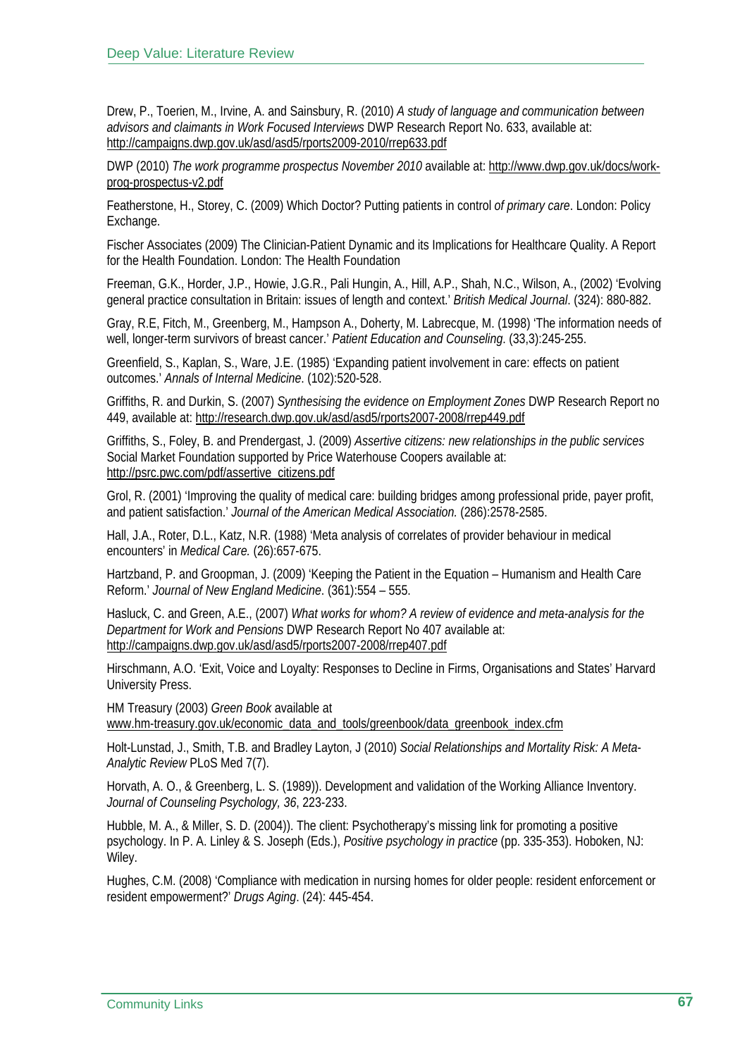Drew, P., Toerien, M., Irvine, A. and Sainsbury, R. (2010) *A study of language and communication between advisors and claimants in Work Focused Interviews* DWP Research Report No. 633, available at: http://campaigns.dwp.gov.uk/asd/asd5/rports2009-2010/rrep633.pdf

DWP (2010) *The work programme prospectus November 2010* available at: http://www.dwp.gov.uk/docs/work-prog-prospectus-v2.pdf

Featherstone, H., Storey, C. (2009) Which Doctor? Putting patients in control *of primary care*. London: Policy Exchange.

Fischer Associates (2009) The Clinician-Patient Dynamic and its Implications for Healthcare Quality. A Report for the Health Foundation. London: The Health Foundation

Freeman, G.K., Horder, J.P., Howie, J.G.R., Pali Hungin, A., Hill, A.P., Shah, N.C., Wilson, A., (2002) 'Evolving general practice consultation in Britain: issues of length and context.' *British Medical Journal*. (324): 880-882.

Gray, R.E, Fitch, M., Greenberg, M., Hampson A., Doherty, M. Labrecque, M. (1998) 'The information needs of well, longer-term survivors of breast cancer.' *Patient Education and Counseling*. (33,3):245-255.

Greenfield, S., Kaplan, S., Ware, J.E. (1985) 'Expanding patient involvement in care: effects on patient outcomes.' *Annals of Internal Medicine*. (102):520-528.

Griffiths, R. and Durkin, S. (2007) *Synthesising the evidence on Employment Zones* DWP Research Report no 449, available at: http://research.dwp.gov.uk/asd/asd5/rports2007-2008/rrep449.pdf

Griffiths, S., Foley, B. and Prendergast, J. (2009) *Assertive citizens: new relationships in the public services* Social Market Foundation supported by Price Waterhouse Coopers available at: http://psrc.pwc.com/pdf/assertive_citizens.pdf

Grol, R. (2001) 'Improving the quality of medical care: building bridges among professional pride, payer profit, and patient satisfaction.' *Journal of the American Medical Association.* (286):2578-2585.

Hall, J.A., Roter, D.L., Katz, N.R. (1988) 'Meta analysis of correlates of provider behaviour in medical encounters' in *Medical Care.* (26):657-675.

Hartzband, P. and Groopman, J. (2009) 'Keeping the Patient in the Equation – Humanism and Health Care Reform.' *Journal of New England Medicine*. (361):554 – 555.

Hasluck, C. and Green, A.E., (2007) *What works for whom? A review of evidence and meta-analysis for the Department for Work and Pensions* DWP Research Report No 407 available at: http://campaigns.dwp.gov.uk/asd/asd5/rports2007-2008/rrep407.pdf

Hirschmann, A.O. 'Exit, Voice and Loyalty: Responses to Decline in Firms, Organisations and States' Harvard University Press.

HM Treasury (2003) *Green Book* available at www.hm-treasury.gov.uk/economic_data_and_tools/greenbook/data_greenbook_index.cfm

Holt-Lunstad, J., Smith, T.B. and Bradley Layton, J (2010) *Social Relationships and Mortality Risk: A Meta-Analytic Review* PLoS Med 7(7).

Horvath, A. O., & Greenberg, L. S. (1989)). Development and validation of the Working Alliance Inventory. *Journal of Counseling Psychology, 36*, 223-233.

Hubble, M. A., & Miller, S. D. (2004)). The client: Psychotherapy's missing link for promoting a positive psychology. In P. A. Linley & S. Joseph (Eds.), *Positive psychology in practice* (pp. 335-353). Hoboken, NJ: Wiley.

Hughes, C.M. (2008) 'Compliance with medication in nursing homes for older people: resident enforcement or resident empowerment?' *Drugs Aging*. (24): 445-454.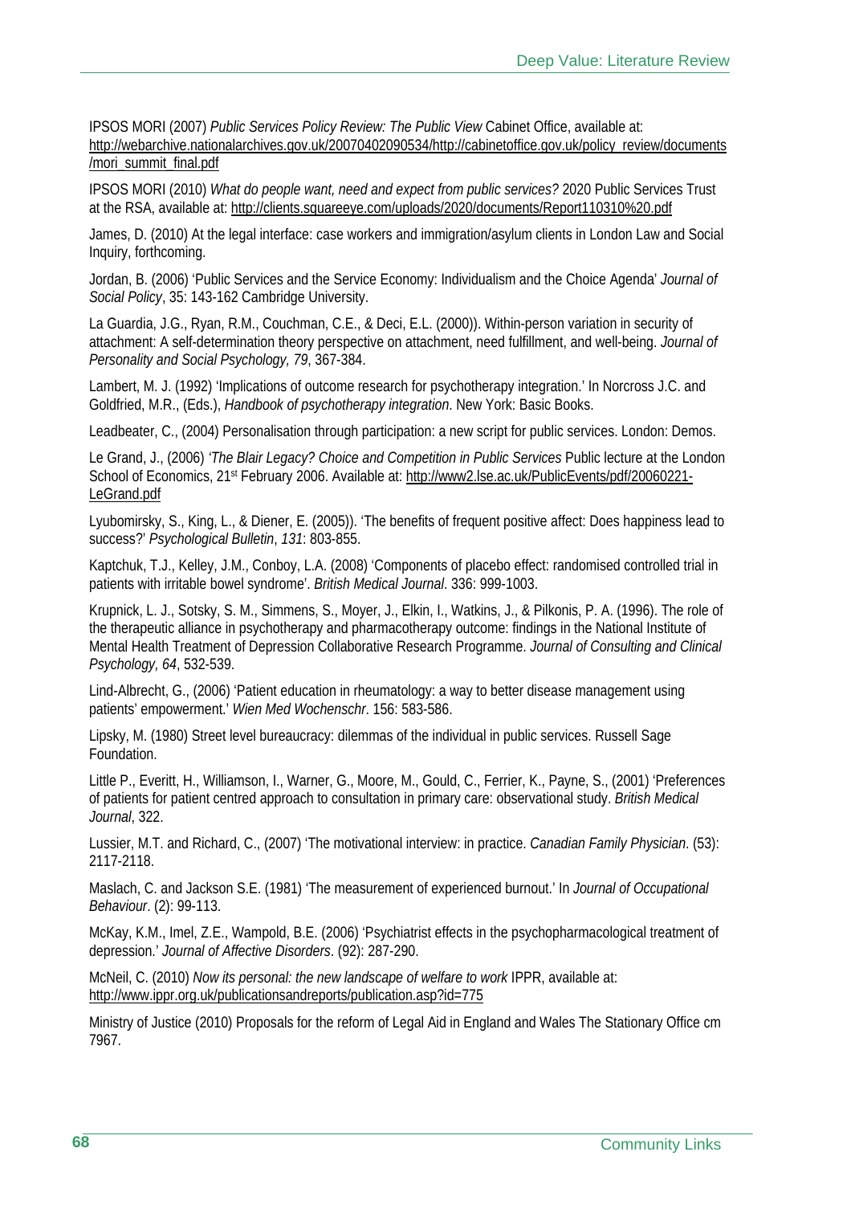IPSOS MORI (2007) *Public Services Policy Review: The Public View* Cabinet Office, available at: http://webarchive.nationalarchives.gov.uk/20070402090534/http://cabinetoffice.gov.uk/policy_review/documents/mori_summit_final.pdf

IPSOS MORI (2010) *What do people want, need and expect from public services?* 2020 Public Services Trust at the RSA, available at: http://clients.squareeye.com/uploads/2020/documents/Report110310%20.pdf

James, D. (2010) At the legal interface: case workers and immigration/asylum clients in London Law and Social Inquiry, forthcoming.

Jordan, B. (2006) 'Public Services and the Service Economy: Individualism and the Choice Agenda' *Journal of Social Policy*, 35: 143-162 Cambridge University.

La Guardia, J.G., Ryan, R.M., Couchman, C.E., & Deci, E.L. (2000)). Within-person variation in security of attachment: A self-determination theory perspective on attachment, need fulfillment, and well-being. *Journal of Personality and Social Psychology, 79*, 367-384.

Lambert, M. J. (1992) 'Implications of outcome research for psychotherapy integration.' In Norcross J.C. and Goldfried, M.R., (Eds.), *Handbook of psychotherapy integration*. New York: Basic Books.

Leadbeater, C., (2004) Personalisation through participation: a new script for public services. London: Demos.

Le Grand, J., (2006) *'The Blair Legacy? Choice and Competition in Public Services* Public lecture at the London School of Economics, 21st February 2006. Available at: http://www2.lse.ac.uk/PublicEvents/pdf/20060221-LeGrand.pdf

Lyubomirsky, S., King, L., & Diener, E. (2005)). 'The benefits of frequent positive affect: Does happiness lead to success?' *Psychological Bulletin*, *131*: 803-855.

Kaptchuk, T.J., Kelley, J.M., Conboy, L.A. (2008) 'Components of placebo effect: randomised controlled trial in patients with irritable bowel syndrome'. *British Medical Journal*. 336: 999-1003.

Krupnick, L. J., Sotsky, S. M., Simmens, S., Moyer, J., Elkin, I., Watkins, J., & Pilkonis, P. A. (1996). The role of the therapeutic alliance in psychotherapy and pharmacotherapy outcome: findings in the National Institute of Mental Health Treatment of Depression Collaborative Research Programme. *Journal of Consulting and Clinical Psychology, 64*, 532-539.

Lind-Albrecht, G., (2006) 'Patient education in rheumatology: a way to better disease management using patients' empowerment.' *Wien Med Wochenschr*. 156: 583-586.

Lipsky, M. (1980) Street level bureaucracy: dilemmas of the individual in public services. Russell Sage Foundation.

Little P., Everitt, H., Williamson, I., Warner, G., Moore, M., Gould, C., Ferrier, K., Payne, S., (2001) 'Preferences of patients for patient centred approach to consultation in primary care: observational study. *British Medical Journal*, 322.

Lussier, M.T. and Richard, C., (2007) 'The motivational interview: in practice. *Canadian Family Physician*. (53): 2117-2118.

Maslach, C. and Jackson S.E. (1981) 'The measurement of experienced burnout.' In *Journal of Occupational Behaviour*. (2): 99-113.

McKay, K.M., Imel, Z.E., Wampold, B.E. (2006) 'Psychiatrist effects in the psychopharmacological treatment of depression.' *Journal of Affective Disorders*. (92): 287-290.

McNeil, C. (2010) *Now its personal: the new landscape of welfare to work* IPPR, available at: http://www.ippr.org.uk/publicationsandreports/publication.asp?id=775

Ministry of Justice (2010) Proposals for the reform of Legal Aid in England and Wales The Stationary Office cm 7967.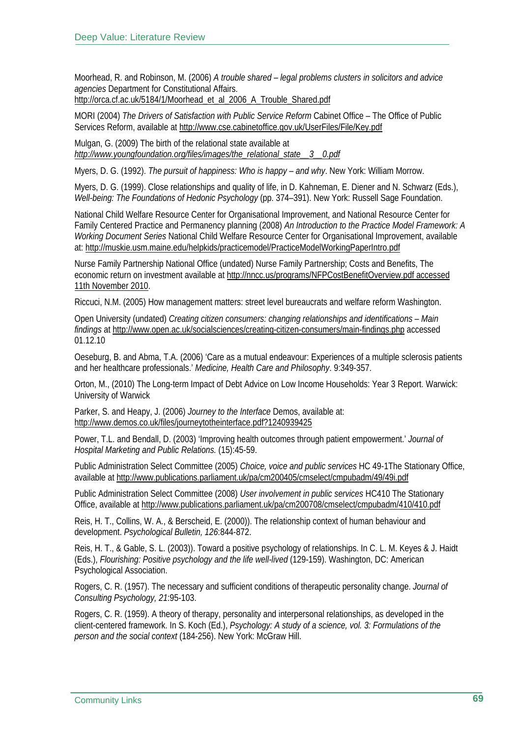Moorhead, R. and Robinson, M. (2006) *A trouble shared – legal problems clusters in solicitors and advice agencies* Department for Constitutional Affairs. http://orca.cf.ac.uk/5184/1/Moorhead_et_al_2006_A_Trouble_Shared.pdf

MORI (2004) *The Drivers of Satisfaction with Public Service Reform* Cabinet Office – The Office of Public Services Reform, available at http://www.cse.cabinetoffice.gov.uk/UserFiles/File/Key.pdf

Mulgan, G. (2009) The birth of the relational state available at *http://www.youngfoundation.org/files/images/the_relational_state__3__0.pdf*

Myers, D. G. (1992). *The pursuit of happiness: Who is happy – and why*. New York: William Morrow.

Myers, D. G. (1999). Close relationships and quality of life, in D. Kahneman, E. Diener and N. Schwarz (Eds.), *Well-being: The Foundations of Hedonic Psychology* (pp. 374–391). New York: Russell Sage Foundation.

National Child Welfare Resource Center for Organisational Improvement, and National Resource Center for Family Centered Practice and Permanency planning (2008) *An Introduction to the Practice Model Framework: A Working Document Series* National Child Welfare Resource Center for Organisational Improvement, available at: http://muskie.usm.maine.edu/helpkids/practicemodel/PracticeModelWorkingPaperIntro.pdf

Nurse Family Partnership National Office (undated) Nurse Family Partnership; Costs and Benefits, The economic return on investment available at http://nncc.us/programs/NFPCostBenefitOverview.pdf accessed 11th November 2010.

Riccuci, N.M. (2005) How management matters: street level bureaucrats and welfare reform Washington.

Open University (undated) *Creating citizen consumers: changing relationships and identifications – Main findings* at http://www.open.ac.uk/socialsciences/creating-citizen-consumers/main-findings.php accessed 01.12.10

Oeseburg, B. and Abma, T.A. (2006) 'Care as a mutual endeavour: Experiences of a multiple sclerosis patients and her healthcare professionals.' *Medicine, Health Care and Philosophy*. 9:349-357.

Orton, M., (2010) The Long-term Impact of Debt Advice on Low Income Households: Year 3 Report. Warwick: University of Warwick

Parker, S. and Heapy, J. (2006) *Journey to the Interface* Demos, available at: http://www.demos.co.uk/files/journeytotheinterface.pdf?1240939425

Power, T.L. and Bendall, D. (2003) 'Improving health outcomes through patient empowerment.' *Journal of Hospital Marketing and Public Relations.* (15):45-59.

Public Administration Select Committee (2005) *Choice, voice and public services* HC 49-1The Stationary Office, available at http://www.publications.parliament.uk/pa/cm200405/cmselect/cmpubadm/49/49i.pdf

Public Administration Select Committee (2008) *User involvement in public services* HC410 The Stationary Office, available at http://www.publications.parliament.uk/pa/cm200708/cmselect/cmpubadm/410/410.pdf

Reis, H. T., Collins, W. A., & Berscheid, E. (2000)). The relationship context of human behaviour and development. *Psychological Bulletin, 126*:844-872.

Reis, H. T., & Gable, S. L. (2003)). Toward a positive psychology of relationships. In C. L. M. Keyes & J. Haidt (Eds.), *Flourishing: Positive psychology and the life well-lived* (129-159). Washington, DC: American Psychological Association.

Rogers, C. R. (1957). The necessary and sufficient conditions of therapeutic personality change. *Journal of Consulting Psychology, 21*:95-103.

Rogers, C. R. (1959). A theory of therapy, personality and interpersonal relationships, as developed in the client-centered framework. In S. Koch (Ed.), *Psychology: A study of a science, vol. 3: Formulations of the person and the social context* (184-256). New York: McGraw Hill.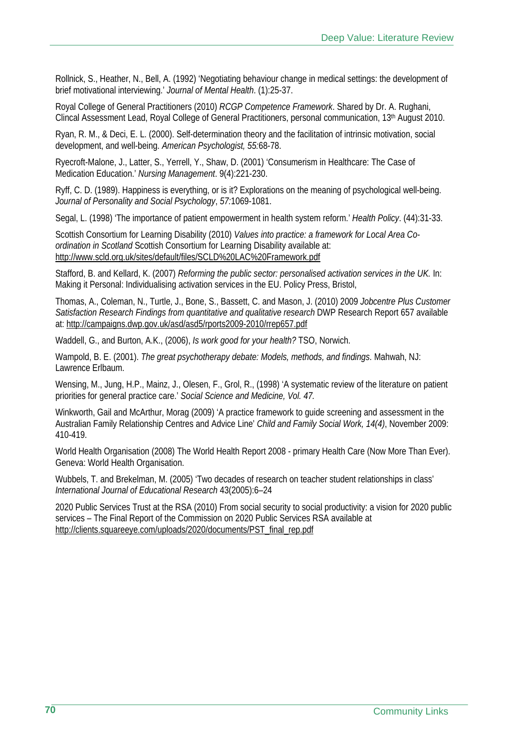Rollnick, S., Heather, N., Bell, A. (1992) 'Negotiating behaviour change in medical settings: the development of brief motivational interviewing.' *Journal of Mental Health.* (1):25-37.

Royal College of General Practitioners (2010) *RCGP Competence Framework*. Shared by Dr. A. Rughani, Clincal Assessment Lead, Royal College of General Practitioners, personal communication, 13th August 2010.

Ryan, R. M., & Deci, E. L. (2000). Self-determination theory and the facilitation of intrinsic motivation, social development, and well-being. *American Psychologist, 55:*68-78.

Ryecroft-Malone, J., Latter, S., Yerrell, Y., Shaw, D. (2001) 'Consumerism in Healthcare: The Case of Medication Education.' *Nursing Management*. 9(4):221-230.

Ryff, C. D. (1989). Happiness is everything, or is it? Explorations on the meaning of psychological well-being. *Journal of Personality and Social Psychology*, *57:*1069-1081.

Segal, L. (1998) 'The importance of patient empowerment in health system reform.' *Health Policy*. (44):31-33.

Scottish Consortium for Learning Disability (2010) *Values into practice: a framework for Local Area Co-ordination in Scotland* Scottish Consortium for Learning Disability available at: http://www.scld.org.uk/sites/default/files/SCLD%20LAC%20Framework.pdf

Stafford, B. and Kellard, K. (2007) *Reforming the public sector: personalised activation services in the UK.* In: Making it Personal: Individualising activation services in the EU. Policy Press, Bristol,

Thomas, A., Coleman, N., Turtle, J., Bone, S., Bassett, C. and Mason, J. (2010) 2009 *Jobcentre Plus Customer Satisfaction Research Findings from quantitative and qualitative research* DWP Research Report 657 available at: http://campaigns.dwp.gov.uk/asd/asd5/rports2009-2010/rrep657.pdf

Waddell, G., and Burton, A.K., (2006), *Is work good for your health?* TSO, Norwich.

Wampold, B. E. (2001). *The great psychotherapy debate: Models, methods, and findings*. Mahwah, NJ: Lawrence Erlbaum.

Wensing, M., Jung, H.P., Mainz, J., Olesen, F., Grol, R., (1998) 'A systematic review of the literature on patient priorities for general practice care.' *Social Science and Medicine, Vol. 47.*

Winkworth, Gail and McArthur, Morag (2009) 'A practice framework to guide screening and assessment in the Australian Family Relationship Centres and Advice Line' *Child and Family Social Work, 14(4)*, November 2009: 410-419.

World Health Organisation (2008) The World Health Report 2008 - primary Health Care (Now More Than Ever). Geneva: World Health Organisation.

Wubbels, T. and Brekelman, M. (2005) 'Two decades of research on teacher student relationships in class' *International Journal of Educational Research* 43(2005):6–24

2020 Public Services Trust at the RSA (2010) From social security to social productivity: a vision for 2020 public services – The Final Report of the Commission on 2020 Public Services RSA available at http://clients.squareeye.com/uploads/2020/documents/PST_final_rep.pdf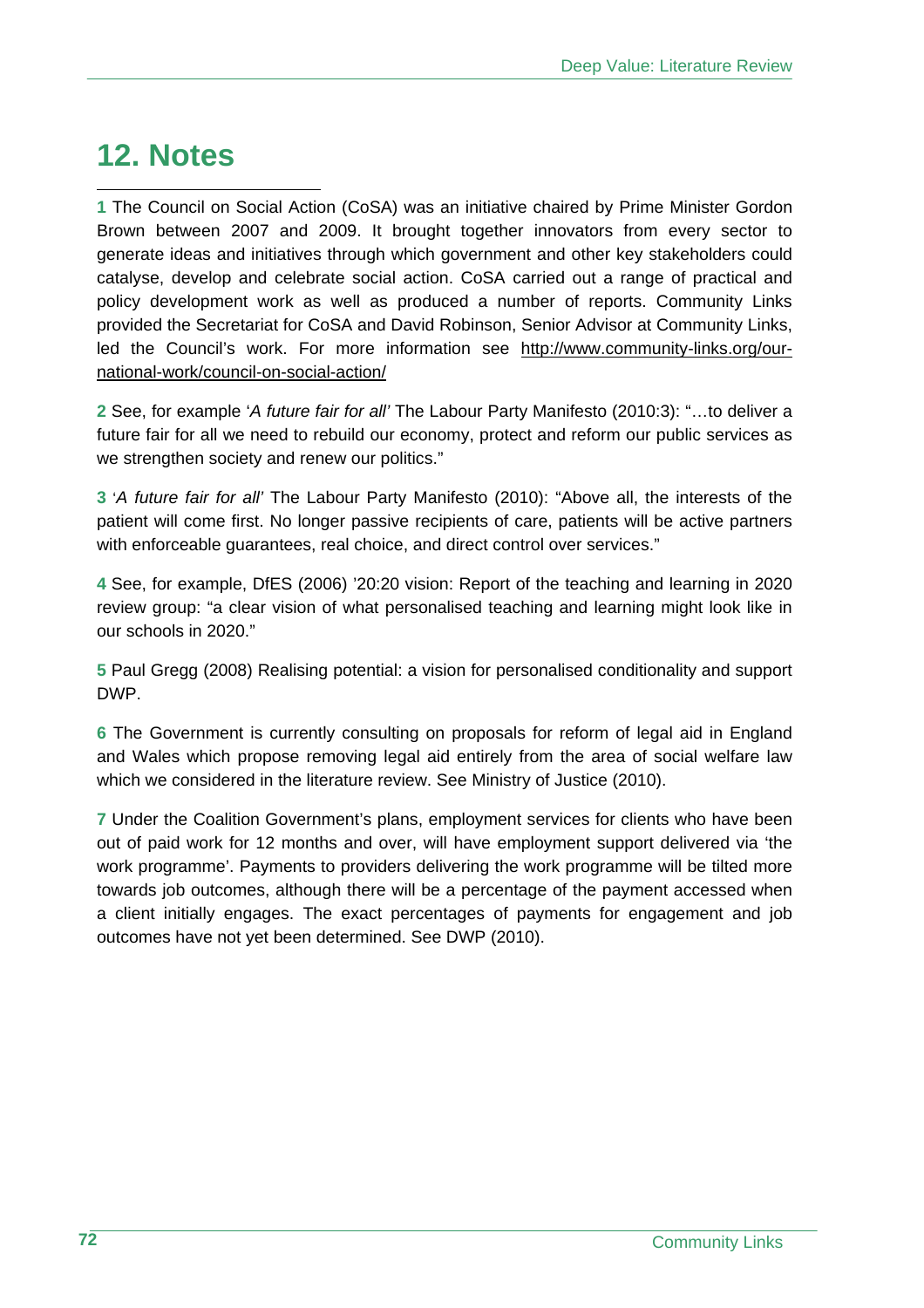# 12. Notes

**1** The Council on Social Action (CoSA) was an initiative chaired by Prime Minister Gordon Brown between 2007 and 2009. It brought together innovators from every sector to generate ideas and initiatives through which government and other key stakeholders could catalyse, develop and celebrate social action. CoSA carried out a range of practical and policy development work as well as produced a number of reports. Community Links provided the Secretariat for CoSA and David Robinson, Senior Advisor at Community Links, led the Council's work. For more information see http://www.community-links.org/our-national-work/council-on-social-action/

**2** See, for example '*A future fair for all'* The Labour Party Manifesto (2010:3): "…to deliver a future fair for all we need to rebuild our economy, protect and reform our public services as we strengthen society and renew our politics."

**3** '*A future fair for all'* The Labour Party Manifesto (2010): "Above all, the interests of the patient will come first. No longer passive recipients of care, patients will be active partners with enforceable guarantees, real choice, and direct control over services."

**4** See, for example, DfES (2006) '20:20 vision: Report of the teaching and learning in 2020 review group: "a clear vision of what personalised teaching and learning might look like in our schools in 2020."

**5** Paul Gregg (2008) Realising potential: a vision for personalised conditionality and support DWP.

**6** The Government is currently consulting on proposals for reform of legal aid in England and Wales which propose removing legal aid entirely from the area of social welfare law which we considered in the literature review. See Ministry of Justice (2010).

**7** Under the Coalition Government's plans, employment services for clients who have been out of paid work for 12 months and over, will have employment support delivered via 'the work programme'. Payments to providers delivering the work programme will be tilted more towards job outcomes, although there will be a percentage of the payment accessed when a client initially engages. The exact percentages of payments for engagement and job outcomes have not yet been determined. See DWP (2010).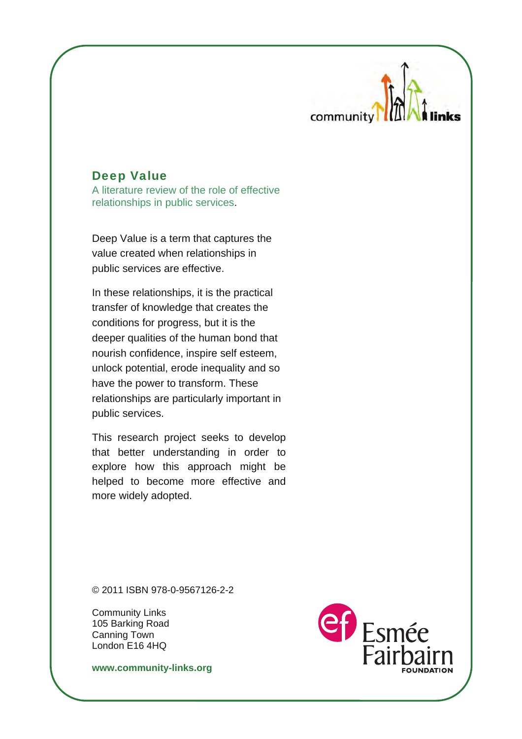community links

## Deep Value

A literature review of the role of effective relationships in public services.

Deep Value is a term that captures the value created when relationships in public services are effective.

In these relationships, it is the practical transfer of knowledge that creates the conditions for progress, but it is the deeper qualities of the human bond that nourish confidence, inspire self esteem, unlock potential, erode inequality and so have the power to transform. These relationships are particularly important in public services.

This research project seeks to develop that better understanding in order to explore how this approach might be helped to become more effective and more widely adopted.

© 2011 ISBN 978-0-9567126-2-2

Community Links
105 Barking Road
Canning Town
London E16 4HQ

**www.community-links.org**

Esmée Fairbairn FOUNDATION